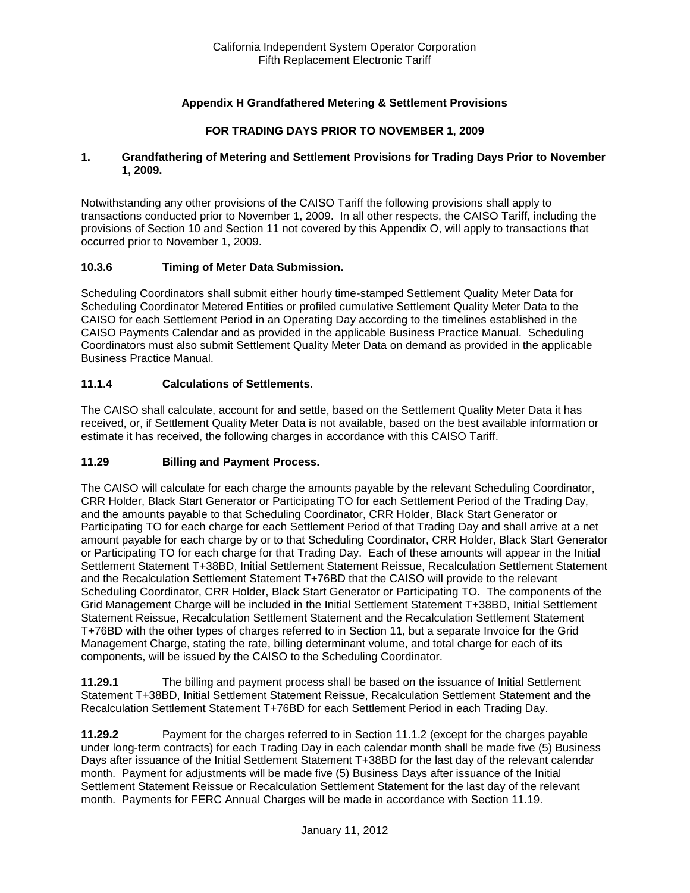California Independent System Operator Corporation
Fifth Replacement Electronic Tariff

# Appendix H Grandfathered Metering & Settlement Provisions

## FOR TRADING DAYS PRIOR TO NOVEMBER 1, 2009

### 1. Grandfathering of Metering and Settlement Provisions for Trading Days Prior to November 1, 2009.

Notwithstanding any other provisions of the CAISO Tariff the following provisions shall apply to transactions conducted prior to November 1, 2009. In all other respects, the CAISO Tariff, including the provisions of Section 10 and Section 11 not covered by this Appendix O, will apply to transactions that occurred prior to November 1, 2009.

### 10.3.6 Timing of Meter Data Submission.

Scheduling Coordinators shall submit either hourly time-stamped Settlement Quality Meter Data for Scheduling Coordinator Metered Entities or profiled cumulative Settlement Quality Meter Data to the CAISO for each Settlement Period in an Operating Day according to the timelines established in the CAISO Payments Calendar and as provided in the applicable Business Practice Manual. Scheduling Coordinators must also submit Settlement Quality Meter Data on demand as provided in the applicable Business Practice Manual.

### 11.1.4 Calculations of Settlements.

The CAISO shall calculate, account for and settle, based on the Settlement Quality Meter Data it has received, or, if Settlement Quality Meter Data is not available, based on the best available information or estimate it has received, the following charges in accordance with this CAISO Tariff.

### 11.29 Billing and Payment Process.

The CAISO will calculate for each charge the amounts payable by the relevant Scheduling Coordinator, CRR Holder, Black Start Generator or Participating TO for each Settlement Period of the Trading Day, and the amounts payable to that Scheduling Coordinator, CRR Holder, Black Start Generator or Participating TO for each charge for each Settlement Period of that Trading Day and shall arrive at a net amount payable for each charge by or to that Scheduling Coordinator, CRR Holder, Black Start Generator or Participating TO for each charge for that Trading Day. Each of these amounts will appear in the Initial Settlement Statement T+38BD, Initial Settlement Statement Reissue, Recalculation Settlement Statement and the Recalculation Settlement Statement T+76BD that the CAISO will provide to the relevant Scheduling Coordinator, CRR Holder, Black Start Generator or Participating TO. The components of the Grid Management Charge will be included in the Initial Settlement Statement T+38BD, Initial Settlement Statement Reissue, Recalculation Settlement Statement and the Recalculation Settlement Statement T+76BD with the other types of charges referred to in Section 11, but a separate Invoice for the Grid Management Charge, stating the rate, billing determinant volume, and total charge for each of its components, will be issued by the CAISO to the Scheduling Coordinator.

**11.29.1** The billing and payment process shall be based on the issuance of Initial Settlement Statement T+38BD, Initial Settlement Statement Reissue, Recalculation Settlement Statement and the Recalculation Settlement Statement T+76BD for each Settlement Period in each Trading Day.

**11.29.2** Payment for the charges referred to in Section 11.1.2 (except for the charges payable under long-term contracts) for each Trading Day in each calendar month shall be made five (5) Business Days after issuance of the Initial Settlement Statement T+38BD for the last day of the relevant calendar month. Payment for adjustments will be made five (5) Business Days after issuance of the Initial Settlement Statement Reissue or Recalculation Settlement Statement for the last day of the relevant month. Payments for FERC Annual Charges will be made in accordance with Section 11.19.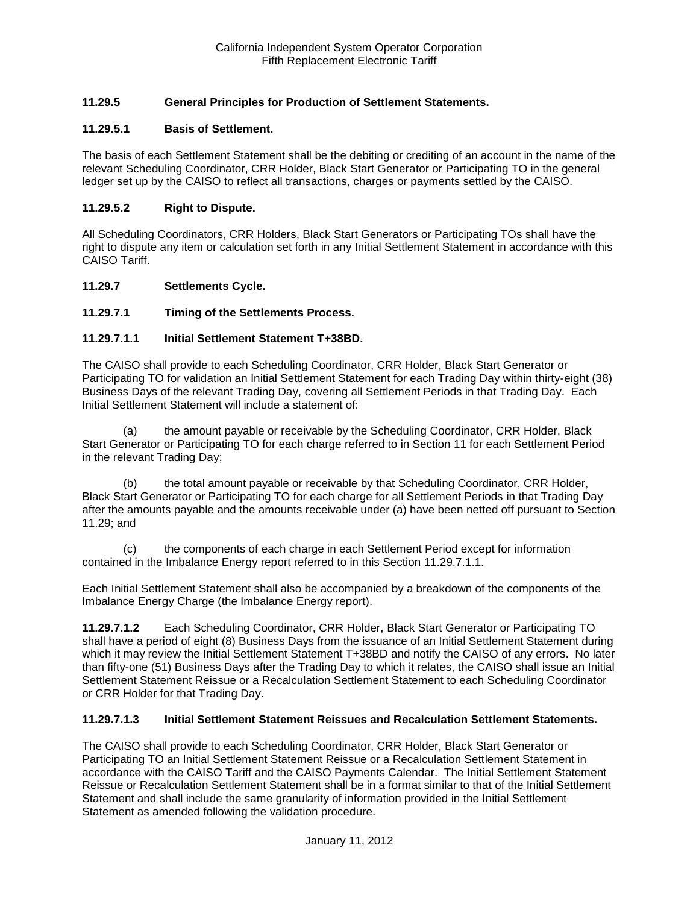### 11.29.5 General Principles for Production of Settlement Statements.

#### 11.29.5.1 Basis of Settlement.

The basis of each Settlement Statement shall be the debiting or crediting of an account in the name of the relevant Scheduling Coordinator, CRR Holder, Black Start Generator or Participating TO in the general ledger set up by the CAISO to reflect all transactions, charges or payments settled by the CAISO.

#### 11.29.5.2 Right to Dispute.

All Scheduling Coordinators, CRR Holders, Black Start Generators or Participating TOs shall have the right to dispute any item or calculation set forth in any Initial Settlement Statement in accordance with this CAISO Tariff.

### 11.29.7 Settlements Cycle.

#### 11.29.7.1 Timing of the Settlements Process.

##### 11.29.7.1.1 Initial Settlement Statement T+38BD.

The CAISO shall provide to each Scheduling Coordinator, CRR Holder, Black Start Generator or Participating TO for validation an Initial Settlement Statement for each Trading Day within thirty-eight (38) Business Days of the relevant Trading Day, covering all Settlement Periods in that Trading Day. Each Initial Settlement Statement will include a statement of:

(a) the amount payable or receivable by the Scheduling Coordinator, CRR Holder, Black Start Generator or Participating TO for each charge referred to in Section 11 for each Settlement Period in the relevant Trading Day;

(b) the total amount payable or receivable by that Scheduling Coordinator, CRR Holder, Black Start Generator or Participating TO for each charge for all Settlement Periods in that Trading Day after the amounts payable and the amounts receivable under (a) have been netted off pursuant to Section 11.29; and

(c) the components of each charge in each Settlement Period except for information contained in the Imbalance Energy report referred to in this Section 11.29.7.1.1.

Each Initial Settlement Statement shall also be accompanied by a breakdown of the components of the Imbalance Energy Charge (the Imbalance Energy report).

**11.29.7.1.2** Each Scheduling Coordinator, CRR Holder, Black Start Generator or Participating TO shall have a period of eight (8) Business Days from the issuance of an Initial Settlement Statement during which it may review the Initial Settlement Statement T+38BD and notify the CAISO of any errors. No later than fifty-one (51) Business Days after the Trading Day to which it relates, the CAISO shall issue an Initial Settlement Statement Reissue or a Recalculation Settlement Statement to each Scheduling Coordinator or CRR Holder for that Trading Day.

##### 11.29.7.1.3 Initial Settlement Statement Reissues and Recalculation Settlement Statements.

The CAISO shall provide to each Scheduling Coordinator, CRR Holder, Black Start Generator or Participating TO an Initial Settlement Statement Reissue or a Recalculation Settlement Statement in accordance with the CAISO Tariff and the CAISO Payments Calendar. The Initial Settlement Statement Reissue or Recalculation Settlement Statement shall be in a format similar to that of the Initial Settlement Statement and shall include the same granularity of information provided in the Initial Settlement Statement as amended following the validation procedure.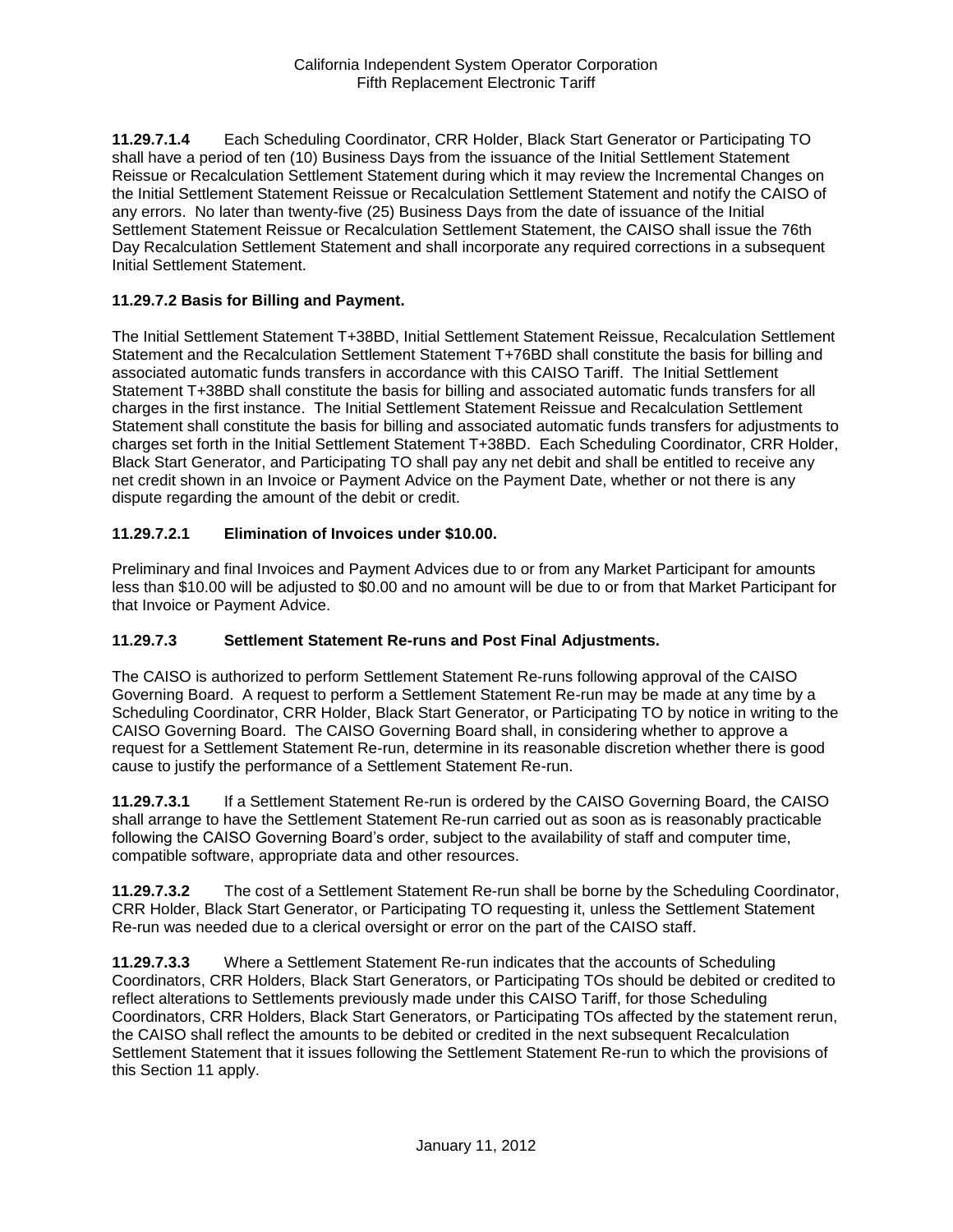**11.29.7.1.4** Each Scheduling Coordinator, CRR Holder, Black Start Generator or Participating TO shall have a period of ten (10) Business Days from the issuance of the Initial Settlement Statement Reissue or Recalculation Settlement Statement during which it may review the Incremental Changes on the Initial Settlement Statement Reissue or Recalculation Settlement Statement and notify the CAISO of any errors. No later than twenty-five (25) Business Days from the date of issuance of the Initial Settlement Statement Reissue or Recalculation Settlement Statement, the CAISO shall issue the 76th Day Recalculation Settlement Statement and shall incorporate any required corrections in a subsequent Initial Settlement Statement.

**11.29.7.2 Basis for Billing and Payment.**

The Initial Settlement Statement T+38BD, Initial Settlement Statement Reissue, Recalculation Settlement Statement and the Recalculation Settlement Statement T+76BD shall constitute the basis for billing and associated automatic funds transfers in accordance with this CAISO Tariff. The Initial Settlement Statement T+38BD shall constitute the basis for billing and associated automatic funds transfers for all charges in the first instance. The Initial Settlement Statement Reissue and Recalculation Settlement Statement shall constitute the basis for billing and associated automatic funds transfers for adjustments to charges set forth in the Initial Settlement Statement T+38BD. Each Scheduling Coordinator, CRR Holder, Black Start Generator, and Participating TO shall pay any net debit and shall be entitled to receive any net credit shown in an Invoice or Payment Advice on the Payment Date, whether or not there is any dispute regarding the amount of the debit or credit.

**11.29.7.2.1 Elimination of Invoices under $10.00.**

Preliminary and final Invoices and Payment Advices due to or from any Market Participant for amounts less than $10.00 will be adjusted to $0.00 and no amount will be due to or from that Market Participant for that Invoice or Payment Advice.

**11.29.7.3 Settlement Statement Re-runs and Post Final Adjustments.**

The CAISO is authorized to perform Settlement Statement Re-runs following approval of the CAISO Governing Board. A request to perform a Settlement Statement Re-run may be made at any time by a Scheduling Coordinator, CRR Holder, Black Start Generator, or Participating TO by notice in writing to the CAISO Governing Board. The CAISO Governing Board shall, in considering whether to approve a request for a Settlement Statement Re-run, determine in its reasonable discretion whether there is good cause to justify the performance of a Settlement Statement Re-run.

**11.29.7.3.1** If a Settlement Statement Re-run is ordered by the CAISO Governing Board, the CAISO shall arrange to have the Settlement Statement Re-run carried out as soon as is reasonably practicable following the CAISO Governing Board's order, subject to the availability of staff and computer time, compatible software, appropriate data and other resources.

**11.29.7.3.2** The cost of a Settlement Statement Re-run shall be borne by the Scheduling Coordinator, CRR Holder, Black Start Generator, or Participating TO requesting it, unless the Settlement Statement Re-run was needed due to a clerical oversight or error on the part of the CAISO staff.

**11.29.7.3.3** Where a Settlement Statement Re-run indicates that the accounts of Scheduling Coordinators, CRR Holders, Black Start Generators, or Participating TOs should be debited or credited to reflect alterations to Settlements previously made under this CAISO Tariff, for those Scheduling Coordinators, CRR Holders, Black Start Generators, or Participating TOs affected by the statement rerun, the CAISO shall reflect the amounts to be debited or credited in the next subsequent Recalculation Settlement Statement that it issues following the Settlement Statement Re-run to which the provisions of this Section 11 apply.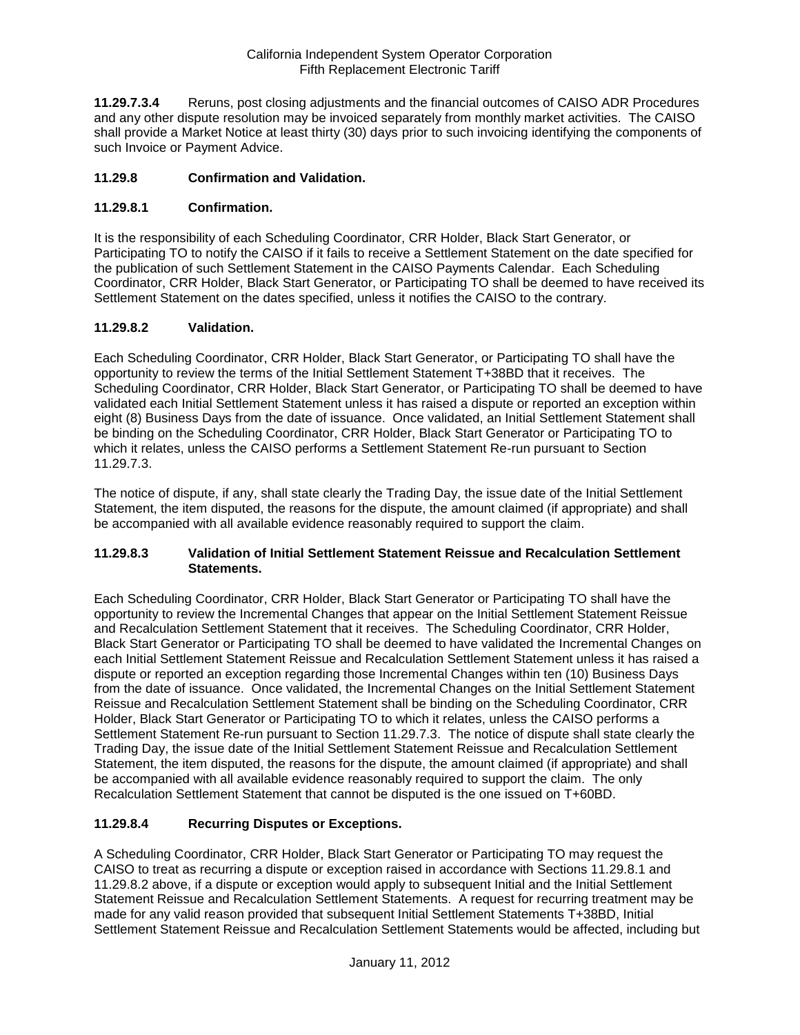**11.29.7.3.4** Reruns, post closing adjustments and the financial outcomes of CAISO ADR Procedures and any other dispute resolution may be invoiced separately from monthly market activities. The CAISO shall provide a Market Notice at least thirty (30) days prior to such invoicing identifying the components of such Invoice or Payment Advice.

### 11.29.8 Confirmation and Validation.

### 11.29.8.1 Confirmation.

It is the responsibility of each Scheduling Coordinator, CRR Holder, Black Start Generator, or Participating TO to notify the CAISO if it fails to receive a Settlement Statement on the date specified for the publication of such Settlement Statement in the CAISO Payments Calendar. Each Scheduling Coordinator, CRR Holder, Black Start Generator, or Participating TO shall be deemed to have received its Settlement Statement on the dates specified, unless it notifies the CAISO to the contrary.

### 11.29.8.2 Validation.

Each Scheduling Coordinator, CRR Holder, Black Start Generator, or Participating TO shall have the opportunity to review the terms of the Initial Settlement Statement T+38BD that it receives. The Scheduling Coordinator, CRR Holder, Black Start Generator, or Participating TO shall be deemed to have validated each Initial Settlement Statement unless it has raised a dispute or reported an exception within eight (8) Business Days from the date of issuance. Once validated, an Initial Settlement Statement shall be binding on the Scheduling Coordinator, CRR Holder, Black Start Generator or Participating TO to which it relates, unless the CAISO performs a Settlement Statement Re-run pursuant to Section 11.29.7.3.

The notice of dispute, if any, shall state clearly the Trading Day, the issue date of the Initial Settlement Statement, the item disputed, the reasons for the dispute, the amount claimed (if appropriate) and shall be accompanied with all available evidence reasonably required to support the claim.

### 11.29.8.3 Validation of Initial Settlement Statement Reissue and Recalculation Settlement Statements.

Each Scheduling Coordinator, CRR Holder, Black Start Generator or Participating TO shall have the opportunity to review the Incremental Changes that appear on the Initial Settlement Statement Reissue and Recalculation Settlement Statement that it receives. The Scheduling Coordinator, CRR Holder, Black Start Generator or Participating TO shall be deemed to have validated the Incremental Changes on each Initial Settlement Statement Reissue and Recalculation Settlement Statement unless it has raised a dispute or reported an exception regarding those Incremental Changes within ten (10) Business Days from the date of issuance. Once validated, the Incremental Changes on the Initial Settlement Statement Reissue and Recalculation Settlement Statement shall be binding on the Scheduling Coordinator, CRR Holder, Black Start Generator or Participating TO to which it relates, unless the CAISO performs a Settlement Statement Re-run pursuant to Section 11.29.7.3. The notice of dispute shall state clearly the Trading Day, the issue date of the Initial Settlement Statement Reissue and Recalculation Settlement Statement, the item disputed, the reasons for the dispute, the amount claimed (if appropriate) and shall be accompanied with all available evidence reasonably required to support the claim. The only Recalculation Settlement Statement that cannot be disputed is the one issued on T+60BD.

### 11.29.8.4 Recurring Disputes or Exceptions.

A Scheduling Coordinator, CRR Holder, Black Start Generator or Participating TO may request the CAISO to treat as recurring a dispute or exception raised in accordance with Sections 11.29.8.1 and 11.29.8.2 above, if a dispute or exception would apply to subsequent Initial and the Initial Settlement Statement Reissue and Recalculation Settlement Statements. A request for recurring treatment may be made for any valid reason provided that subsequent Initial Settlement Statements T+38BD, Initial Settlement Statement Reissue and Recalculation Settlement Statements would be affected, including but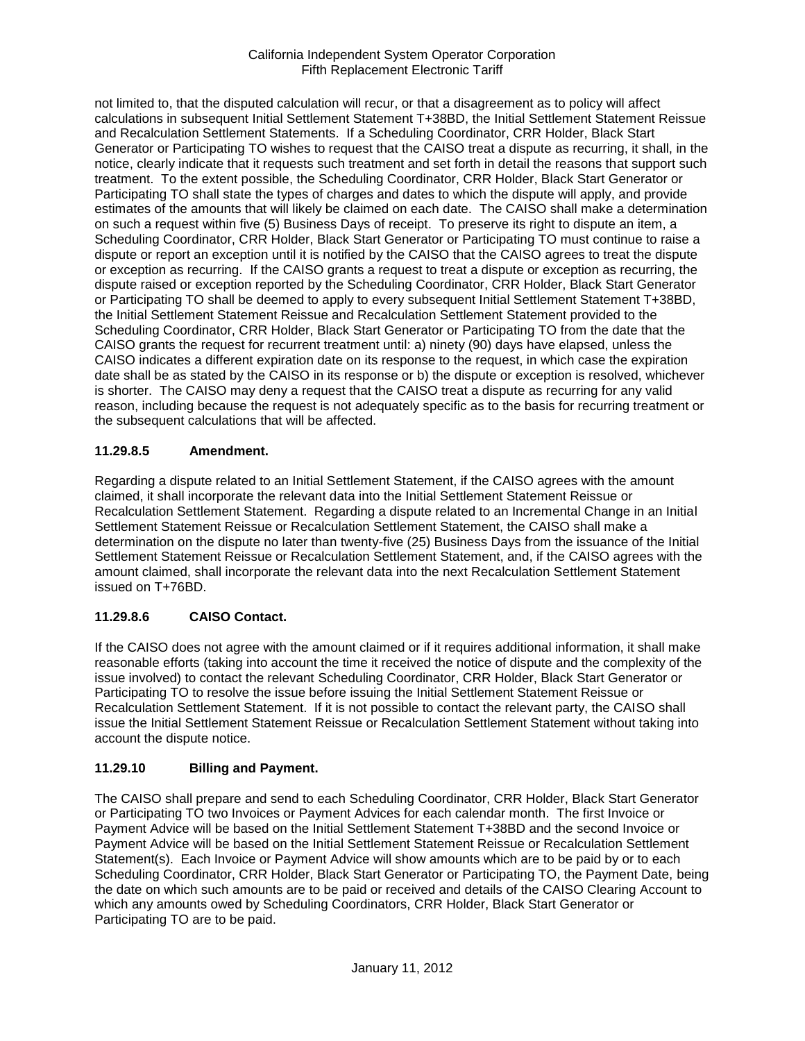not limited to, that the disputed calculation will recur, or that a disagreement as to policy will affect calculations in subsequent Initial Settlement Statement T+38BD, the Initial Settlement Statement Reissue and Recalculation Settlement Statements. If a Scheduling Coordinator, CRR Holder, Black Start Generator or Participating TO wishes to request that the CAISO treat a dispute as recurring, it shall, in the notice, clearly indicate that it requests such treatment and set forth in detail the reasons that support such treatment. To the extent possible, the Scheduling Coordinator, CRR Holder, Black Start Generator or Participating TO shall state the types of charges and dates to which the dispute will apply, and provide estimates of the amounts that will likely be claimed on each date. The CAISO shall make a determination on such a request within five (5) Business Days of receipt. To preserve its right to dispute an item, a Scheduling Coordinator, CRR Holder, Black Start Generator or Participating TO must continue to raise a dispute or report an exception until it is notified by the CAISO that the CAISO agrees to treat the dispute or exception as recurring. If the CAISO grants a request to treat a dispute or exception as recurring, the dispute raised or exception reported by the Scheduling Coordinator, CRR Holder, Black Start Generator or Participating TO shall be deemed to apply to every subsequent Initial Settlement Statement T+38BD, the Initial Settlement Statement Reissue and Recalculation Settlement Statement provided to the Scheduling Coordinator, CRR Holder, Black Start Generator or Participating TO from the date that the CAISO grants the request for recurrent treatment until: a) ninety (90) days have elapsed, unless the CAISO indicates a different expiration date on its response to the request, in which case the expiration date shall be as stated by the CAISO in its response or b) the dispute or exception is resolved, whichever is shorter. The CAISO may deny a request that the CAISO treat a dispute as recurring for any valid reason, including because the request is not adequately specific as to the basis for recurring treatment or the subsequent calculations that will be affected.

### 11.29.8.5 Amendment.

Regarding a dispute related to an Initial Settlement Statement, if the CAISO agrees with the amount claimed, it shall incorporate the relevant data into the Initial Settlement Statement Reissue or Recalculation Settlement Statement. Regarding a dispute related to an Incremental Change in an Initial Settlement Statement Reissue or Recalculation Settlement Statement, the CAISO shall make a determination on the dispute no later than twenty-five (25) Business Days from the issuance of the Initial Settlement Statement Reissue or Recalculation Settlement Statement, and, if the CAISO agrees with the amount claimed, shall incorporate the relevant data into the next Recalculation Settlement Statement issued on T+76BD.

### 11.29.8.6 CAISO Contact.

If the CAISO does not agree with the amount claimed or if it requires additional information, it shall make reasonable efforts (taking into account the time it received the notice of dispute and the complexity of the issue involved) to contact the relevant Scheduling Coordinator, CRR Holder, Black Start Generator or Participating TO to resolve the issue before issuing the Initial Settlement Statement Reissue or Recalculation Settlement Statement. If it is not possible to contact the relevant party, the CAISO shall issue the Initial Settlement Statement Reissue or Recalculation Settlement Statement without taking into account the dispute notice.

### 11.29.10 Billing and Payment.

The CAISO shall prepare and send to each Scheduling Coordinator, CRR Holder, Black Start Generator or Participating TO two Invoices or Payment Advices for each calendar month. The first Invoice or Payment Advice will be based on the Initial Settlement Statement T+38BD and the second Invoice or Payment Advice will be based on the Initial Settlement Statement Reissue or Recalculation Settlement Statement(s). Each Invoice or Payment Advice will show amounts which are to be paid by or to each Scheduling Coordinator, CRR Holder, Black Start Generator or Participating TO, the Payment Date, being the date on which such amounts are to be paid or received and details of the CAISO Clearing Account to which any amounts owed by Scheduling Coordinators, CRR Holder, Black Start Generator or Participating TO are to be paid.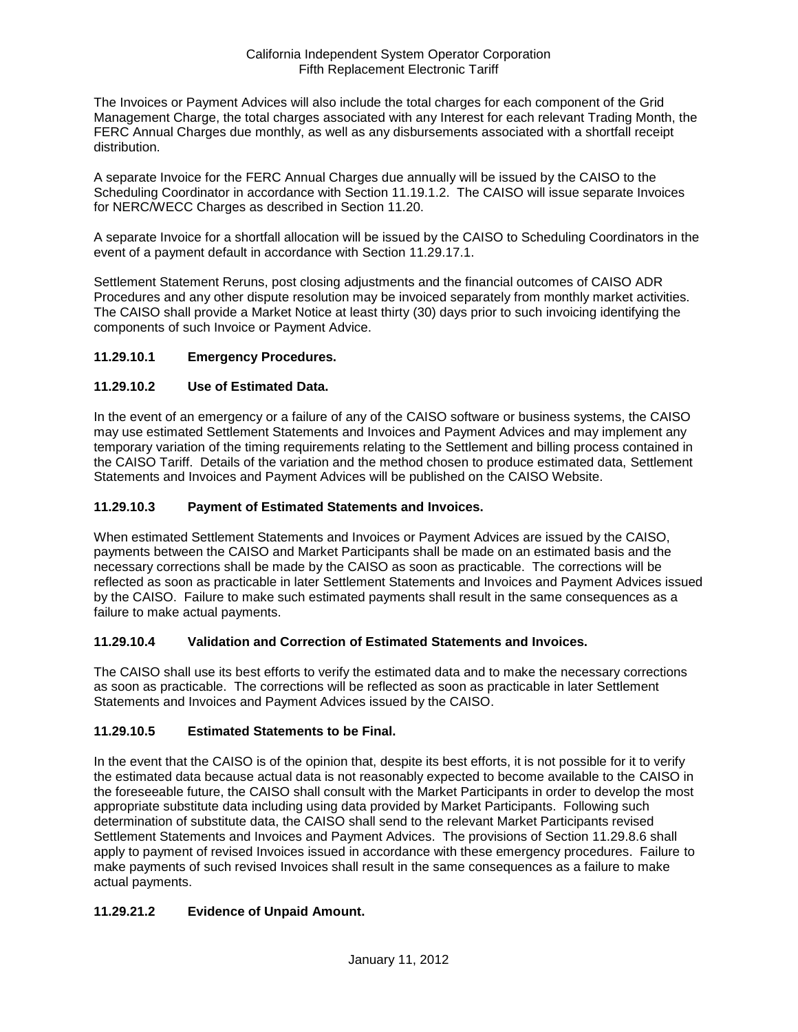The Invoices or Payment Advices will also include the total charges for each component of the Grid Management Charge, the total charges associated with any Interest for each relevant Trading Month, the FERC Annual Charges due monthly, as well as any disbursements associated with a shortfall receipt distribution.

A separate Invoice for the FERC Annual Charges due annually will be issued by the CAISO to the Scheduling Coordinator in accordance with Section 11.19.1.2. The CAISO will issue separate Invoices for NERC/WECC Charges as described in Section 11.20.

A separate Invoice for a shortfall allocation will be issued by the CAISO to Scheduling Coordinators in the event of a payment default in accordance with Section 11.29.17.1.

Settlement Statement Reruns, post closing adjustments and the financial outcomes of CAISO ADR Procedures and any other dispute resolution may be invoiced separately from monthly market activities. The CAISO shall provide a Market Notice at least thirty (30) days prior to such invoicing identifying the components of such Invoice or Payment Advice.

### 11.29.10.1 Emergency Procedures.

### 11.29.10.2 Use of Estimated Data.

In the event of an emergency or a failure of any of the CAISO software or business systems, the CAISO may use estimated Settlement Statements and Invoices and Payment Advices and may implement any temporary variation of the timing requirements relating to the Settlement and billing process contained in the CAISO Tariff. Details of the variation and the method chosen to produce estimated data, Settlement Statements and Invoices and Payment Advices will be published on the CAISO Website.

### 11.29.10.3 Payment of Estimated Statements and Invoices.

When estimated Settlement Statements and Invoices or Payment Advices are issued by the CAISO, payments between the CAISO and Market Participants shall be made on an estimated basis and the necessary corrections shall be made by the CAISO as soon as practicable. The corrections will be reflected as soon as practicable in later Settlement Statements and Invoices and Payment Advices issued by the CAISO. Failure to make such estimated payments shall result in the same consequences as a failure to make actual payments.

### 11.29.10.4 Validation and Correction of Estimated Statements and Invoices.

The CAISO shall use its best efforts to verify the estimated data and to make the necessary corrections as soon as practicable. The corrections will be reflected as soon as practicable in later Settlement Statements and Invoices and Payment Advices issued by the CAISO.

### 11.29.10.5 Estimated Statements to be Final.

In the event that the CAISO is of the opinion that, despite its best efforts, it is not possible for it to verify the estimated data because actual data is not reasonably expected to become available to the CAISO in the foreseeable future, the CAISO shall consult with the Market Participants in order to develop the most appropriate substitute data including using data provided by Market Participants. Following such determination of substitute data, the CAISO shall send to the relevant Market Participants revised Settlement Statements and Invoices and Payment Advices. The provisions of Section 11.29.8.6 shall apply to payment of revised Invoices issued in accordance with these emergency procedures. Failure to make payments of such revised Invoices shall result in the same consequences as a failure to make actual payments.

### 11.29.21.2 Evidence of Unpaid Amount.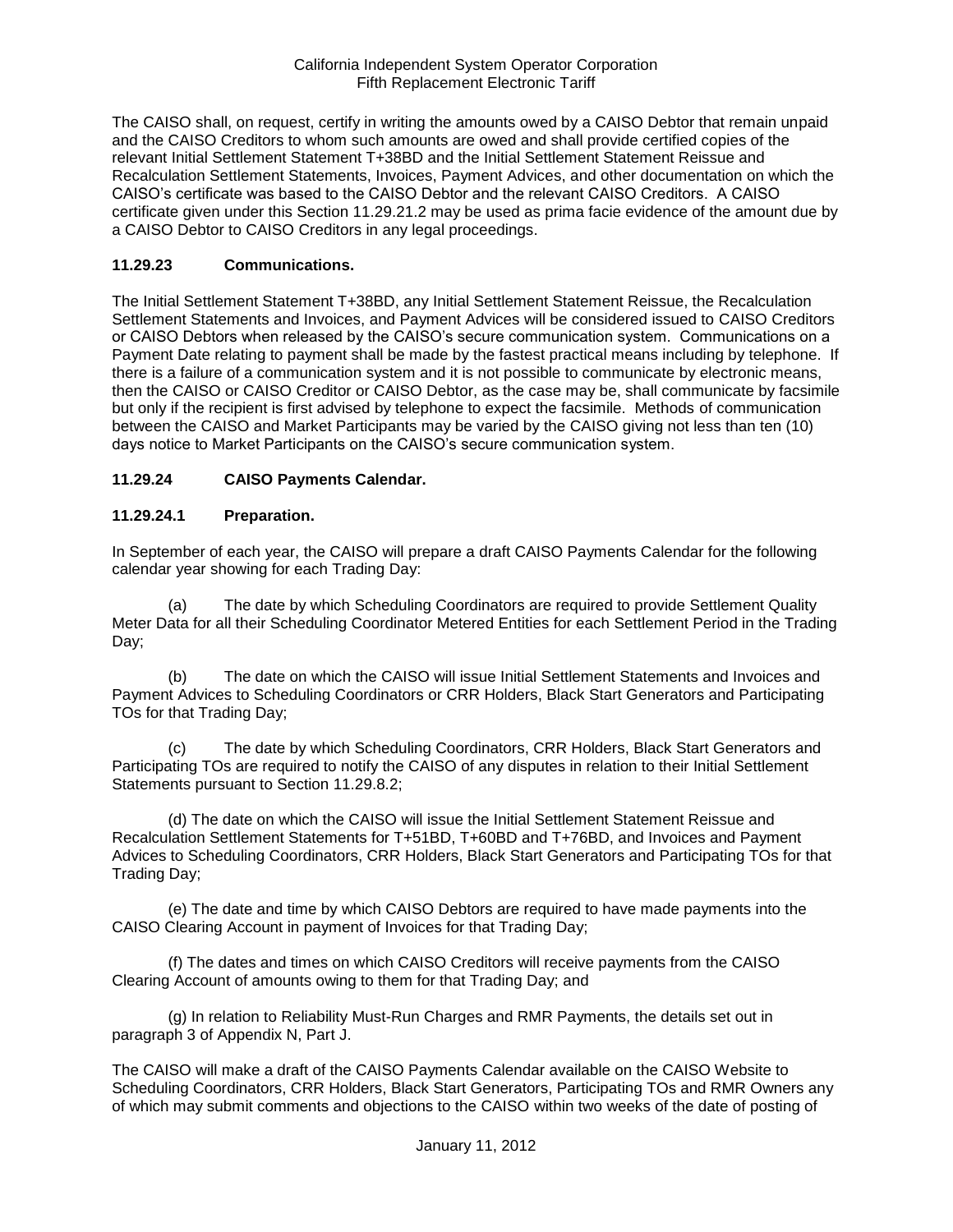The CAISO shall, on request, certify in writing the amounts owed by a CAISO Debtor that remain unpaid and the CAISO Creditors to whom such amounts are owed and shall provide certified copies of the relevant Initial Settlement Statement T+38BD and the Initial Settlement Statement Reissue and Recalculation Settlement Statements, Invoices, Payment Advices, and other documentation on which the CAISO's certificate was based to the CAISO Debtor and the relevant CAISO Creditors. A CAISO certificate given under this Section 11.29.21.2 may be used as prima facie evidence of the amount due by a CAISO Debtor to CAISO Creditors in any legal proceedings.

### 11.29.23 Communications.

The Initial Settlement Statement T+38BD, any Initial Settlement Statement Reissue, the Recalculation Settlement Statements and Invoices, and Payment Advices will be considered issued to CAISO Creditors or CAISO Debtors when released by the CAISO's secure communication system. Communications on a Payment Date relating to payment shall be made by the fastest practical means including by telephone. If there is a failure of a communication system and it is not possible to communicate by electronic means, then the CAISO or CAISO Creditor or CAISO Debtor, as the case may be, shall communicate by facsimile but only if the recipient is first advised by telephone to expect the facsimile. Methods of communication between the CAISO and Market Participants may be varied by the CAISO giving not less than ten (10) days notice to Market Participants on the CAISO's secure communication system.

### 11.29.24 CAISO Payments Calendar.

### 11.29.24.1 Preparation.

In September of each year, the CAISO will prepare a draft CAISO Payments Calendar for the following calendar year showing for each Trading Day:

(a) The date by which Scheduling Coordinators are required to provide Settlement Quality Meter Data for all their Scheduling Coordinator Metered Entities for each Settlement Period in the Trading Day;

(b) The date on which the CAISO will issue Initial Settlement Statements and Invoices and Payment Advices to Scheduling Coordinators or CRR Holders, Black Start Generators and Participating TOs for that Trading Day;

(c) The date by which Scheduling Coordinators, CRR Holders, Black Start Generators and Participating TOs are required to notify the CAISO of any disputes in relation to their Initial Settlement Statements pursuant to Section 11.29.8.2;

(d) The date on which the CAISO will issue the Initial Settlement Statement Reissue and Recalculation Settlement Statements for T+51BD, T+60BD and T+76BD, and Invoices and Payment Advices to Scheduling Coordinators, CRR Holders, Black Start Generators and Participating TOs for that Trading Day;

(e) The date and time by which CAISO Debtors are required to have made payments into the CAISO Clearing Account in payment of Invoices for that Trading Day;

(f) The dates and times on which CAISO Creditors will receive payments from the CAISO Clearing Account of amounts owing to them for that Trading Day; and

(g) In relation to Reliability Must-Run Charges and RMR Payments, the details set out in paragraph 3 of Appendix N, Part J.

The CAISO will make a draft of the CAISO Payments Calendar available on the CAISO Website to Scheduling Coordinators, CRR Holders, Black Start Generators, Participating TOs and RMR Owners any of which may submit comments and objections to the CAISO within two weeks of the date of posting of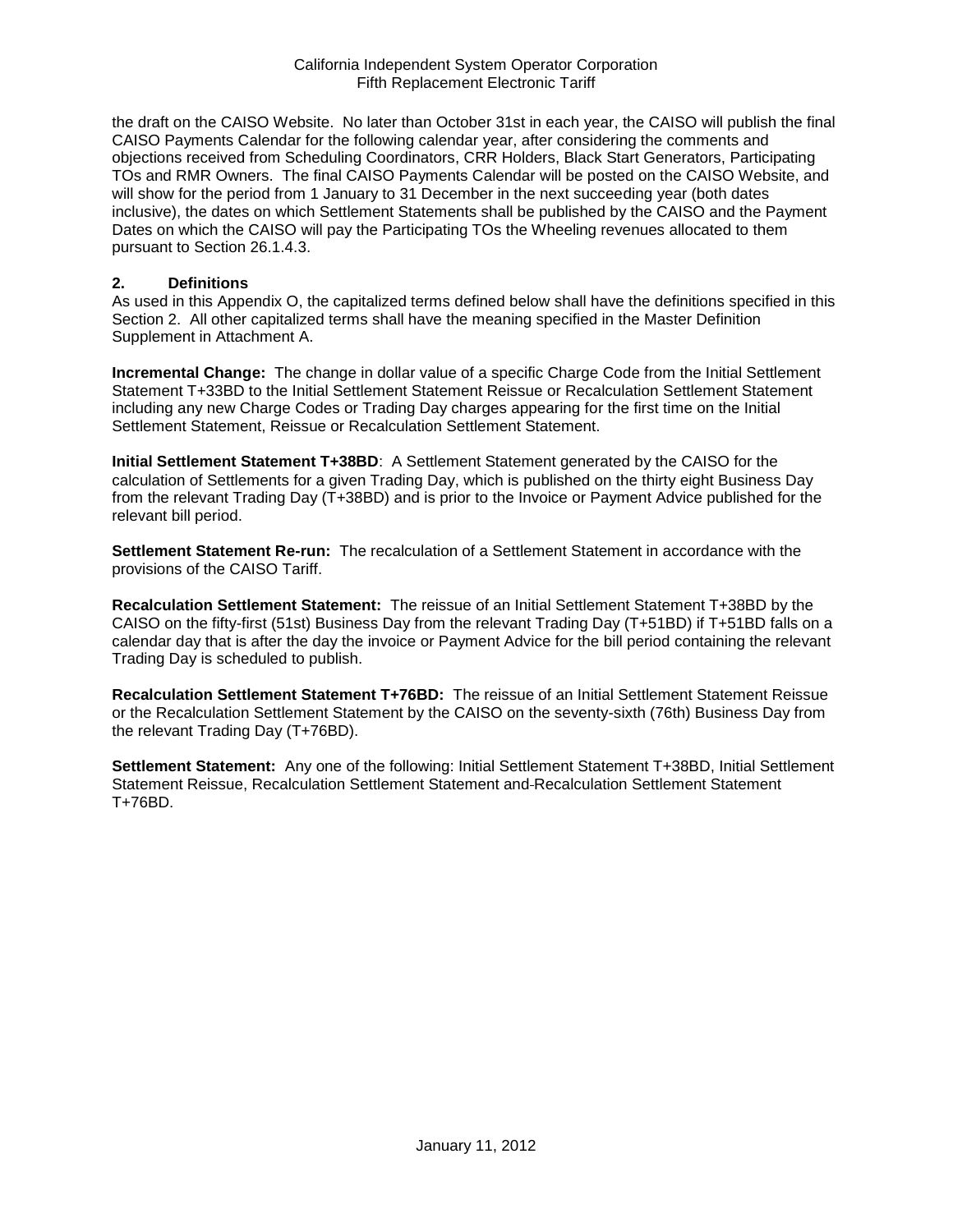the draft on the CAISO Website. No later than October 31st in each year, the CAISO will publish the final CAISO Payments Calendar for the following calendar year, after considering the comments and objections received from Scheduling Coordinators, CRR Holders, Black Start Generators, Participating TOs and RMR Owners. The final CAISO Payments Calendar will be posted on the CAISO Website, and will show for the period from 1 January to 31 December in the next succeeding year (both dates inclusive), the dates on which Settlement Statements shall be published by the CAISO and the Payment Dates on which the CAISO will pay the Participating TOs the Wheeling revenues allocated to them pursuant to Section 26.1.4.3.

## 2. Definitions

As used in this Appendix O, the capitalized terms defined below shall have the definitions specified in this Section 2. All other capitalized terms shall have the meaning specified in the Master Definition Supplement in Attachment A.

**Incremental Change:** The change in dollar value of a specific Charge Code from the Initial Settlement Statement T+33BD to the Initial Settlement Statement Reissue or Recalculation Settlement Statement including any new Charge Codes or Trading Day charges appearing for the first time on the Initial Settlement Statement, Reissue or Recalculation Settlement Statement.

**Initial Settlement Statement T+38BD**: A Settlement Statement generated by the CAISO for the calculation of Settlements for a given Trading Day, which is published on the thirty eight Business Day from the relevant Trading Day (T+38BD) and is prior to the Invoice or Payment Advice published for the relevant bill period.

**Settlement Statement Re-run:** The recalculation of a Settlement Statement in accordance with the provisions of the CAISO Tariff.

**Recalculation Settlement Statement:** The reissue of an Initial Settlement Statement T+38BD by the CAISO on the fifty-first (51st) Business Day from the relevant Trading Day (T+51BD) if T+51BD falls on a calendar day that is after the day the invoice or Payment Advice for the bill period containing the relevant Trading Day is scheduled to publish.

**Recalculation Settlement Statement T+76BD:** The reissue of an Initial Settlement Statement Reissue or the Recalculation Settlement Statement by the CAISO on the seventy-sixth (76th) Business Day from the relevant Trading Day (T+76BD).

**Settlement Statement:** Any one of the following: Initial Settlement Statement T+38BD, Initial Settlement Statement Reissue, Recalculation Settlement Statement and Recalculation Settlement Statement T+76BD.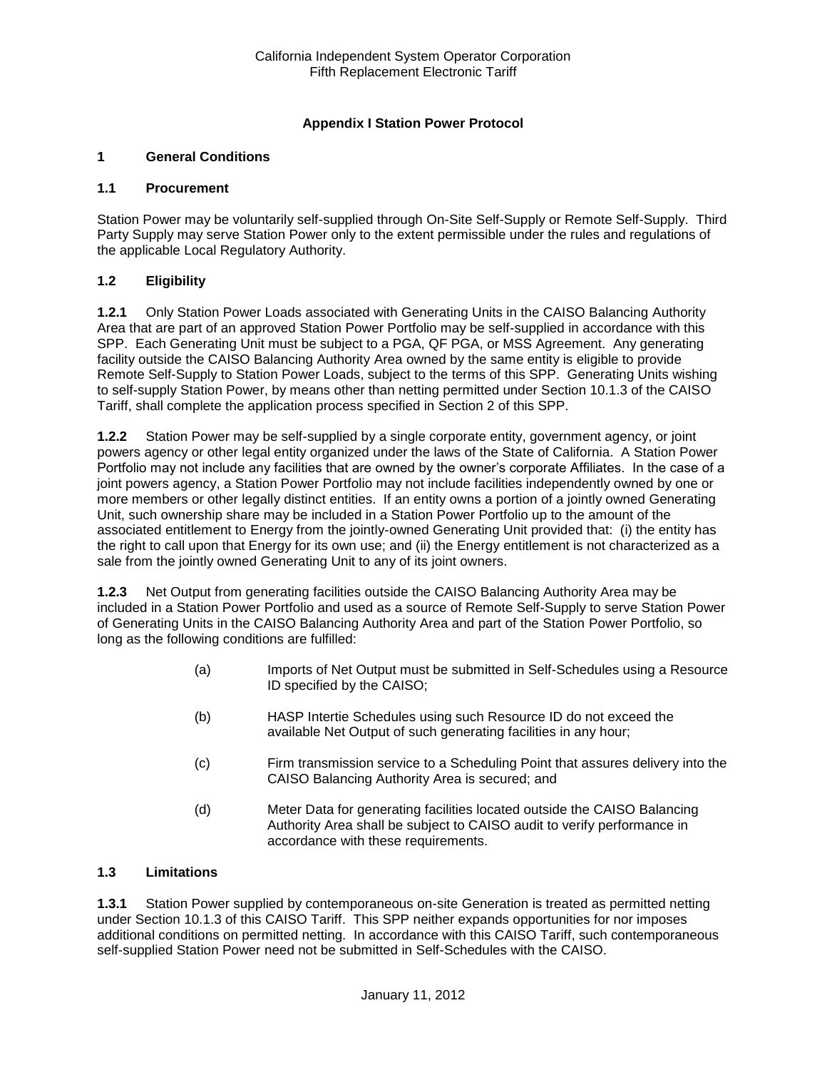# Appendix I Station Power Protocol

## 1 General Conditions

### 1.1 Procurement

Station Power may be voluntarily self-supplied through On-Site Self-Supply or Remote Self-Supply. Third Party Supply may serve Station Power only to the extent permissible under the rules and regulations of the applicable Local Regulatory Authority.

### 1.2 Eligibility

**1.2.1** Only Station Power Loads associated with Generating Units in the CAISO Balancing Authority Area that are part of an approved Station Power Portfolio may be self-supplied in accordance with this SPP. Each Generating Unit must be subject to a PGA, QF PGA, or MSS Agreement. Any generating facility outside the CAISO Balancing Authority Area owned by the same entity is eligible to provide Remote Self-Supply to Station Power Loads, subject to the terms of this SPP. Generating Units wishing to self-supply Station Power, by means other than netting permitted under Section 10.1.3 of the CAISO Tariff, shall complete the application process specified in Section 2 of this SPP.

**1.2.2** Station Power may be self-supplied by a single corporate entity, government agency, or joint powers agency or other legal entity organized under the laws of the State of California. A Station Power Portfolio may not include any facilities that are owned by the owner's corporate Affiliates. In the case of a joint powers agency, a Station Power Portfolio may not include facilities independently owned by one or more members or other legally distinct entities. If an entity owns a portion of a jointly owned Generating Unit, such ownership share may be included in a Station Power Portfolio up to the amount of the associated entitlement to Energy from the jointly-owned Generating Unit provided that: (i) the entity has the right to call upon that Energy for its own use; and (ii) the Energy entitlement is not characterized as a sale from the jointly owned Generating Unit to any of its joint owners.

**1.2.3** Net Output from generating facilities outside the CAISO Balancing Authority Area may be included in a Station Power Portfolio and used as a source of Remote Self-Supply to serve Station Power of Generating Units in the CAISO Balancing Authority Area and part of the Station Power Portfolio, so long as the following conditions are fulfilled:

(a) Imports of Net Output must be submitted in Self-Schedules using a Resource ID specified by the CAISO;

(b) HASP Intertie Schedules using such Resource ID do not exceed the available Net Output of such generating facilities in any hour;

(c) Firm transmission service to a Scheduling Point that assures delivery into the CAISO Balancing Authority Area is secured; and

(d) Meter Data for generating facilities located outside the CAISO Balancing Authority Area shall be subject to CAISO audit to verify performance in accordance with these requirements.

### 1.3 Limitations

**1.3.1** Station Power supplied by contemporaneous on-site Generation is treated as permitted netting under Section 10.1.3 of this CAISO Tariff. This SPP neither expands opportunities for nor imposes additional conditions on permitted netting. In accordance with this CAISO Tariff, such contemporaneous self-supplied Station Power need not be submitted in Self-Schedules with the CAISO.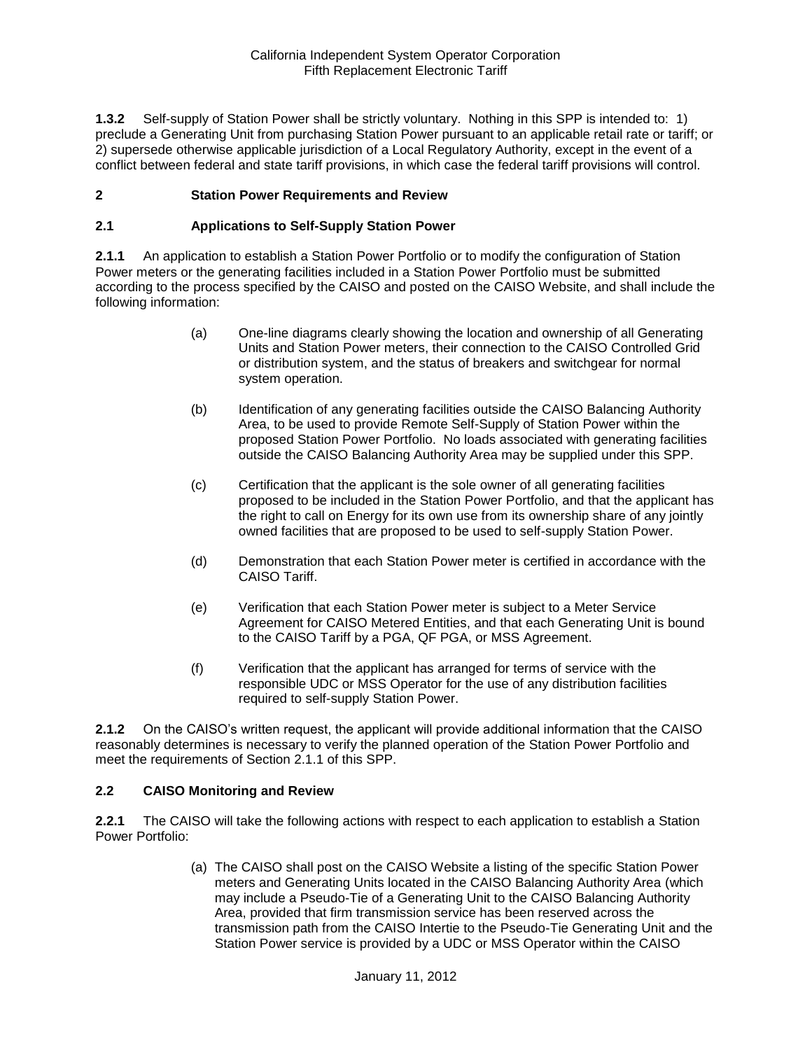**1.3.2** Self-supply of Station Power shall be strictly voluntary. Nothing in this SPP is intended to: 1) preclude a Generating Unit from purchasing Station Power pursuant to an applicable retail rate or tariff; or 2) supersede otherwise applicable jurisdiction of a Local Regulatory Authority, except in the event of a conflict between federal and state tariff provisions, in which case the federal tariff provisions will control.

## 2 Station Power Requirements and Review

### 2.1 Applications to Self-Supply Station Power

**2.1.1** An application to establish a Station Power Portfolio or to modify the configuration of Station Power meters or the generating facilities included in a Station Power Portfolio must be submitted according to the process specified by the CAISO and posted on the CAISO Website, and shall include the following information:

(a) One-line diagrams clearly showing the location and ownership of all Generating Units and Station Power meters, their connection to the CAISO Controlled Grid or distribution system, and the status of breakers and switchgear for normal system operation.

(b) Identification of any generating facilities outside the CAISO Balancing Authority Area, to be used to provide Remote Self-Supply of Station Power within the proposed Station Power Portfolio. No loads associated with generating facilities outside the CAISO Balancing Authority Area may be supplied under this SPP.

(c) Certification that the applicant is the sole owner of all generating facilities proposed to be included in the Station Power Portfolio, and that the applicant has the right to call on Energy for its own use from its ownership share of any jointly owned facilities that are proposed to be used to self-supply Station Power.

(d) Demonstration that each Station Power meter is certified in accordance with the CAISO Tariff.

(e) Verification that each Station Power meter is subject to a Meter Service Agreement for CAISO Metered Entities, and that each Generating Unit is bound to the CAISO Tariff by a PGA, QF PGA, or MSS Agreement.

(f) Verification that the applicant has arranged for terms of service with the responsible UDC or MSS Operator for the use of any distribution facilities required to self-supply Station Power.

**2.1.2** On the CAISO's written request, the applicant will provide additional information that the CAISO reasonably determines is necessary to verify the planned operation of the Station Power Portfolio and meet the requirements of Section 2.1.1 of this SPP.

### 2.2 CAISO Monitoring and Review

**2.2.1** The CAISO will take the following actions with respect to each application to establish a Station Power Portfolio:

(a) The CAISO shall post on the CAISO Website a listing of the specific Station Power meters and Generating Units located in the CAISO Balancing Authority Area (which may include a Pseudo-Tie of a Generating Unit to the CAISO Balancing Authority Area, provided that firm transmission service has been reserved across the transmission path from the CAISO Intertie to the Pseudo-Tie Generating Unit and the Station Power service is provided by a UDC or MSS Operator within the CAISO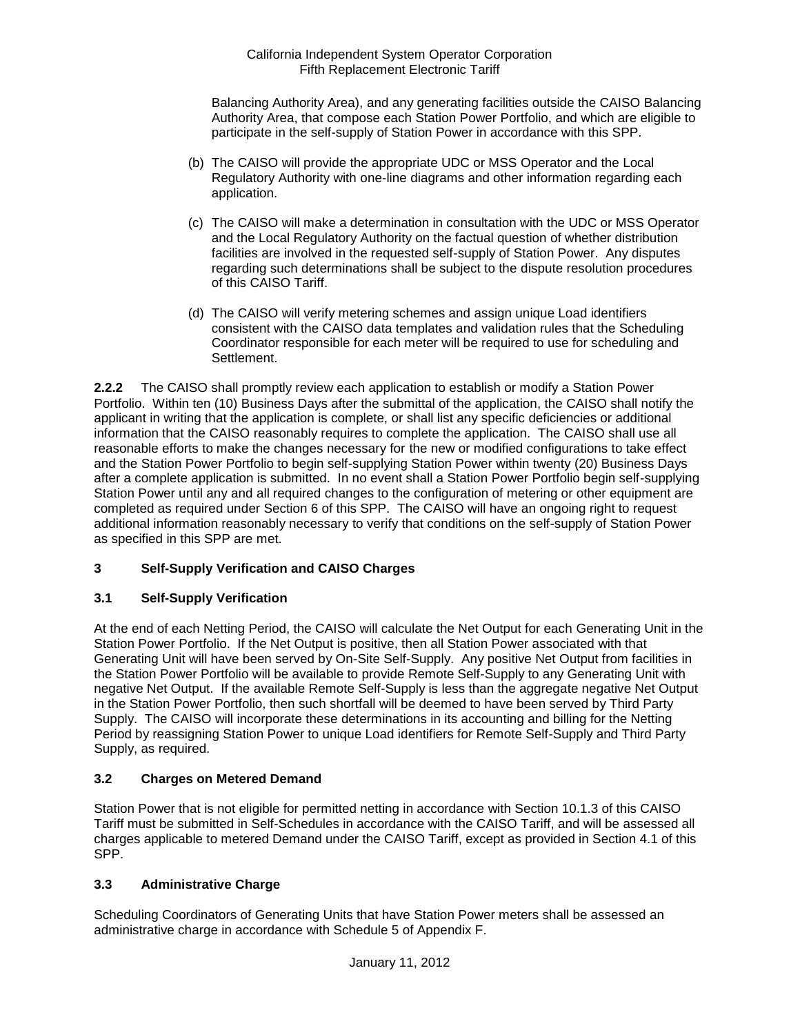Balancing Authority Area), and any generating facilities outside the CAISO Balancing Authority Area, that compose each Station Power Portfolio, and which are eligible to participate in the self-supply of Station Power in accordance with this SPP.

(b) The CAISO will provide the appropriate UDC or MSS Operator and the Local Regulatory Authority with one-line diagrams and other information regarding each application.

(c) The CAISO will make a determination in consultation with the UDC or MSS Operator and the Local Regulatory Authority on the factual question of whether distribution facilities are involved in the requested self-supply of Station Power. Any disputes regarding such determinations shall be subject to the dispute resolution procedures of this CAISO Tariff.

(d) The CAISO will verify metering schemes and assign unique Load identifiers consistent with the CAISO data templates and validation rules that the Scheduling Coordinator responsible for each meter will be required to use for scheduling and Settlement.

**2.2.2** The CAISO shall promptly review each application to establish or modify a Station Power Portfolio. Within ten (10) Business Days after the submittal of the application, the CAISO shall notify the applicant in writing that the application is complete, or shall list any specific deficiencies or additional information that the CAISO reasonably requires to complete the application. The CAISO shall use all reasonable efforts to make the changes necessary for the new or modified configurations to take effect and the Station Power Portfolio to begin self-supplying Station Power within twenty (20) Business Days after a complete application is submitted. In no event shall a Station Power Portfolio begin self-supplying Station Power until any and all required changes to the configuration of metering or other equipment are completed as required under Section 6 of this SPP. The CAISO will have an ongoing right to request additional information reasonably necessary to verify that conditions on the self-supply of Station Power as specified in this SPP are met.

## 3 Self-Supply Verification and CAISO Charges

### 3.1 Self-Supply Verification

At the end of each Netting Period, the CAISO will calculate the Net Output for each Generating Unit in the Station Power Portfolio. If the Net Output is positive, then all Station Power associated with that Generating Unit will have been served by On-Site Self-Supply. Any positive Net Output from facilities in the Station Power Portfolio will be available to provide Remote Self-Supply to any Generating Unit with negative Net Output. If the available Remote Self-Supply is less than the aggregate negative Net Output in the Station Power Portfolio, then such shortfall will be deemed to have been served by Third Party Supply. The CAISO will incorporate these determinations in its accounting and billing for the Netting Period by reassigning Station Power to unique Load identifiers for Remote Self-Supply and Third Party Supply, as required.

### 3.2 Charges on Metered Demand

Station Power that is not eligible for permitted netting in accordance with Section 10.1.3 of this CAISO Tariff must be submitted in Self-Schedules in accordance with the CAISO Tariff, and will be assessed all charges applicable to metered Demand under the CAISO Tariff, except as provided in Section 4.1 of this SPP.

### 3.3 Administrative Charge

Scheduling Coordinators of Generating Units that have Station Power meters shall be assessed an administrative charge in accordance with Schedule 5 of Appendix F.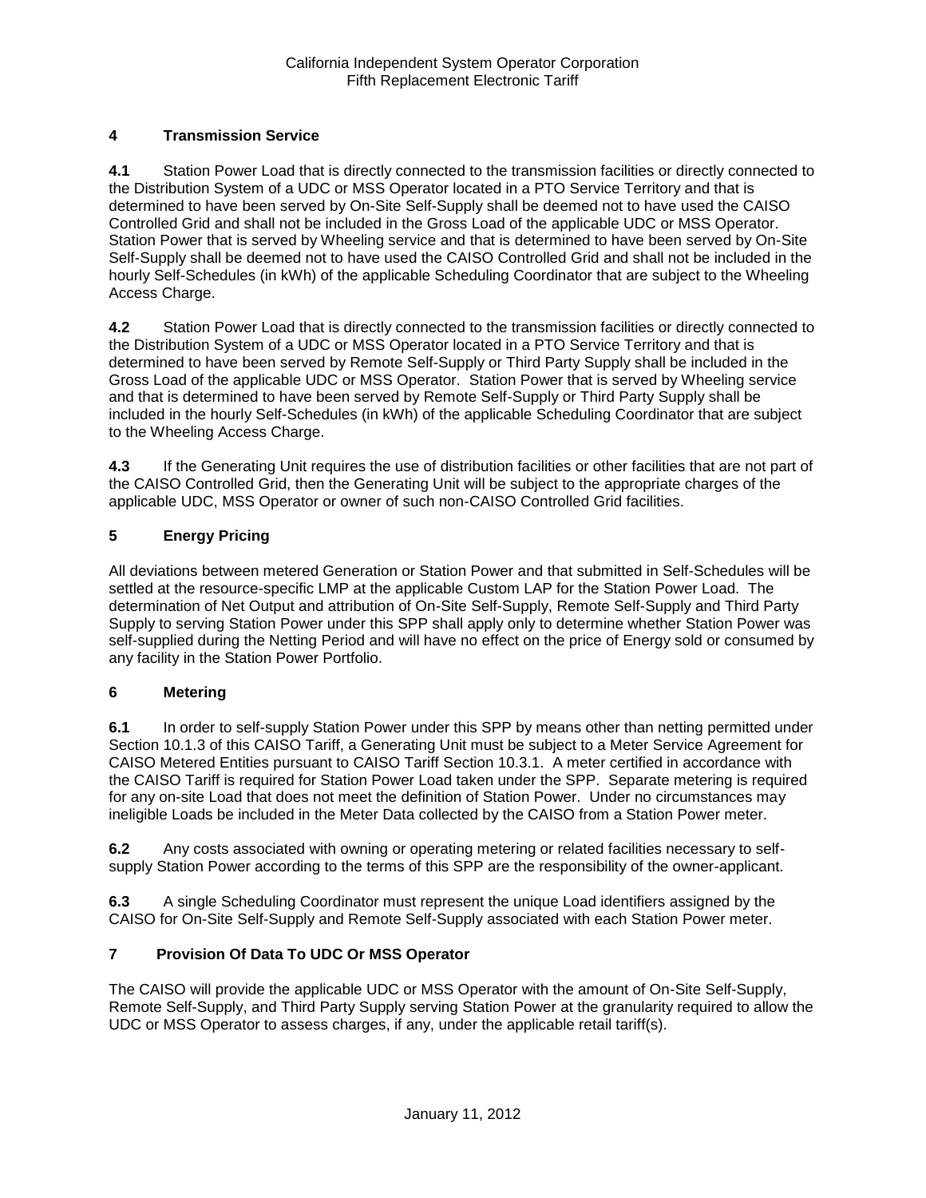## 4 Transmission Service

**4.1** Station Power Load that is directly connected to the transmission facilities or directly connected to the Distribution System of a UDC or MSS Operator located in a PTO Service Territory and that is determined to have been served by On-Site Self-Supply shall be deemed not to have used the CAISO Controlled Grid and shall not be included in the Gross Load of the applicable UDC or MSS Operator. Station Power that is served by Wheeling service and that is determined to have been served by On-Site Self-Supply shall be deemed not to have used the CAISO Controlled Grid and shall not be included in the hourly Self-Schedules (in kWh) of the applicable Scheduling Coordinator that are subject to the Wheeling Access Charge.

**4.2** Station Power Load that is directly connected to the transmission facilities or directly connected to the Distribution System of a UDC or MSS Operator located in a PTO Service Territory and that is determined to have been served by Remote Self-Supply or Third Party Supply shall be included in the Gross Load of the applicable UDC or MSS Operator. Station Power that is served by Wheeling service and that is determined to have been served by Remote Self-Supply or Third Party Supply shall be included in the hourly Self-Schedules (in kWh) of the applicable Scheduling Coordinator that are subject to the Wheeling Access Charge.

**4.3** If the Generating Unit requires the use of distribution facilities or other facilities that are not part of the CAISO Controlled Grid, then the Generating Unit will be subject to the appropriate charges of the applicable UDC, MSS Operator or owner of such non-CAISO Controlled Grid facilities.

## 5 Energy Pricing

All deviations between metered Generation or Station Power and that submitted in Self-Schedules will be settled at the resource-specific LMP at the applicable Custom LAP for the Station Power Load. The determination of Net Output and attribution of On-Site Self-Supply, Remote Self-Supply and Third Party Supply to serving Station Power under this SPP shall apply only to determine whether Station Power was self-supplied during the Netting Period and will have no effect on the price of Energy sold or consumed by any facility in the Station Power Portfolio.

## 6 Metering

**6.1** In order to self-supply Station Power under this SPP by means other than netting permitted under Section 10.1.3 of this CAISO Tariff, a Generating Unit must be subject to a Meter Service Agreement for CAISO Metered Entities pursuant to CAISO Tariff Section 10.3.1. A meter certified in accordance with the CAISO Tariff is required for Station Power Load taken under the SPP. Separate metering is required for any on-site Load that does not meet the definition of Station Power. Under no circumstances may ineligible Loads be included in the Meter Data collected by the CAISO from a Station Power meter.

**6.2** Any costs associated with owning or operating metering or related facilities necessary to self-supply Station Power according to the terms of this SPP are the responsibility of the owner-applicant.

**6.3** A single Scheduling Coordinator must represent the unique Load identifiers assigned by the CAISO for On-Site Self-Supply and Remote Self-Supply associated with each Station Power meter.

## 7 Provision Of Data To UDC Or MSS Operator

The CAISO will provide the applicable UDC or MSS Operator with the amount of On-Site Self-Supply, Remote Self-Supply, and Third Party Supply serving Station Power at the granularity required to allow the UDC or MSS Operator to assess charges, if any, under the applicable retail tariff(s).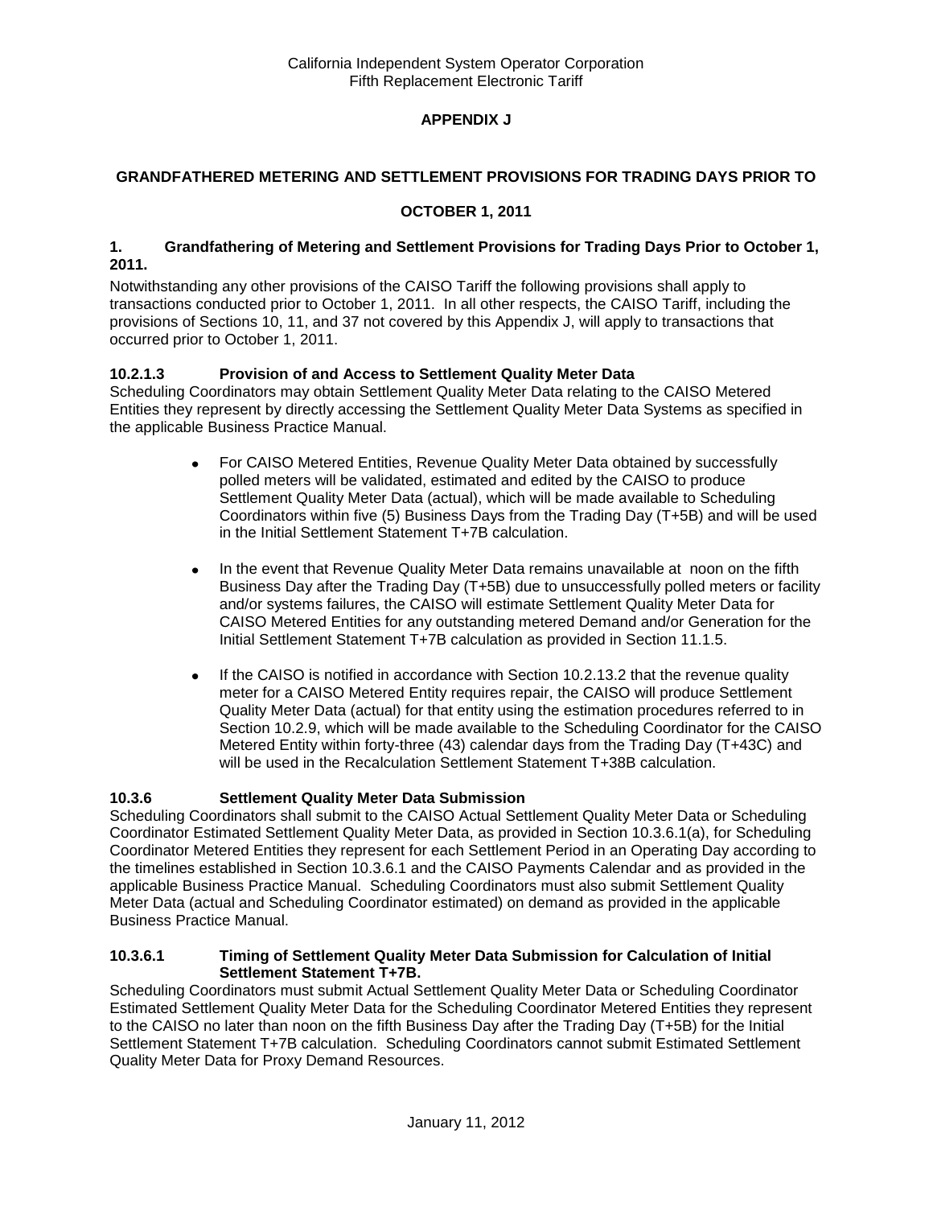## APPENDIX J

## GRANDFATHERED METERING AND SETTLEMENT PROVISIONS FOR TRADING DAYS PRIOR TO OCTOBER 1, 2011

### 1. Grandfathering of Metering and Settlement Provisions for Trading Days Prior to October 1, 2011.

Notwithstanding any other provisions of the CAISO Tariff the following provisions shall apply to transactions conducted prior to October 1, 2011. In all other respects, the CAISO Tariff, including the provisions of Sections 10, 11, and 37 not covered by this Appendix J, will apply to transactions that occurred prior to October 1, 2011.

### 10.2.1.3 Provision of and Access to Settlement Quality Meter Data

Scheduling Coordinators may obtain Settlement Quality Meter Data relating to the CAISO Metered Entities they represent by directly accessing the Settlement Quality Meter Data Systems as specified in the applicable Business Practice Manual.

- For CAISO Metered Entities, Revenue Quality Meter Data obtained by successfully polled meters will be validated, estimated and edited by the CAISO to produce Settlement Quality Meter Data (actual), which will be made available to Scheduling Coordinators within five (5) Business Days from the Trading Day (T+5B) and will be used in the Initial Settlement Statement T+7B calculation.
- In the event that Revenue Quality Meter Data remains unavailable at noon on the fifth Business Day after the Trading Day (T+5B) due to unsuccessfully polled meters or facility and/or systems failures, the CAISO will estimate Settlement Quality Meter Data for CAISO Metered Entities for any outstanding metered Demand and/or Generation for the Initial Settlement Statement T+7B calculation as provided in Section 11.1.5.
- If the CAISO is notified in accordance with Section 10.2.13.2 that the revenue quality meter for a CAISO Metered Entity requires repair, the CAISO will produce Settlement Quality Meter Data (actual) for that entity using the estimation procedures referred to in Section 10.2.9, which will be made available to the Scheduling Coordinator for the CAISO Metered Entity within forty-three (43) calendar days from the Trading Day (T+43C) and will be used in the Recalculation Settlement Statement T+38B calculation.

### 10.3.6 Settlement Quality Meter Data Submission

Scheduling Coordinators shall submit to the CAISO Actual Settlement Quality Meter Data or Scheduling Coordinator Estimated Settlement Quality Meter Data, as provided in Section 10.3.6.1(a), for Scheduling Coordinator Metered Entities they represent for each Settlement Period in an Operating Day according to the timelines established in Section 10.3.6.1 and the CAISO Payments Calendar and as provided in the applicable Business Practice Manual. Scheduling Coordinators must also submit Settlement Quality Meter Data (actual and Scheduling Coordinator estimated) on demand as provided in the applicable Business Practice Manual.

### 10.3.6.1 Timing of Settlement Quality Meter Data Submission for Calculation of Initial Settlement Statement T+7B.

Scheduling Coordinators must submit Actual Settlement Quality Meter Data or Scheduling Coordinator Estimated Settlement Quality Meter Data for the Scheduling Coordinator Metered Entities they represent to the CAISO no later than noon on the fifth Business Day after the Trading Day (T+5B) for the Initial Settlement Statement T+7B calculation. Scheduling Coordinators cannot submit Estimated Settlement Quality Meter Data for Proxy Demand Resources.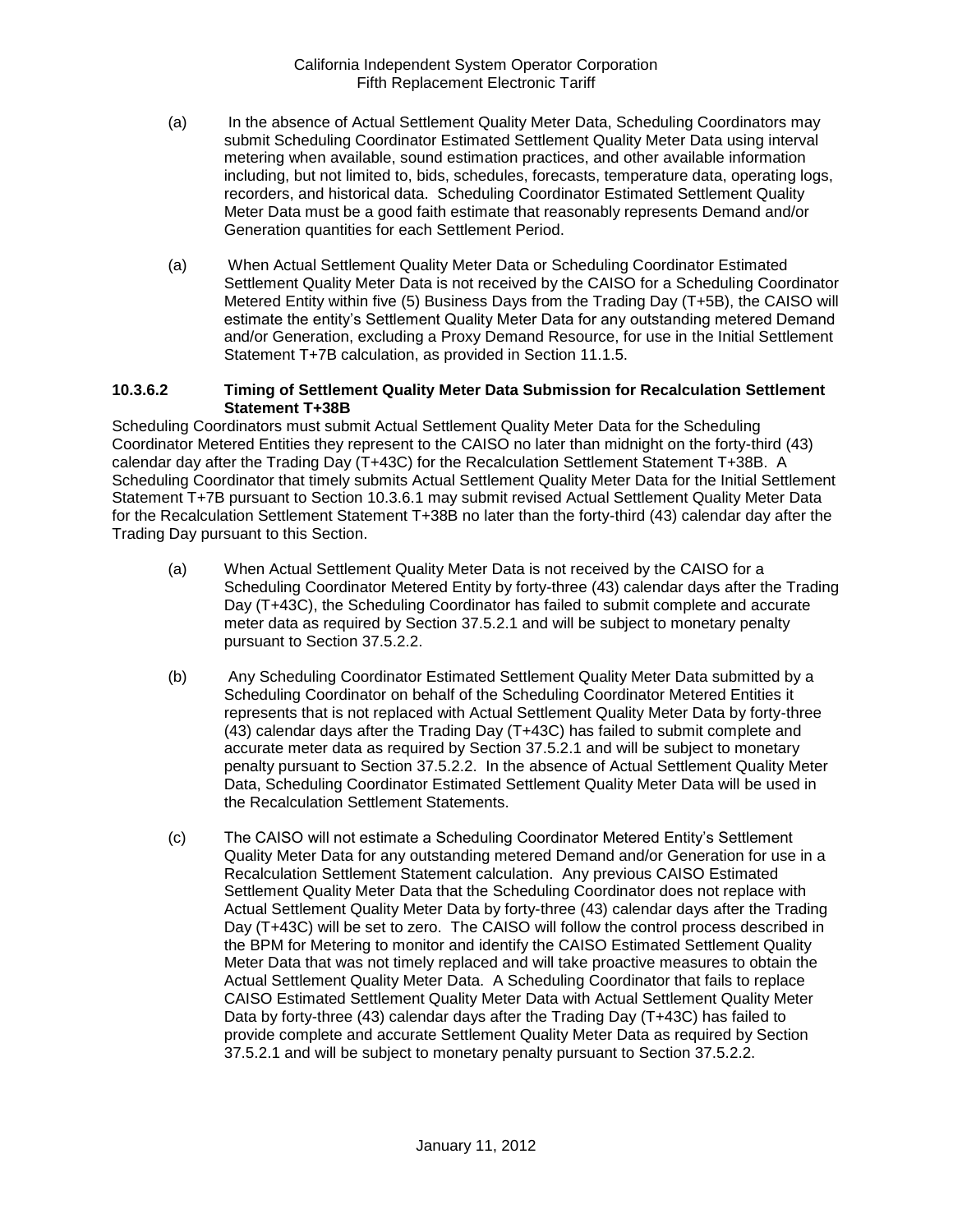(a) In the absence of Actual Settlement Quality Meter Data, Scheduling Coordinators may submit Scheduling Coordinator Estimated Settlement Quality Meter Data using interval metering when available, sound estimation practices, and other available information including, but not limited to, bids, schedules, forecasts, temperature data, operating logs, recorders, and historical data. Scheduling Coordinator Estimated Settlement Quality Meter Data must be a good faith estimate that reasonably represents Demand and/or Generation quantities for each Settlement Period.

(a) When Actual Settlement Quality Meter Data or Scheduling Coordinator Estimated Settlement Quality Meter Data is not received by the CAISO for a Scheduling Coordinator Metered Entity within five (5) Business Days from the Trading Day (T+5B), the CAISO will estimate the entity's Settlement Quality Meter Data for any outstanding metered Demand and/or Generation, excluding a Proxy Demand Resource, for use in the Initial Settlement Statement T+7B calculation, as provided in Section 11.1.5.

**10.3.6.2 Timing of Settlement Quality Meter Data Submission for Recalculation Settlement Statement T+38B**

Scheduling Coordinators must submit Actual Settlement Quality Meter Data for the Scheduling Coordinator Metered Entities they represent to the CAISO no later than midnight on the forty-third (43) calendar day after the Trading Day (T+43C) for the Recalculation Settlement Statement T+38B. A Scheduling Coordinator that timely submits Actual Settlement Quality Meter Data for the Initial Settlement Statement T+7B pursuant to Section 10.3.6.1 may submit revised Actual Settlement Quality Meter Data for the Recalculation Settlement Statement T+38B no later than the forty-third (43) calendar day after the Trading Day pursuant to this Section.

(a) When Actual Settlement Quality Meter Data is not received by the CAISO for a Scheduling Coordinator Metered Entity by forty-three (43) calendar days after the Trading Day (T+43C), the Scheduling Coordinator has failed to submit complete and accurate meter data as required by Section 37.5.2.1 and will be subject to monetary penalty pursuant to Section 37.5.2.2.

(b) Any Scheduling Coordinator Estimated Settlement Quality Meter Data submitted by a Scheduling Coordinator on behalf of the Scheduling Coordinator Metered Entities it represents that is not replaced with Actual Settlement Quality Meter Data by forty-three (43) calendar days after the Trading Day (T+43C) has failed to submit complete and accurate meter data as required by Section 37.5.2.1 and will be subject to monetary penalty pursuant to Section 37.5.2.2. In the absence of Actual Settlement Quality Meter Data, Scheduling Coordinator Estimated Settlement Quality Meter Data will be used in the Recalculation Settlement Statements.

(c) The CAISO will not estimate a Scheduling Coordinator Metered Entity's Settlement Quality Meter Data for any outstanding metered Demand and/or Generation for use in a Recalculation Settlement Statement calculation. Any previous CAISO Estimated Settlement Quality Meter Data that the Scheduling Coordinator does not replace with Actual Settlement Quality Meter Data by forty-three (43) calendar days after the Trading Day (T+43C) will be set to zero. The CAISO will follow the control process described in the BPM for Metering to monitor and identify the CAISO Estimated Settlement Quality Meter Data that was not timely replaced and will take proactive measures to obtain the Actual Settlement Quality Meter Data. A Scheduling Coordinator that fails to replace CAISO Estimated Settlement Quality Meter Data with Actual Settlement Quality Meter Data by forty-three (43) calendar days after the Trading Day (T+43C) has failed to provide complete and accurate Settlement Quality Meter Data as required by Section 37.5.2.1 and will be subject to monetary penalty pursuant to Section 37.5.2.2.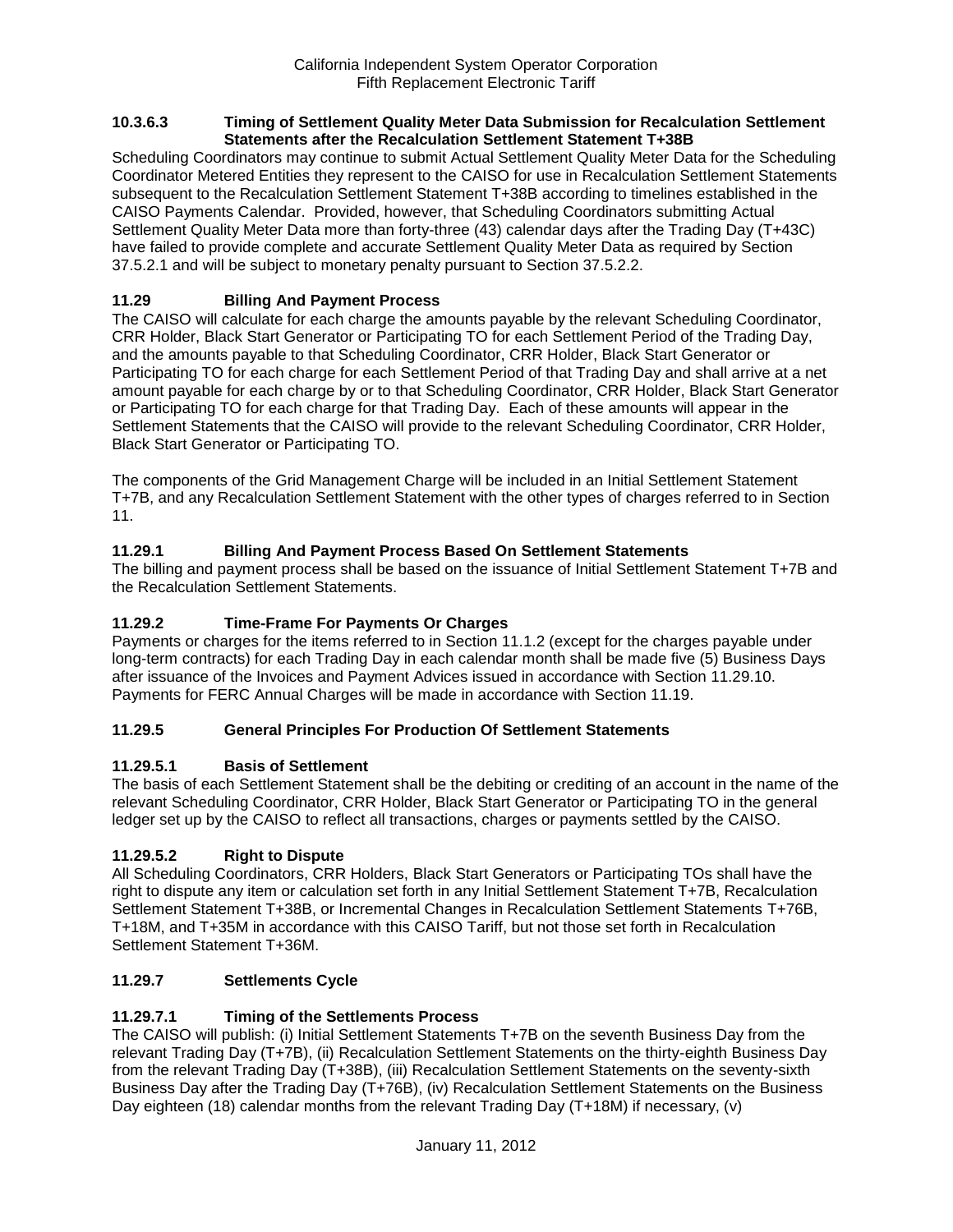### 10.3.6.3 Timing of Settlement Quality Meter Data Submission for Recalculation Settlement Statements after the Recalculation Settlement Statement T+38B

Scheduling Coordinators may continue to submit Actual Settlement Quality Meter Data for the Scheduling Coordinator Metered Entities they represent to the CAISO for use in Recalculation Settlement Statements subsequent to the Recalculation Settlement Statement T+38B according to timelines established in the CAISO Payments Calendar. Provided, however, that Scheduling Coordinators submitting Actual Settlement Quality Meter Data more than forty-three (43) calendar days after the Trading Day (T+43C) have failed to provide complete and accurate Settlement Quality Meter Data as required by Section 37.5.2.1 and will be subject to monetary penalty pursuant to Section 37.5.2.2.

### 11.29 Billing And Payment Process

The CAISO will calculate for each charge the amounts payable by the relevant Scheduling Coordinator, CRR Holder, Black Start Generator or Participating TO for each Settlement Period of the Trading Day, and the amounts payable to that Scheduling Coordinator, CRR Holder, Black Start Generator or Participating TO for each charge for each Settlement Period of that Trading Day and shall arrive at a net amount payable for each charge by or to that Scheduling Coordinator, CRR Holder, Black Start Generator or Participating TO for each charge for that Trading Day. Each of these amounts will appear in the Settlement Statements that the CAISO will provide to the relevant Scheduling Coordinator, CRR Holder, Black Start Generator or Participating TO.

The components of the Grid Management Charge will be included in an Initial Settlement Statement T+7B, and any Recalculation Settlement Statement with the other types of charges referred to in Section 11.

### 11.29.1 Billing And Payment Process Based On Settlement Statements

The billing and payment process shall be based on the issuance of Initial Settlement Statement T+7B and the Recalculation Settlement Statements.

### 11.29.2 Time-Frame For Payments Or Charges

Payments or charges for the items referred to in Section 11.1.2 (except for the charges payable under long-term contracts) for each Trading Day in each calendar month shall be made five (5) Business Days after issuance of the Invoices and Payment Advices issued in accordance with Section 11.29.10. Payments for FERC Annual Charges will be made in accordance with Section 11.19.

### 11.29.5 General Principles For Production Of Settlement Statements

#### 11.29.5.1 Basis of Settlement

The basis of each Settlement Statement shall be the debiting or crediting of an account in the name of the relevant Scheduling Coordinator, CRR Holder, Black Start Generator or Participating TO in the general ledger set up by the CAISO to reflect all transactions, charges or payments settled by the CAISO.

#### 11.29.5.2 Right to Dispute

All Scheduling Coordinators, CRR Holders, Black Start Generators or Participating TOs shall have the right to dispute any item or calculation set forth in any Initial Settlement Statement T+7B, Recalculation Settlement Statement T+38B, or Incremental Changes in Recalculation Settlement Statements T+76B, T+18M, and T+35M in accordance with this CAISO Tariff, but not those set forth in Recalculation Settlement Statement T+36M.

### 11.29.7 Settlements Cycle

#### 11.29.7.1 Timing of the Settlements Process

The CAISO will publish: (i) Initial Settlement Statements T+7B on the seventh Business Day from the relevant Trading Day (T+7B), (ii) Recalculation Settlement Statements on the thirty-eighth Business Day from the relevant Trading Day (T+38B), (iii) Recalculation Settlement Statements on the seventy-sixth Business Day after the Trading Day (T+76B), (iv) Recalculation Settlement Statements on the Business Day eighteen (18) calendar months from the relevant Trading Day (T+18M) if necessary, (v)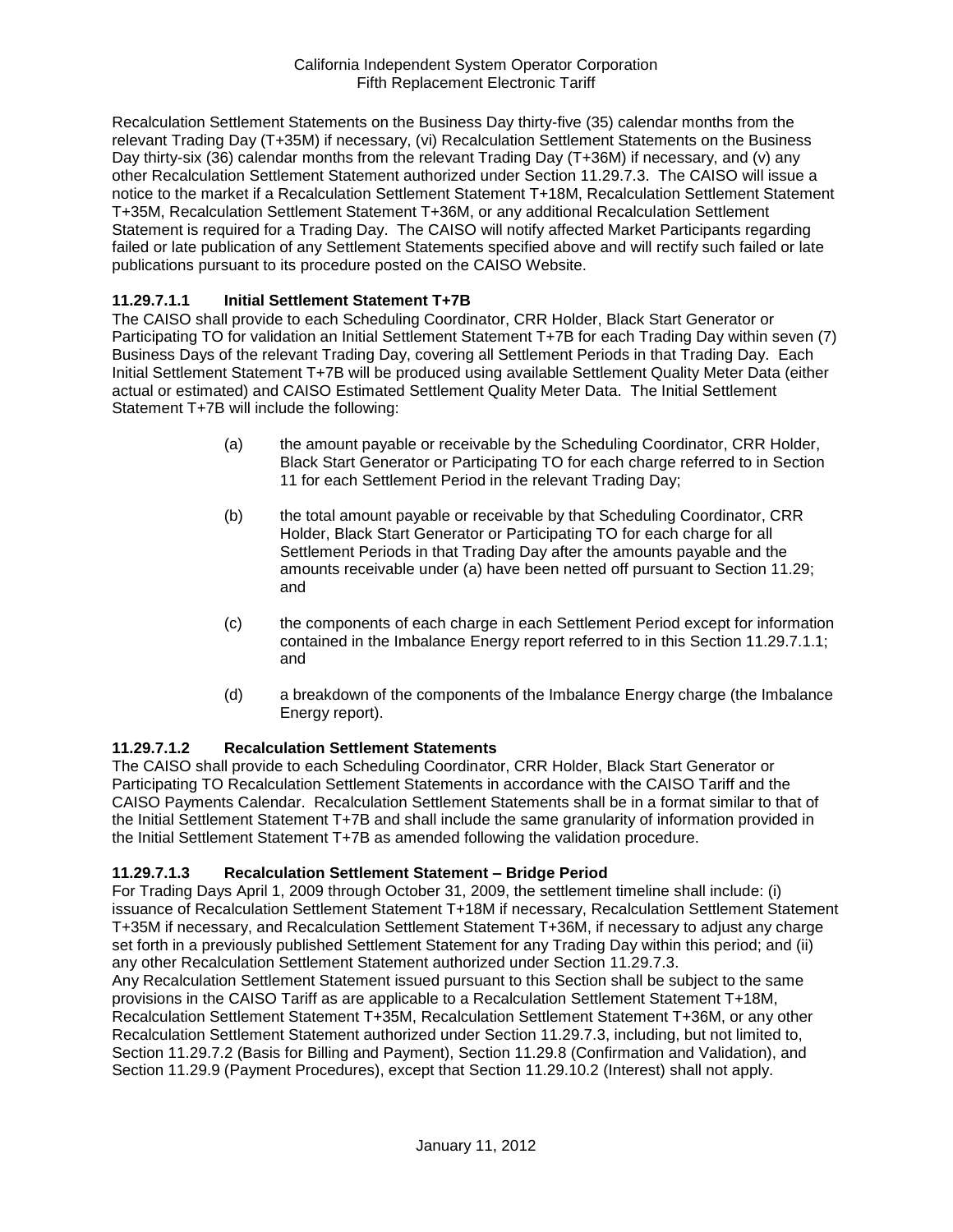Recalculation Settlement Statements on the Business Day thirty-five (35) calendar months from the relevant Trading Day (T+35M) if necessary, (vi) Recalculation Settlement Statements on the Business Day thirty-six (36) calendar months from the relevant Trading Day (T+36M) if necessary, and (v) any other Recalculation Settlement Statement authorized under Section 11.29.7.3. The CAISO will issue a notice to the market if a Recalculation Settlement Statement T+18M, Recalculation Settlement Statement T+35M, Recalculation Settlement Statement T+36M, or any additional Recalculation Settlement Statement is required for a Trading Day. The CAISO will notify affected Market Participants regarding failed or late publication of any Settlement Statements specified above and will rectify such failed or late publications pursuant to its procedure posted on the CAISO Website.

### 11.29.7.1.1 Initial Settlement Statement T+7B

The CAISO shall provide to each Scheduling Coordinator, CRR Holder, Black Start Generator or Participating TO for validation an Initial Settlement Statement T+7B for each Trading Day within seven (7) Business Days of the relevant Trading Day, covering all Settlement Periods in that Trading Day. Each Initial Settlement Statement T+7B will be produced using available Settlement Quality Meter Data (either actual or estimated) and CAISO Estimated Settlement Quality Meter Data. The Initial Settlement Statement T+7B will include the following:

(a) the amount payable or receivable by the Scheduling Coordinator, CRR Holder, Black Start Generator or Participating TO for each charge referred to in Section 11 for each Settlement Period in the relevant Trading Day;

(b) the total amount payable or receivable by that Scheduling Coordinator, CRR Holder, Black Start Generator or Participating TO for each charge for all Settlement Periods in that Trading Day after the amounts payable and the amounts receivable under (a) have been netted off pursuant to Section 11.29; and

(c) the components of each charge in each Settlement Period except for information contained in the Imbalance Energy report referred to in this Section 11.29.7.1.1; and

(d) a breakdown of the components of the Imbalance Energy charge (the Imbalance Energy report).

### 11.29.7.1.2 Recalculation Settlement Statements

The CAISO shall provide to each Scheduling Coordinator, CRR Holder, Black Start Generator or Participating TO Recalculation Settlement Statements in accordance with the CAISO Tariff and the CAISO Payments Calendar. Recalculation Settlement Statements shall be in a format similar to that of the Initial Settlement Statement T+7B and shall include the same granularity of information provided in the Initial Settlement Statement T+7B as amended following the validation procedure.

### 11.29.7.1.3 Recalculation Settlement Statement – Bridge Period

For Trading Days April 1, 2009 through October 31, 2009, the settlement timeline shall include: (i) issuance of Recalculation Settlement Statement T+18M if necessary, Recalculation Settlement Statement T+35M if necessary, and Recalculation Settlement Statement T+36M, if necessary to adjust any charge set forth in a previously published Settlement Statement for any Trading Day within this period; and (ii) any other Recalculation Settlement Statement authorized under Section 11.29.7.3.

Any Recalculation Settlement Statement issued pursuant to this Section shall be subject to the same provisions in the CAISO Tariff as are applicable to a Recalculation Settlement Statement T+18M, Recalculation Settlement Statement T+35M, Recalculation Settlement Statement T+36M, or any other Recalculation Settlement Statement authorized under Section 11.29.7.3, including, but not limited to, Section 11.29.7.2 (Basis for Billing and Payment), Section 11.29.8 (Confirmation and Validation), and Section 11.29.9 (Payment Procedures), except that Section 11.29.10.2 (Interest) shall not apply.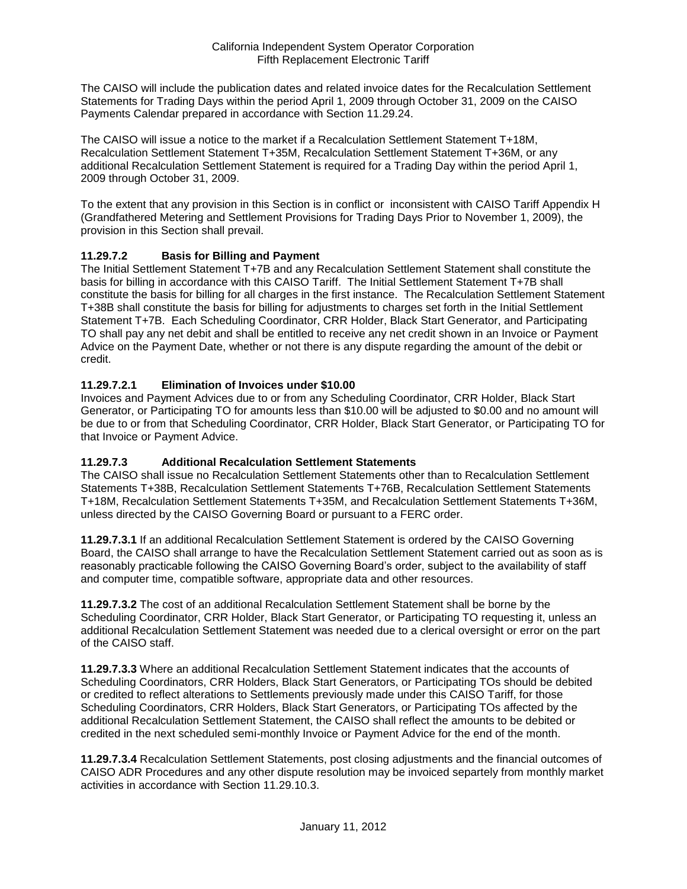The CAISO will include the publication dates and related invoice dates for the Recalculation Settlement Statements for Trading Days within the period April 1, 2009 through October 31, 2009 on the CAISO Payments Calendar prepared in accordance with Section 11.29.24.

The CAISO will issue a notice to the market if a Recalculation Settlement Statement T+18M, Recalculation Settlement Statement T+35M, Recalculation Settlement Statement T+36M, or any additional Recalculation Settlement Statement is required for a Trading Day within the period April 1, 2009 through October 31, 2009.

To the extent that any provision in this Section is in conflict or inconsistent with CAISO Tariff Appendix H (Grandfathered Metering and Settlement Provisions for Trading Days Prior to November 1, 2009), the provision in this Section shall prevail.

### 11.29.7.2 Basis for Billing and Payment

The Initial Settlement Statement T+7B and any Recalculation Settlement Statement shall constitute the basis for billing in accordance with this CAISO Tariff. The Initial Settlement Statement T+7B shall constitute the basis for billing for all charges in the first instance. The Recalculation Settlement Statement T+38B shall constitute the basis for billing for adjustments to charges set forth in the Initial Settlement Statement T+7B. Each Scheduling Coordinator, CRR Holder, Black Start Generator, and Participating TO shall pay any net debit and shall be entitled to receive any net credit shown in an Invoice or Payment Advice on the Payment Date, whether or not there is any dispute regarding the amount of the debit or credit.

### 11.29.7.2.1 Elimination of Invoices under $10.00

Invoices and Payment Advices due to or from any Scheduling Coordinator, CRR Holder, Black Start Generator, or Participating TO for amounts less than $10.00 will be adjusted to $0.00 and no amount will be due to or from that Scheduling Coordinator, CRR Holder, Black Start Generator, or Participating TO for that Invoice or Payment Advice.

### 11.29.7.3 Additional Recalculation Settlement Statements

The CAISO shall issue no Recalculation Settlement Statements other than to Recalculation Settlement Statements T+38B, Recalculation Settlement Statements T+76B, Recalculation Settlement Statements T+18M, Recalculation Settlement Statements T+35M, and Recalculation Settlement Statements T+36M, unless directed by the CAISO Governing Board or pursuant to a FERC order.

**11.29.7.3.1** If an additional Recalculation Settlement Statement is ordered by the CAISO Governing Board, the CAISO shall arrange to have the Recalculation Settlement Statement carried out as soon as is reasonably practicable following the CAISO Governing Board's order, subject to the availability of staff and computer time, compatible software, appropriate data and other resources.

**11.29.7.3.2** The cost of an additional Recalculation Settlement Statement shall be borne by the Scheduling Coordinator, CRR Holder, Black Start Generator, or Participating TO requesting it, unless an additional Recalculation Settlement Statement was needed due to a clerical oversight or error on the part of the CAISO staff.

**11.29.7.3.3** Where an additional Recalculation Settlement Statement indicates that the accounts of Scheduling Coordinators, CRR Holders, Black Start Generators, or Participating TOs should be debited or credited to reflect alterations to Settlements previously made under this CAISO Tariff, for those Scheduling Coordinators, CRR Holders, Black Start Generators, or Participating TOs affected by the additional Recalculation Settlement Statement, the CAISO shall reflect the amounts to be debited or credited in the next scheduled semi-monthly Invoice or Payment Advice for the end of the month.

**11.29.7.3.4** Recalculation Settlement Statements, post closing adjustments and the financial outcomes of CAISO ADR Procedures and any other dispute resolution may be invoiced separtely from monthly market activities in accordance with Section 11.29.10.3.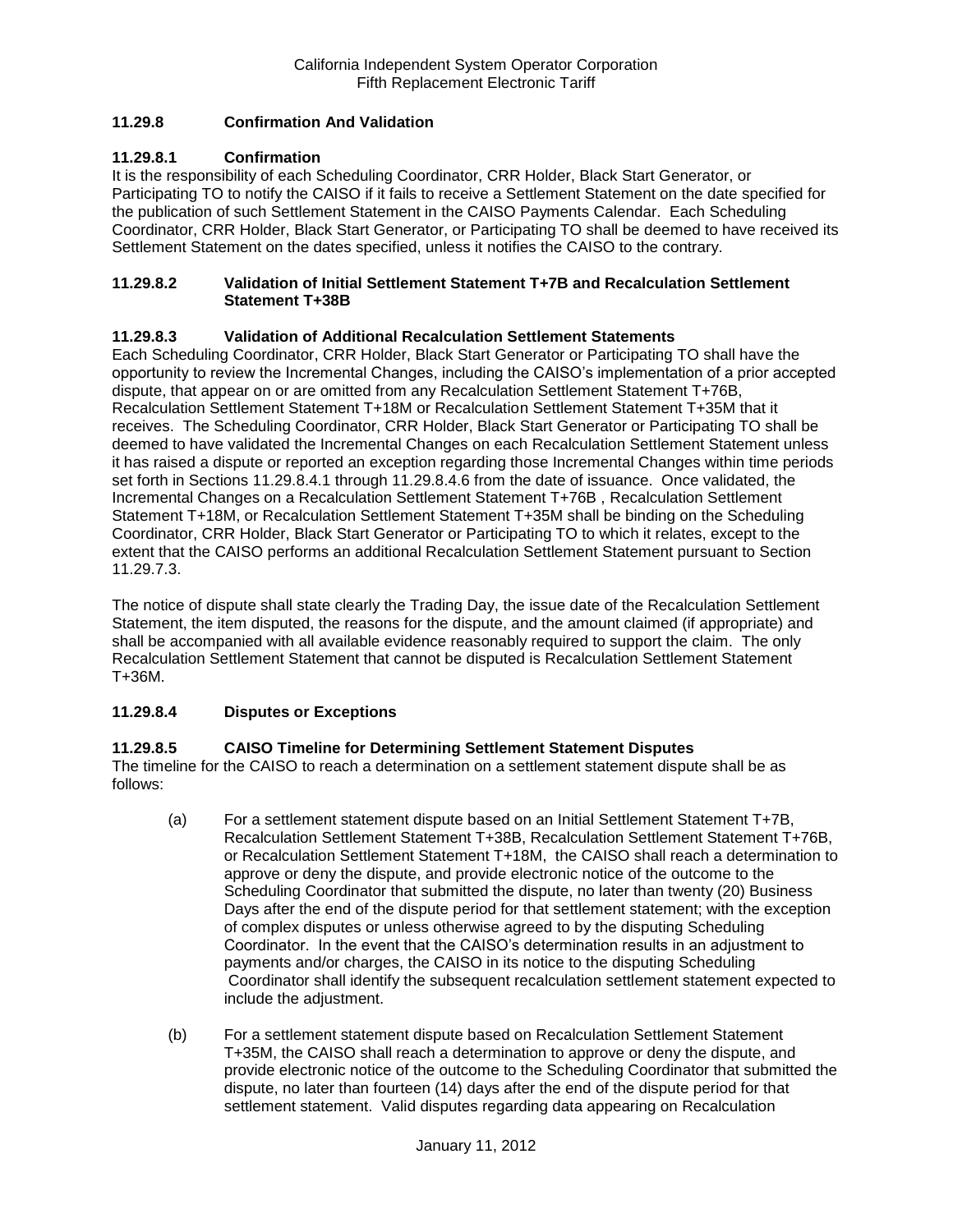### 11.29.8 Confirmation And Validation

### 11.29.8.1 Confirmation

It is the responsibility of each Scheduling Coordinator, CRR Holder, Black Start Generator, or Participating TO to notify the CAISO if it fails to receive a Settlement Statement on the date specified for the publication of such Settlement Statement in the CAISO Payments Calendar. Each Scheduling Coordinator, CRR Holder, Black Start Generator, or Participating TO shall be deemed to have received its Settlement Statement on the dates specified, unless it notifies the CAISO to the contrary.

### 11.29.8.2 Validation of Initial Settlement Statement T+7B and Recalculation Settlement Statement T+38B

### 11.29.8.3 Validation of Additional Recalculation Settlement Statements

Each Scheduling Coordinator, CRR Holder, Black Start Generator or Participating TO shall have the opportunity to review the Incremental Changes, including the CAISO's implementation of a prior accepted dispute, that appear on or are omitted from any Recalculation Settlement Statement T+76B, Recalculation Settlement Statement T+18M or Recalculation Settlement Statement T+35M that it receives. The Scheduling Coordinator, CRR Holder, Black Start Generator or Participating TO shall be deemed to have validated the Incremental Changes on each Recalculation Settlement Statement unless it has raised a dispute or reported an exception regarding those Incremental Changes within time periods set forth in Sections 11.29.8.4.1 through 11.29.8.4.6 from the date of issuance. Once validated, the Incremental Changes on a Recalculation Settlement Statement T+76B , Recalculation Settlement Statement T+18M, or Recalculation Settlement Statement T+35M shall be binding on the Scheduling Coordinator, CRR Holder, Black Start Generator or Participating TO to which it relates, except to the extent that the CAISO performs an additional Recalculation Settlement Statement pursuant to Section 11.29.7.3.

The notice of dispute shall state clearly the Trading Day, the issue date of the Recalculation Settlement Statement, the item disputed, the reasons for the dispute, and the amount claimed (if appropriate) and shall be accompanied with all available evidence reasonably required to support the claim. The only Recalculation Settlement Statement that cannot be disputed is Recalculation Settlement Statement T+36M.

### 11.29.8.4 Disputes or Exceptions

### 11.29.8.5 CAISO Timeline for Determining Settlement Statement Disputes

The timeline for the CAISO to reach a determination on a settlement statement dispute shall be as follows:

(a) For a settlement statement dispute based on an Initial Settlement Statement T+7B, Recalculation Settlement Statement T+38B, Recalculation Settlement Statement T+76B, or Recalculation Settlement Statement T+18M, the CAISO shall reach a determination to approve or deny the dispute, and provide electronic notice of the outcome to the Scheduling Coordinator that submitted the dispute, no later than twenty (20) Business Days after the end of the dispute period for that settlement statement; with the exception of complex disputes or unless otherwise agreed to by the disputing Scheduling Coordinator. In the event that the CAISO's determination results in an adjustment to payments and/or charges, the CAISO in its notice to the disputing Scheduling Coordinator shall identify the subsequent recalculation settlement statement expected to include the adjustment.

(b) For a settlement statement dispute based on Recalculation Settlement Statement T+35M, the CAISO shall reach a determination to approve or deny the dispute, and provide electronic notice of the outcome to the Scheduling Coordinator that submitted the dispute, no later than fourteen (14) days after the end of the dispute period for that settlement statement. Valid disputes regarding data appearing on Recalculation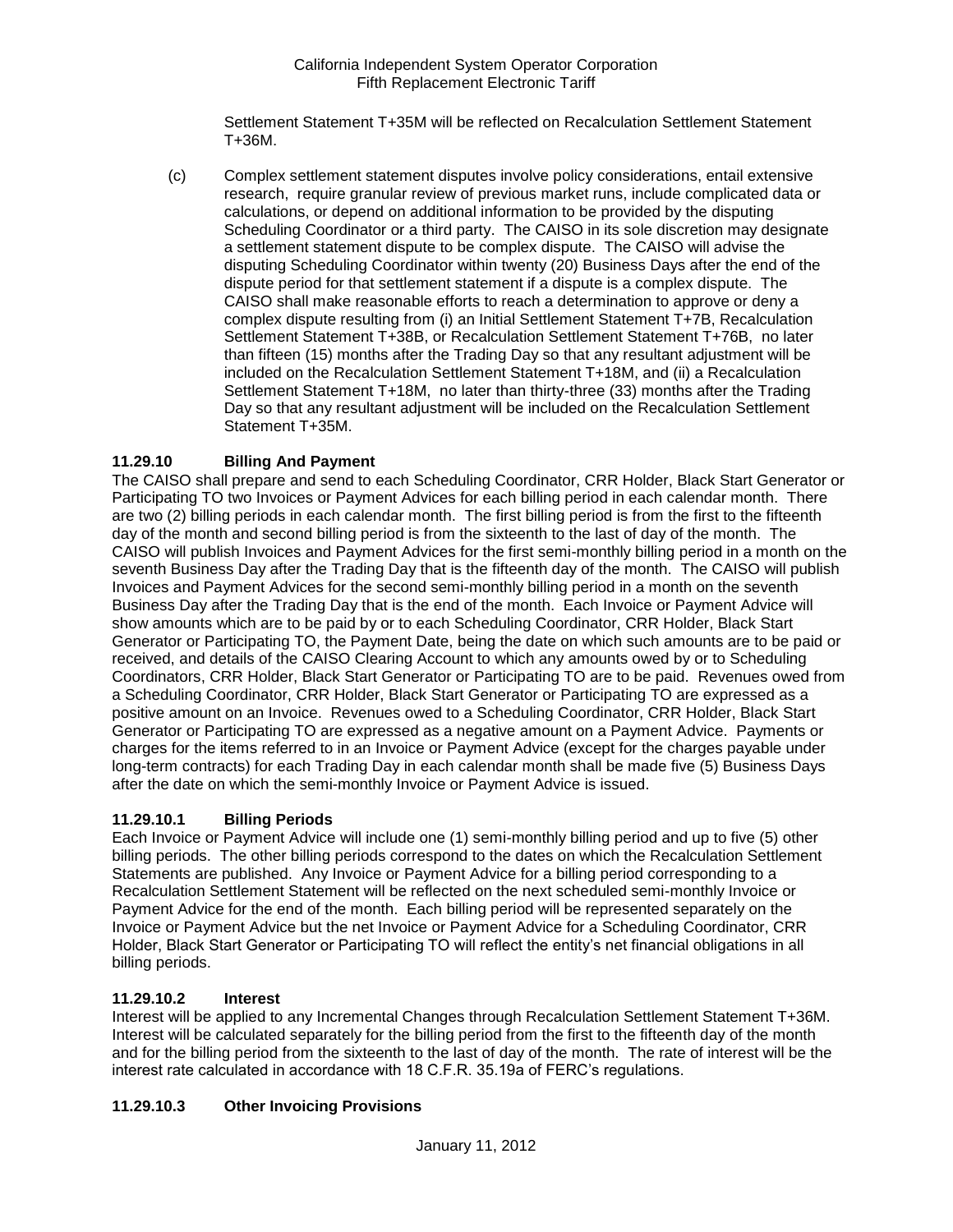Settlement Statement T+35M will be reflected on Recalculation Settlement Statement T+36M.

(c) Complex settlement statement disputes involve policy considerations, entail extensive research, require granular review of previous market runs, include complicated data or calculations, or depend on additional information to be provided by the disputing Scheduling Coordinator or a third party. The CAISO in its sole discretion may designate a settlement statement dispute to be complex dispute. The CAISO will advise the disputing Scheduling Coordinator within twenty (20) Business Days after the end of the dispute period for that settlement statement if a dispute is a complex dispute. The CAISO shall make reasonable efforts to reach a determination to approve or deny a complex dispute resulting from (i) an Initial Settlement Statement T+7B, Recalculation Settlement Statement T+38B, or Recalculation Settlement Statement T+76B, no later than fifteen (15) months after the Trading Day so that any resultant adjustment will be included on the Recalculation Settlement Statement T+18M, and (ii) a Recalculation Settlement Statement T+18M, no later than thirty-three (33) months after the Trading Day so that any resultant adjustment will be included on the Recalculation Settlement Statement T+35M.

### 11.29.10 Billing And Payment

The CAISO shall prepare and send to each Scheduling Coordinator, CRR Holder, Black Start Generator or Participating TO two Invoices or Payment Advices for each billing period in each calendar month. There are two (2) billing periods in each calendar month. The first billing period is from the first to the fifteenth day of the month and second billing period is from the sixteenth to the last of day of the month. The CAISO will publish Invoices and Payment Advices for the first semi-monthly billing period in a month on the seventh Business Day after the Trading Day that is the fifteenth day of the month. The CAISO will publish Invoices and Payment Advices for the second semi-monthly billing period in a month on the seventh Business Day after the Trading Day that is the end of the month. Each Invoice or Payment Advice will show amounts which are to be paid by or to each Scheduling Coordinator, CRR Holder, Black Start Generator or Participating TO, the Payment Date, being the date on which such amounts are to be paid or received, and details of the CAISO Clearing Account to which any amounts owed by or to Scheduling Coordinators, CRR Holder, Black Start Generator or Participating TO are to be paid. Revenues owed from a Scheduling Coordinator, CRR Holder, Black Start Generator or Participating TO are expressed as a positive amount on an Invoice. Revenues owed to a Scheduling Coordinator, CRR Holder, Black Start Generator or Participating TO are expressed as a negative amount on a Payment Advice. Payments or charges for the items referred to in an Invoice or Payment Advice (except for the charges payable under long-term contracts) for each Trading Day in each calendar month shall be made five (5) Business Days after the date on which the semi-monthly Invoice or Payment Advice is issued.

#### 11.29.10.1 Billing Periods

Each Invoice or Payment Advice will include one (1) semi-monthly billing period and up to five (5) other billing periods. The other billing periods correspond to the dates on which the Recalculation Settlement Statements are published. Any Invoice or Payment Advice for a billing period corresponding to a Recalculation Settlement Statement will be reflected on the next scheduled semi-monthly Invoice or Payment Advice for the end of the month. Each billing period will be represented separately on the Invoice or Payment Advice but the net Invoice or Payment Advice for a Scheduling Coordinator, CRR Holder, Black Start Generator or Participating TO will reflect the entity's net financial obligations in all billing periods.

#### 11.29.10.2 Interest

Interest will be applied to any Incremental Changes through Recalculation Settlement Statement T+36M. Interest will be calculated separately for the billing period from the first to the fifteenth day of the month and for the billing period from the sixteenth to the last of day of the month. The rate of interest will be the interest rate calculated in accordance with 18 C.F.R. 35.19a of FERC's regulations.

#### 11.29.10.3 Other Invoicing Provisions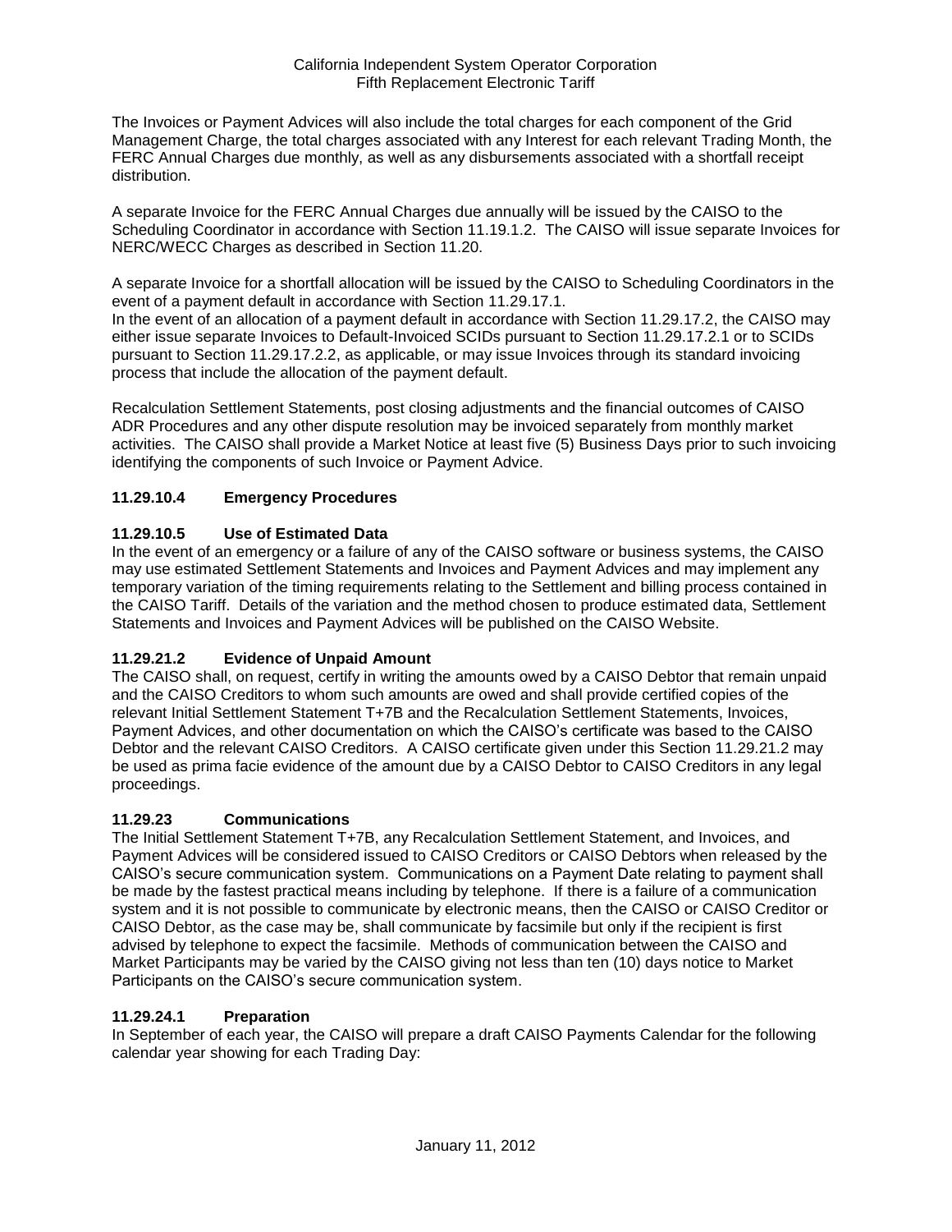The Invoices or Payment Advices will also include the total charges for each component of the Grid Management Charge, the total charges associated with any Interest for each relevant Trading Month, the FERC Annual Charges due monthly, as well as any disbursements associated with a shortfall receipt distribution.

A separate Invoice for the FERC Annual Charges due annually will be issued by the CAISO to the Scheduling Coordinator in accordance with Section 11.19.1.2. The CAISO will issue separate Invoices for NERC/WECC Charges as described in Section 11.20.

A separate Invoice for a shortfall allocation will be issued by the CAISO to Scheduling Coordinators in the event of a payment default in accordance with Section 11.29.17.1.
In the event of an allocation of a payment default in accordance with Section 11.29.17.2, the CAISO may either issue separate Invoices to Default-Invoiced SCIDs pursuant to Section 11.29.17.2.1 or to SCIDs pursuant to Section 11.29.17.2.2, as applicable, or may issue Invoices through its standard invoicing process that include the allocation of the payment default.

Recalculation Settlement Statements, post closing adjustments and the financial outcomes of CAISO ADR Procedures and any other dispute resolution may be invoiced separately from monthly market activities. The CAISO shall provide a Market Notice at least five (5) Business Days prior to such invoicing identifying the components of such Invoice or Payment Advice.

### 11.29.10.4 Emergency Procedures

### 11.29.10.5 Use of Estimated Data

In the event of an emergency or a failure of any of the CAISO software or business systems, the CAISO may use estimated Settlement Statements and Invoices and Payment Advices and may implement any temporary variation of the timing requirements relating to the Settlement and billing process contained in the CAISO Tariff. Details of the variation and the method chosen to produce estimated data, Settlement Statements and Invoices and Payment Advices will be published on the CAISO Website.

### 11.29.21.2 Evidence of Unpaid Amount

The CAISO shall, on request, certify in writing the amounts owed by a CAISO Debtor that remain unpaid and the CAISO Creditors to whom such amounts are owed and shall provide certified copies of the relevant Initial Settlement Statement T+7B and the Recalculation Settlement Statements, Invoices, Payment Advices, and other documentation on which the CAISO's certificate was based to the CAISO Debtor and the relevant CAISO Creditors. A CAISO certificate given under this Section 11.29.21.2 may be used as prima facie evidence of the amount due by a CAISO Debtor to CAISO Creditors in any legal proceedings.

### 11.29.23 Communications

The Initial Settlement Statement T+7B, any Recalculation Settlement Statement, and Invoices, and Payment Advices will be considered issued to CAISO Creditors or CAISO Debtors when released by the CAISO's secure communication system. Communications on a Payment Date relating to payment shall be made by the fastest practical means including by telephone. If there is a failure of a communication system and it is not possible to communicate by electronic means, then the CAISO or CAISO Creditor or CAISO Debtor, as the case may be, shall communicate by facsimile but only if the recipient is first advised by telephone to expect the facsimile. Methods of communication between the CAISO and Market Participants may be varied by the CAISO giving not less than ten (10) days notice to Market Participants on the CAISO's secure communication system.

### 11.29.24.1 Preparation

In September of each year, the CAISO will prepare a draft CAISO Payments Calendar for the following calendar year showing for each Trading Day: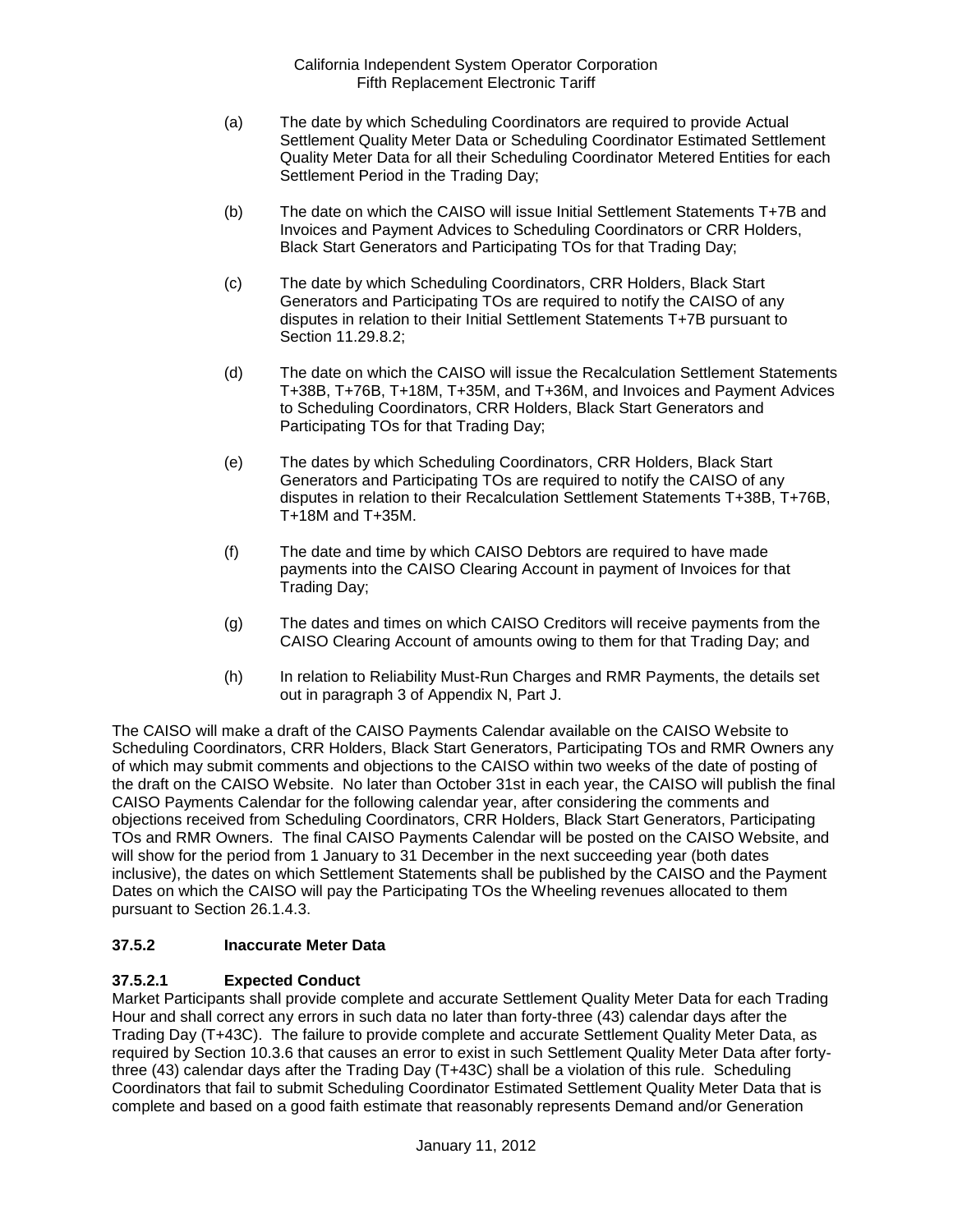(a) The date by which Scheduling Coordinators are required to provide Actual Settlement Quality Meter Data or Scheduling Coordinator Estimated Settlement Quality Meter Data for all their Scheduling Coordinator Metered Entities for each Settlement Period in the Trading Day;

(b) The date on which the CAISO will issue Initial Settlement Statements T+7B and Invoices and Payment Advices to Scheduling Coordinators or CRR Holders, Black Start Generators and Participating TOs for that Trading Day;

(c) The date by which Scheduling Coordinators, CRR Holders, Black Start Generators and Participating TOs are required to notify the CAISO of any disputes in relation to their Initial Settlement Statements T+7B pursuant to Section 11.29.8.2;

(d) The date on which the CAISO will issue the Recalculation Settlement Statements T+38B, T+76B, T+18M, T+35M, and T+36M, and Invoices and Payment Advices to Scheduling Coordinators, CRR Holders, Black Start Generators and Participating TOs for that Trading Day;

(e) The dates by which Scheduling Coordinators, CRR Holders, Black Start Generators and Participating TOs are required to notify the CAISO of any disputes in relation to their Recalculation Settlement Statements T+38B, T+76B, T+18M and T+35M.

(f) The date and time by which CAISO Debtors are required to have made payments into the CAISO Clearing Account in payment of Invoices for that Trading Day;

(g) The dates and times on which CAISO Creditors will receive payments from the CAISO Clearing Account of amounts owing to them for that Trading Day; and

(h) In relation to Reliability Must-Run Charges and RMR Payments, the details set out in paragraph 3 of Appendix N, Part J.

The CAISO will make a draft of the CAISO Payments Calendar available on the CAISO Website to Scheduling Coordinators, CRR Holders, Black Start Generators, Participating TOs and RMR Owners any of which may submit comments and objections to the CAISO within two weeks of the date of posting of the draft on the CAISO Website. No later than October 31st in each year, the CAISO will publish the final CAISO Payments Calendar for the following calendar year, after considering the comments and objections received from Scheduling Coordinators, CRR Holders, Black Start Generators, Participating TOs and RMR Owners. The final CAISO Payments Calendar will be posted on the CAISO Website, and will show for the period from 1 January to 31 December in the next succeeding year (both dates inclusive), the dates on which Settlement Statements shall be published by the CAISO and the Payment Dates on which the CAISO will pay the Participating TOs the Wheeling revenues allocated to them pursuant to Section 26.1.4.3.

### 37.5.2 Inaccurate Meter Data

#### 37.5.2.1 Expected Conduct

Market Participants shall provide complete and accurate Settlement Quality Meter Data for each Trading Hour and shall correct any errors in such data no later than forty-three (43) calendar days after the Trading Day (T+43C). The failure to provide complete and accurate Settlement Quality Meter Data, as required by Section 10.3.6 that causes an error to exist in such Settlement Quality Meter Data after forty-three (43) calendar days after the Trading Day (T+43C) shall be a violation of this rule. Scheduling Coordinators that fail to submit Scheduling Coordinator Estimated Settlement Quality Meter Data that is complete and based on a good faith estimate that reasonably represents Demand and/or Generation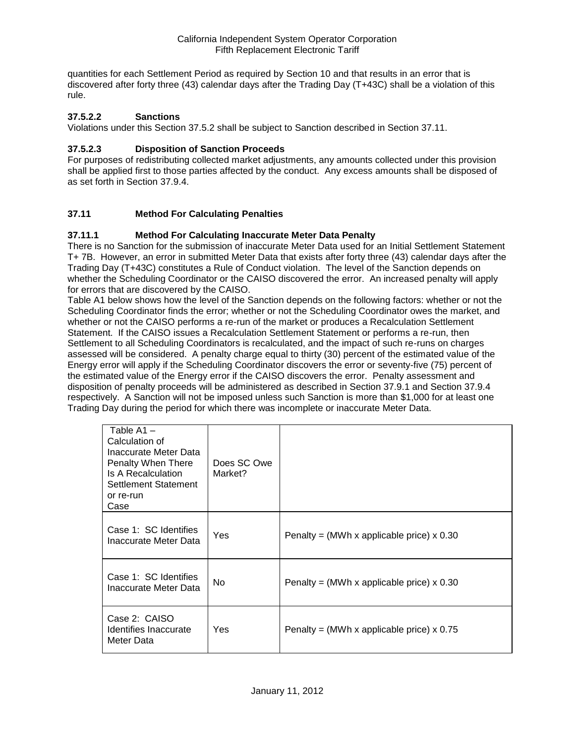quantities for each Settlement Period as required by Section 10 and that results in an error that is discovered after forty three (43) calendar days after the Trading Day (T+43C) shall be a violation of this rule.

#### 37.5.2.2 Sanctions

Violations under this Section 37.5.2 shall be subject to Sanction described in Section 37.11.

#### 37.5.2.3 Disposition of Sanction Proceeds

For purposes of redistributing collected market adjustments, any amounts collected under this provision shall be applied first to those parties affected by the conduct. Any excess amounts shall be disposed of as set forth in Section 37.9.4.

## 37.11 Method For Calculating Penalties

### 37.11.1 Method For Calculating Inaccurate Meter Data Penalty

There is no Sanction for the submission of inaccurate Meter Data used for an Initial Settlement Statement T+ 7B. However, an error in submitted Meter Data that exists after forty three (43) calendar days after the Trading Day (T+43C) constitutes a Rule of Conduct violation. The level of the Sanction depends on whether the Scheduling Coordinator or the CAISO discovered the error. An increased penalty will apply for errors that are discovered by the CAISO.

Table A1 below shows how the level of the Sanction depends on the following factors: whether or not the Scheduling Coordinator finds the error; whether or not the Scheduling Coordinator owes the market, and whether or not the CAISO performs a re-run of the market or produces a Recalculation Settlement Statement. If the CAISO issues a Recalculation Settlement Statement or performs a re-run, then Settlement to all Scheduling Coordinators is recalculated, and the impact of such re-runs on charges assessed will be considered. A penalty charge equal to thirty (30) percent of the estimated value of the Energy error will apply if the Scheduling Coordinator discovers the error or seventy-five (75) percent of the estimated value of the Energy error if the CAISO discovers the error. Penalty assessment and disposition of penalty proceeds will be administered as described in Section 37.9.1 and Section 37.9.4 respectively. A Sanction will not be imposed unless such Sanction is more than $1,000 for at least one Trading Day during the period for which there was incomplete or inaccurate Meter Data.

| Table A1 – Calculation of Inaccurate Meter Data Penalty When There Is A Recalculation Settlement Statement or re-run Case | Does SC Owe Market? | |
|---|---|---|
| Case 1: SC Identifies Inaccurate Meter Data | Yes | Penalty = (MWh x applicable price) x 0.30 |
| Case 1: SC Identifies Inaccurate Meter Data | No | Penalty = (MWh x applicable price) x 0.30 |
| Case 2: CAISO Identifies Inaccurate Meter Data | Yes | Penalty = (MWh x applicable price) x 0.75 |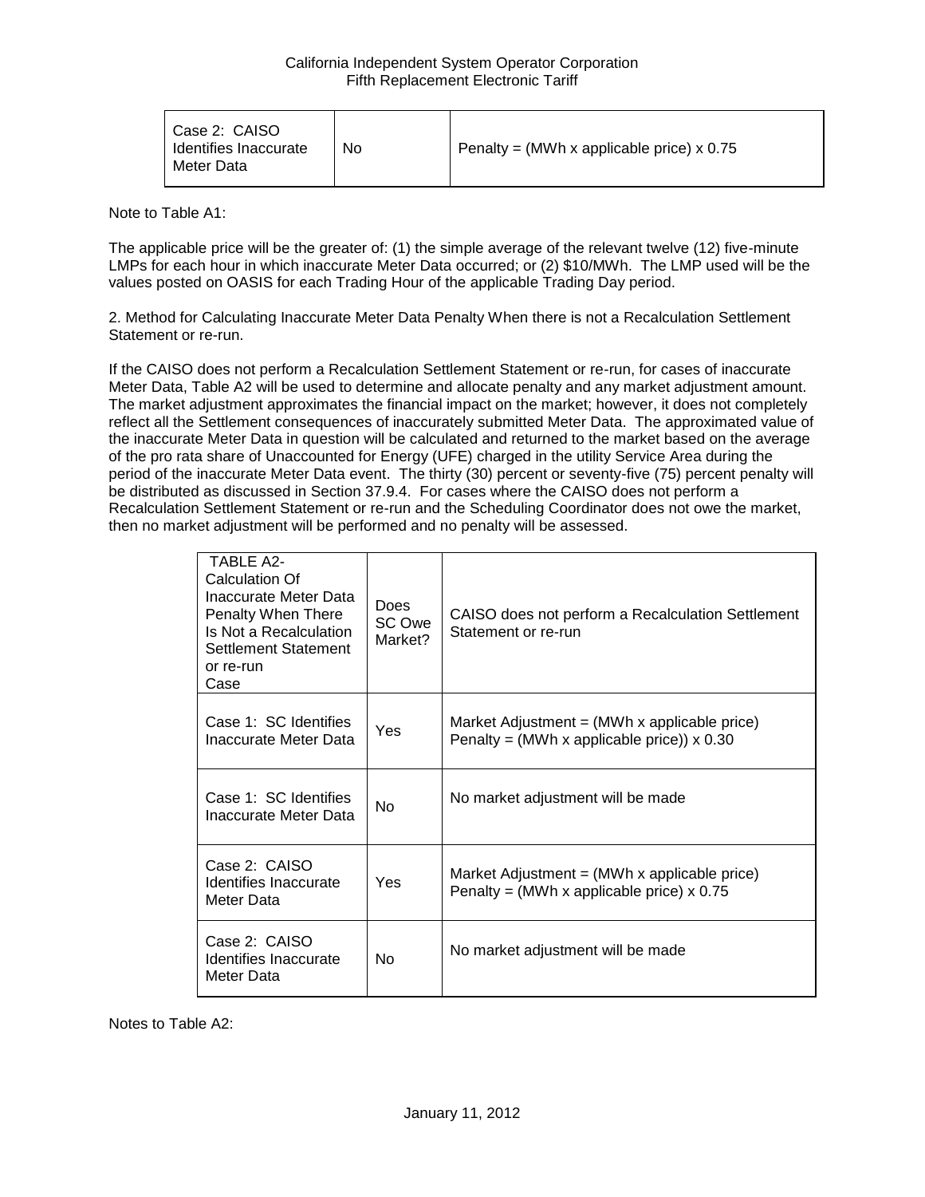| Case 2: CAISO Identifies Inaccurate Meter Data | No | Penalty = (MWh x applicable price) x 0.75 |
|---|---|---|

Note to Table A1:

The applicable price will be the greater of: (1) the simple average of the relevant twelve (12) five-minute LMPs for each hour in which inaccurate Meter Data occurred; or (2) $10/MWh. The LMP used will be the values posted on OASIS for each Trading Hour of the applicable Trading Day period.

2. Method for Calculating Inaccurate Meter Data Penalty When there is not a Recalculation Settlement Statement or re-run.

If the CAISO does not perform a Recalculation Settlement Statement or re-run, for cases of inaccurate Meter Data, Table A2 will be used to determine and allocate penalty and any market adjustment amount. The market adjustment approximates the financial impact on the market; however, it does not completely reflect all the Settlement consequences of inaccurately submitted Meter Data. The approximated value of the inaccurate Meter Data in question will be calculated and returned to the market based on the average of the pro rata share of Unaccounted for Energy (UFE) charged in the utility Service Area during the period of the inaccurate Meter Data event. The thirty (30) percent or seventy-five (75) percent penalty will be distributed as discussed in Section 37.9.4. For cases where the CAISO does not perform a Recalculation Settlement Statement or re-run and the Scheduling Coordinator does not owe the market, then no market adjustment will be performed and no penalty will be assessed.

| TABLE A2- Calculation Of Inaccurate Meter Data Penalty When There Is Not a Recalculation Settlement Statement or re-run Case | Does SC Owe Market? | CAISO does not perform a Recalculation Settlement Statement or re-run |
|---|---|---|
| Case 1: SC Identifies Inaccurate Meter Data | Yes | Market Adjustment = (MWh x applicable price)<br>Penalty = (MWh x applicable price)) x 0.30 |
| Case 1: SC Identifies Inaccurate Meter Data | No | No market adjustment will be made |
| Case 2: CAISO Identifies Inaccurate Meter Data | Yes | Market Adjustment = (MWh x applicable price)<br>Penalty = (MWh x applicable price) x 0.75 |
| Case 2: CAISO Identifies Inaccurate Meter Data | No | No market adjustment will be made |

Notes to Table A2: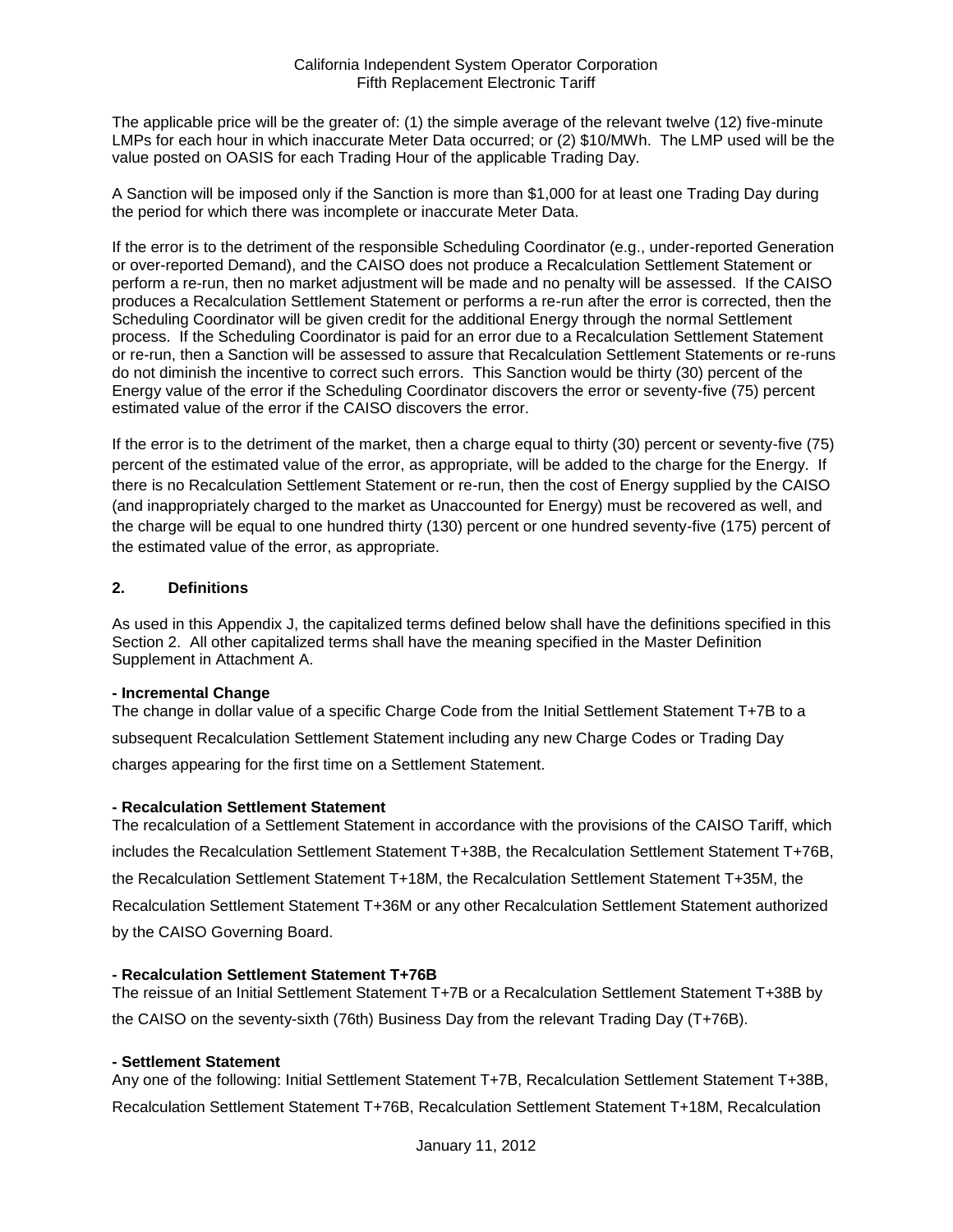The applicable price will be the greater of: (1) the simple average of the relevant twelve (12) five-minute LMPs for each hour in which inaccurate Meter Data occurred; or (2) $10/MWh. The LMP used will be the value posted on OASIS for each Trading Hour of the applicable Trading Day.

A Sanction will be imposed only if the Sanction is more than $1,000 for at least one Trading Day during the period for which there was incomplete or inaccurate Meter Data.

If the error is to the detriment of the responsible Scheduling Coordinator (e.g., under-reported Generation or over-reported Demand), and the CAISO does not produce a Recalculation Settlement Statement or perform a re-run, then no market adjustment will be made and no penalty will be assessed. If the CAISO produces a Recalculation Settlement Statement or performs a re-run after the error is corrected, then the Scheduling Coordinator will be given credit for the additional Energy through the normal Settlement process. If the Scheduling Coordinator is paid for an error due to a Recalculation Settlement Statement or re-run, then a Sanction will be assessed to assure that Recalculation Settlement Statements or re-runs do not diminish the incentive to correct such errors. This Sanction would be thirty (30) percent of the Energy value of the error if the Scheduling Coordinator discovers the error or seventy-five (75) percent estimated value of the error if the CAISO discovers the error.

If the error is to the detriment of the market, then a charge equal to thirty (30) percent or seventy-five (75) percent of the estimated value of the error, as appropriate, will be added to the charge for the Energy. If there is no Recalculation Settlement Statement or re-run, then the cost of Energy supplied by the CAISO (and inappropriately charged to the market as Unaccounted for Energy) must be recovered as well, and the charge will be equal to one hundred thirty (130) percent or one hundred seventy-five (175) percent of the estimated value of the error, as appropriate.

## 2. Definitions

As used in this Appendix J, the capitalized terms defined below shall have the definitions specified in this Section 2. All other capitalized terms shall have the meaning specified in the Master Definition Supplement in Attachment A.

**- Incremental Change**

The change in dollar value of a specific Charge Code from the Initial Settlement Statement T+7B to a subsequent Recalculation Settlement Statement including any new Charge Codes or Trading Day charges appearing for the first time on a Settlement Statement.

**- Recalculation Settlement Statement**

The recalculation of a Settlement Statement in accordance with the provisions of the CAISO Tariff, which includes the Recalculation Settlement Statement T+38B, the Recalculation Settlement Statement T+76B, the Recalculation Settlement Statement T+18M, the Recalculation Settlement Statement T+35M, the Recalculation Settlement Statement T+36M or any other Recalculation Settlement Statement authorized by the CAISO Governing Board.

**- Recalculation Settlement Statement T+76B**

The reissue of an Initial Settlement Statement T+7B or a Recalculation Settlement Statement T+38B by the CAISO on the seventy-sixth (76th) Business Day from the relevant Trading Day (T+76B).

**- Settlement Statement**

Any one of the following: Initial Settlement Statement T+7B, Recalculation Settlement Statement T+38B, Recalculation Settlement Statement T+76B, Recalculation Settlement Statement T+18M, Recalculation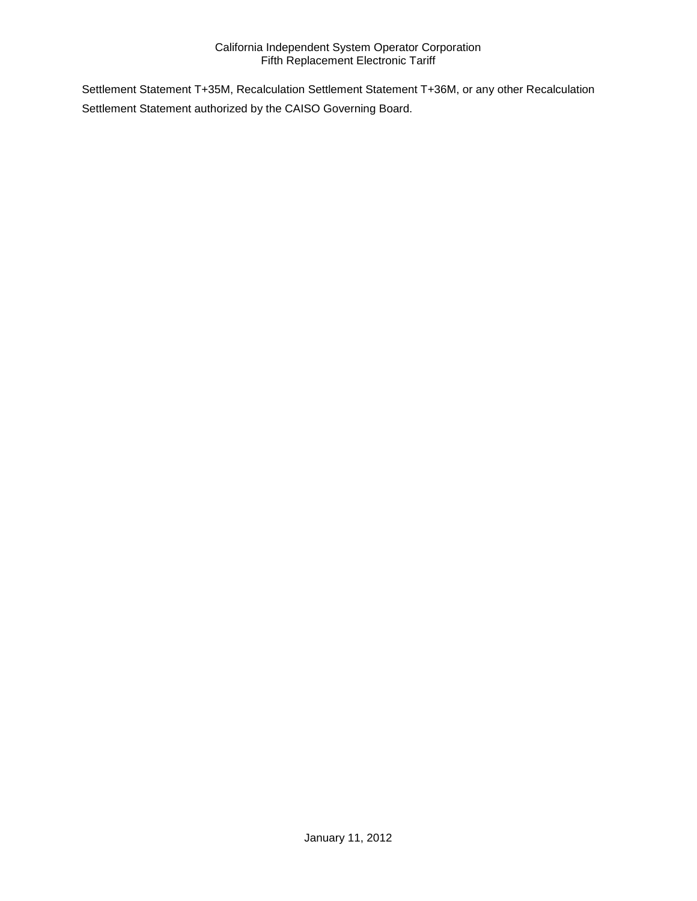Settlement Statement T+35M, Recalculation Settlement Statement T+36M, or any other Recalculation Settlement Statement authorized by the CAISO Governing Board.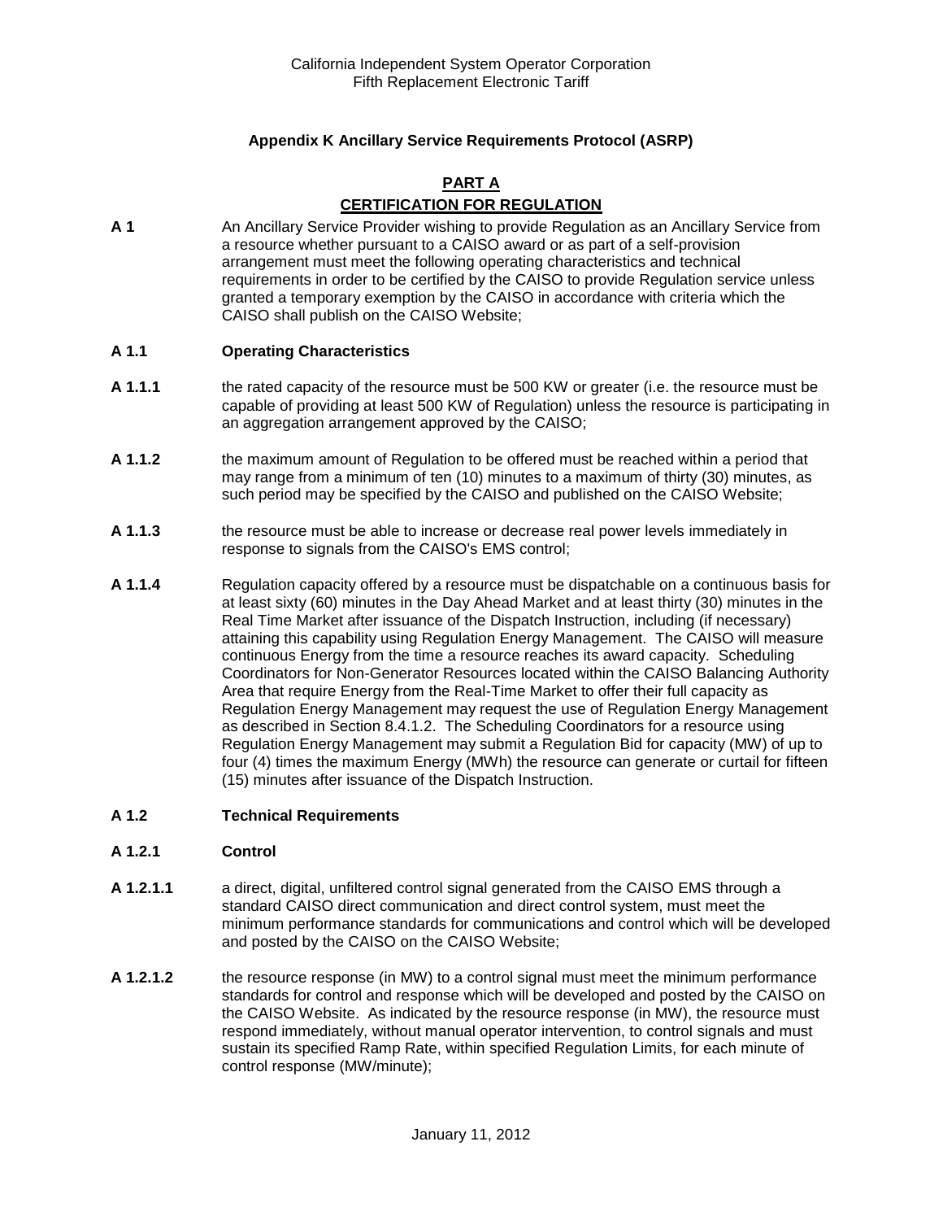**Appendix K Ancillary Service Requirements Protocol (ASRP)**

## PART A

## CERTIFICATION FOR REGULATION

**A 1** An Ancillary Service Provider wishing to provide Regulation as an Ancillary Service from a resource whether pursuant to a CAISO award or as part of a self-provision arrangement must meet the following operating characteristics and technical requirements in order to be certified by the CAISO to provide Regulation service unless granted a temporary exemption by the CAISO in accordance with criteria which the CAISO shall publish on the CAISO Website;

**A 1.1 Operating Characteristics**

**A 1.1.1** the rated capacity of the resource must be 500 KW or greater (i.e. the resource must be capable of providing at least 500 KW of Regulation) unless the resource is participating in an aggregation arrangement approved by the CAISO;

**A 1.1.2** the maximum amount of Regulation to be offered must be reached within a period that may range from a minimum of ten (10) minutes to a maximum of thirty (30) minutes, as such period may be specified by the CAISO and published on the CAISO Website;

**A 1.1.3** the resource must be able to increase or decrease real power levels immediately in response to signals from the CAISO's EMS control;

**A 1.1.4** Regulation capacity offered by a resource must be dispatchable on a continuous basis for at least sixty (60) minutes in the Day Ahead Market and at least thirty (30) minutes in the Real Time Market after issuance of the Dispatch Instruction, including (if necessary) attaining this capability using Regulation Energy Management. The CAISO will measure continuous Energy from the time a resource reaches its award capacity. Scheduling Coordinators for Non-Generator Resources located within the CAISO Balancing Authority Area that require Energy from the Real-Time Market to offer their full capacity as Regulation Energy Management may request the use of Regulation Energy Management as described in Section 8.4.1.2. The Scheduling Coordinators for a resource using Regulation Energy Management may submit a Regulation Bid for capacity (MW) of up to four (4) times the maximum Energy (MWh) the resource can generate or curtail for fifteen (15) minutes after issuance of the Dispatch Instruction.

**A 1.2 Technical Requirements**

**A 1.2.1 Control**

**A 1.2.1.1** a direct, digital, unfiltered control signal generated from the CAISO EMS through a standard CAISO direct communication and direct control system, must meet the minimum performance standards for communications and control which will be developed and posted by the CAISO on the CAISO Website;

**A 1.2.1.2** the resource response (in MW) to a control signal must meet the minimum performance standards for control and response which will be developed and posted by the CAISO on the CAISO Website. As indicated by the resource response (in MW), the resource must respond immediately, without manual operator intervention, to control signals and must sustain its specified Ramp Rate, within specified Regulation Limits, for each minute of control response (MW/minute);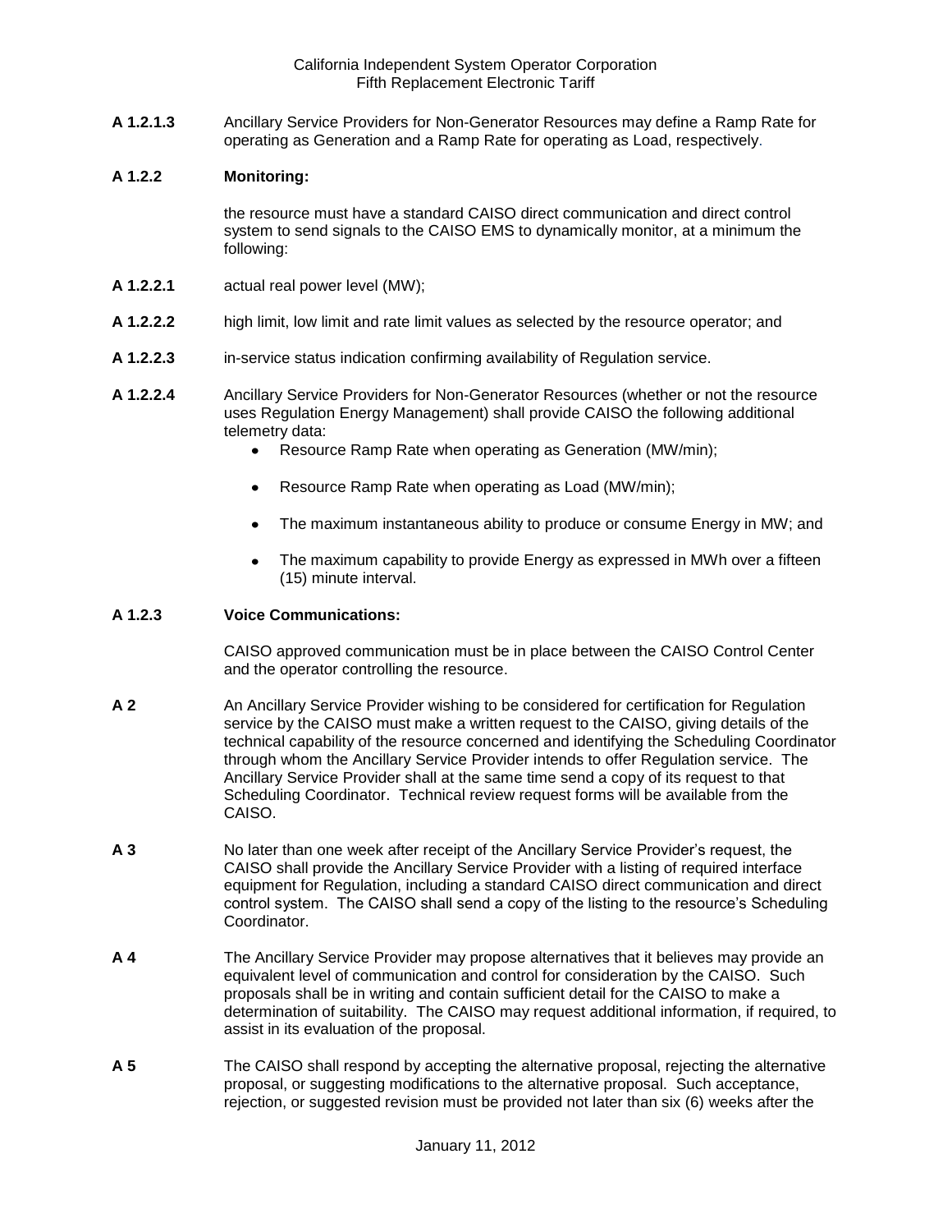**A 1.2.1.3** Ancillary Service Providers for Non-Generator Resources may define a Ramp Rate for operating as Generation and a Ramp Rate for operating as Load, respectively.

**A 1.2.2** **Monitoring:**

the resource must have a standard CAISO direct communication and direct control system to send signals to the CAISO EMS to dynamically monitor, at a minimum the following:

**A 1.2.2.1** actual real power level (MW);

**A 1.2.2.2** high limit, low limit and rate limit values as selected by the resource operator; and

**A 1.2.2.3** in-service status indication confirming availability of Regulation service.

**A 1.2.2.4** Ancillary Service Providers for Non-Generator Resources (whether or not the resource uses Regulation Energy Management) shall provide CAISO the following additional telemetry data:

- Resource Ramp Rate when operating as Generation (MW/min);
- Resource Ramp Rate when operating as Load (MW/min);
- The maximum instantaneous ability to produce or consume Energy in MW; and
- The maximum capability to provide Energy as expressed in MWh over a fifteen (15) minute interval.

**A 1.2.3** **Voice Communications:**

CAISO approved communication must be in place between the CAISO Control Center and the operator controlling the resource.

**A 2** An Ancillary Service Provider wishing to be considered for certification for Regulation service by the CAISO must make a written request to the CAISO, giving details of the technical capability of the resource concerned and identifying the Scheduling Coordinator through whom the Ancillary Service Provider intends to offer Regulation service. The Ancillary Service Provider shall at the same time send a copy of its request to that Scheduling Coordinator. Technical review request forms will be available from the CAISO.

**A 3** No later than one week after receipt of the Ancillary Service Provider's request, the CAISO shall provide the Ancillary Service Provider with a listing of required interface equipment for Regulation, including a standard CAISO direct communication and direct control system. The CAISO shall send a copy of the listing to the resource's Scheduling Coordinator.

**A 4** The Ancillary Service Provider may propose alternatives that it believes may provide an equivalent level of communication and control for consideration by the CAISO. Such proposals shall be in writing and contain sufficient detail for the CAISO to make a determination of suitability. The CAISO may request additional information, if required, to assist in its evaluation of the proposal.

**A 5** The CAISO shall respond by accepting the alternative proposal, rejecting the alternative proposal, or suggesting modifications to the alternative proposal. Such acceptance, rejection, or suggested revision must be provided not later than six (6) weeks after the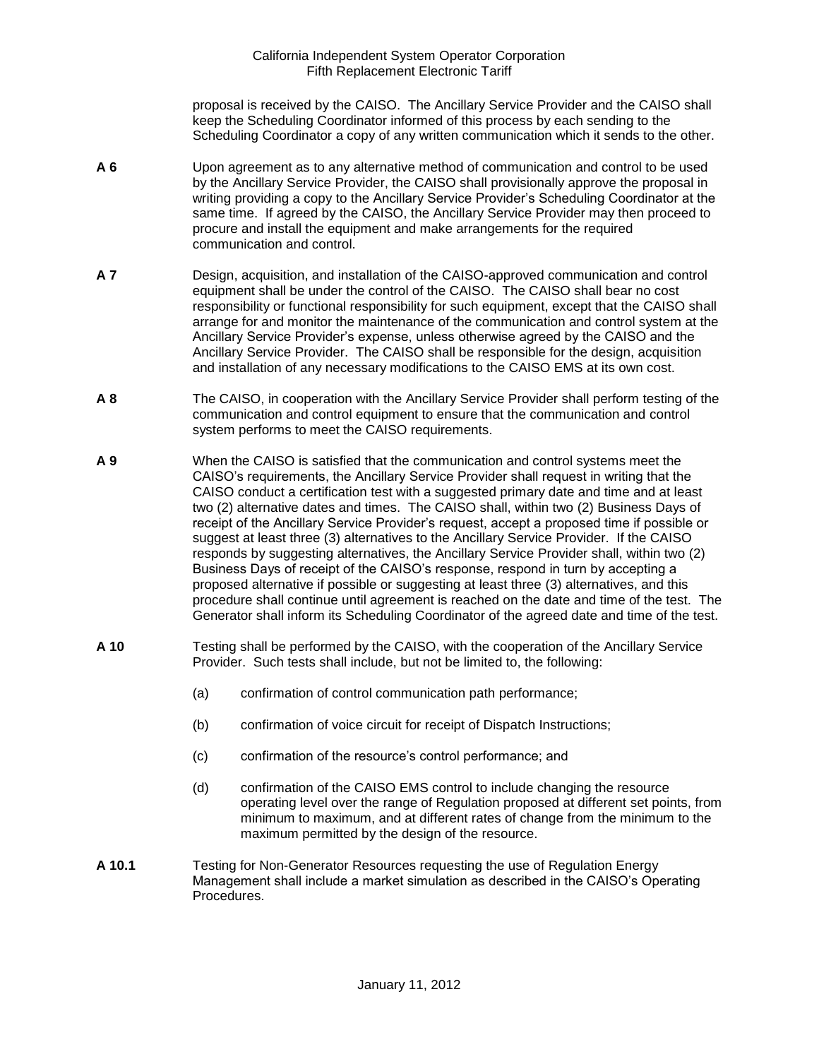proposal is received by the CAISO. The Ancillary Service Provider and the CAISO shall keep the Scheduling Coordinator informed of this process by each sending to the Scheduling Coordinator a copy of any written communication which it sends to the other.

**A 6** Upon agreement as to any alternative method of communication and control to be used by the Ancillary Service Provider, the CAISO shall provisionally approve the proposal in writing providing a copy to the Ancillary Service Provider's Scheduling Coordinator at the same time. If agreed by the CAISO, the Ancillary Service Provider may then proceed to procure and install the equipment and make arrangements for the required communication and control.

**A 7** Design, acquisition, and installation of the CAISO-approved communication and control equipment shall be under the control of the CAISO. The CAISO shall bear no cost responsibility or functional responsibility for such equipment, except that the CAISO shall arrange for and monitor the maintenance of the communication and control system at the Ancillary Service Provider's expense, unless otherwise agreed by the CAISO and the Ancillary Service Provider. The CAISO shall be responsible for the design, acquisition and installation of any necessary modifications to the CAISO EMS at its own cost.

**A 8** The CAISO, in cooperation with the Ancillary Service Provider shall perform testing of the communication and control equipment to ensure that the communication and control system performs to meet the CAISO requirements.

**A 9** When the CAISO is satisfied that the communication and control systems meet the CAISO's requirements, the Ancillary Service Provider shall request in writing that the CAISO conduct a certification test with a suggested primary date and time and at least two (2) alternative dates and times. The CAISO shall, within two (2) Business Days of receipt of the Ancillary Service Provider's request, accept a proposed time if possible or suggest at least three (3) alternatives to the Ancillary Service Provider. If the CAISO responds by suggesting alternatives, the Ancillary Service Provider shall, within two (2) Business Days of receipt of the CAISO's response, respond in turn by accepting a proposed alternative if possible or suggesting at least three (3) alternatives, and this procedure shall continue until agreement is reached on the date and time of the test. The Generator shall inform its Scheduling Coordinator of the agreed date and time of the test.

**A 10** Testing shall be performed by the CAISO, with the cooperation of the Ancillary Service Provider. Such tests shall include, but not be limited to, the following:

(a) confirmation of control communication path performance;

(b) confirmation of voice circuit for receipt of Dispatch Instructions;

(c) confirmation of the resource's control performance; and

(d) confirmation of the CAISO EMS control to include changing the resource operating level over the range of Regulation proposed at different set points, from minimum to maximum, and at different rates of change from the minimum to the maximum permitted by the design of the resource.

**A 10.1** Testing for Non-Generator Resources requesting the use of Regulation Energy Management shall include a market simulation as described in the CAISO's Operating Procedures.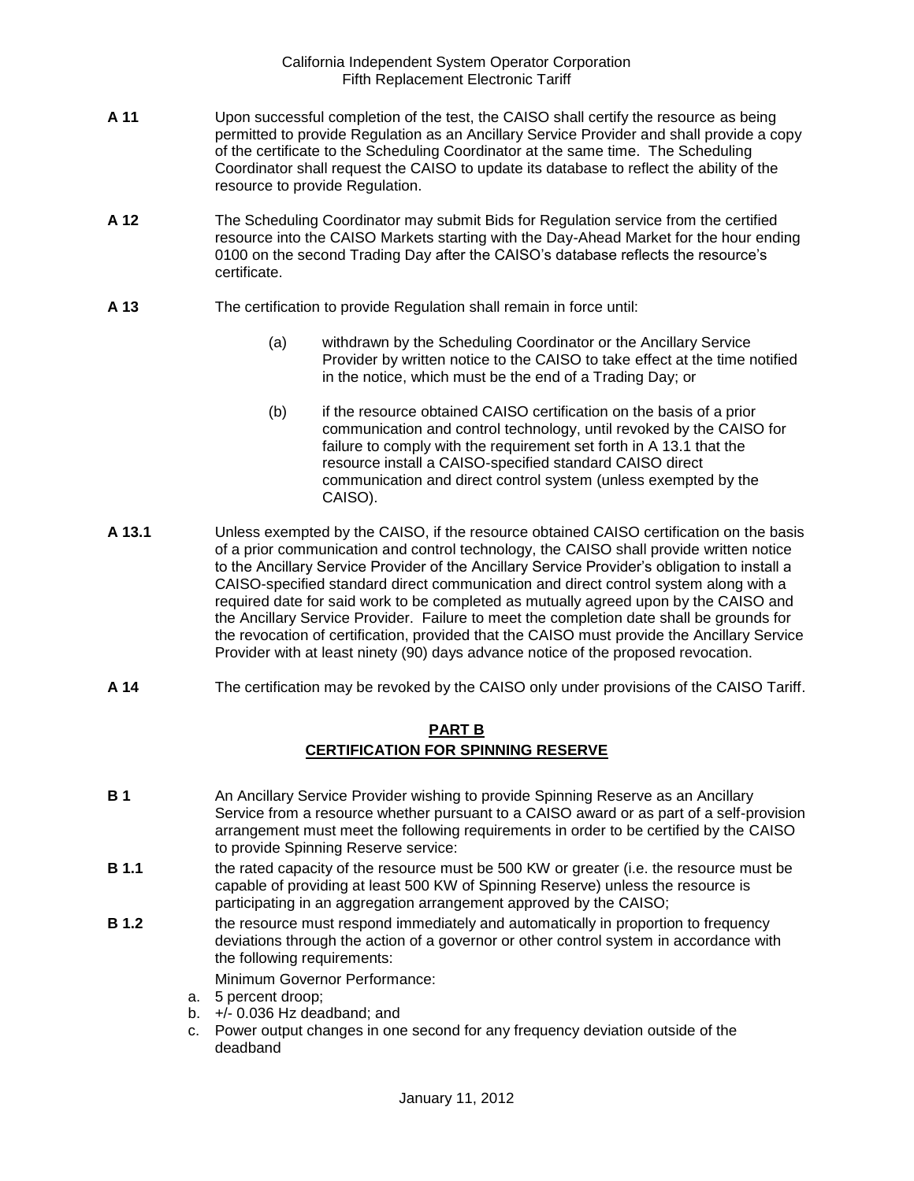**A 11** Upon successful completion of the test, the CAISO shall certify the resource as being permitted to provide Regulation as an Ancillary Service Provider and shall provide a copy of the certificate to the Scheduling Coordinator at the same time. The Scheduling Coordinator shall request the CAISO to update its database to reflect the ability of the resource to provide Regulation.

**A 12** The Scheduling Coordinator may submit Bids for Regulation service from the certified resource into the CAISO Markets starting with the Day-Ahead Market for the hour ending 0100 on the second Trading Day after the CAISO's database reflects the resource's certificate.

**A 13** The certification to provide Regulation shall remain in force until:

(a) withdrawn by the Scheduling Coordinator or the Ancillary Service Provider by written notice to the CAISO to take effect at the time notified in the notice, which must be the end of a Trading Day; or

(b) if the resource obtained CAISO certification on the basis of a prior communication and control technology, until revoked by the CAISO for failure to comply with the requirement set forth in A 13.1 that the resource install a CAISO-specified standard CAISO direct communication and direct control system (unless exempted by the CAISO).

**A 13.1** Unless exempted by the CAISO, if the resource obtained CAISO certification on the basis of a prior communication and control technology, the CAISO shall provide written notice to the Ancillary Service Provider of the Ancillary Service Provider's obligation to install a CAISO-specified standard direct communication and direct control system along with a required date for said work to be completed as mutually agreed upon by the CAISO and the Ancillary Service Provider. Failure to meet the completion date shall be grounds for the revocation of certification, provided that the CAISO must provide the Ancillary Service Provider with at least ninety (90) days advance notice of the proposed revocation.

**A 14** The certification may be revoked by the CAISO only under provisions of the CAISO Tariff.

## PART B
## CERTIFICATION FOR SPINNING RESERVE

**B 1** An Ancillary Service Provider wishing to provide Spinning Reserve as an Ancillary Service from a resource whether pursuant to a CAISO award or as part of a self-provision arrangement must meet the following requirements in order to be certified by the CAISO to provide Spinning Reserve service:

**B 1.1** the rated capacity of the resource must be 500 KW or greater (i.e. the resource must be capable of providing at least 500 KW of Spinning Reserve) unless the resource is participating in an aggregation arrangement approved by the CAISO;

**B 1.2** the resource must respond immediately and automatically in proportion to frequency deviations through the action of a governor or other control system in accordance with the following requirements:

Minimum Governor Performance:

a. 5 percent droop;
b. +/- 0.036 Hz deadband; and
c. Power output changes in one second for any frequency deviation outside of the deadband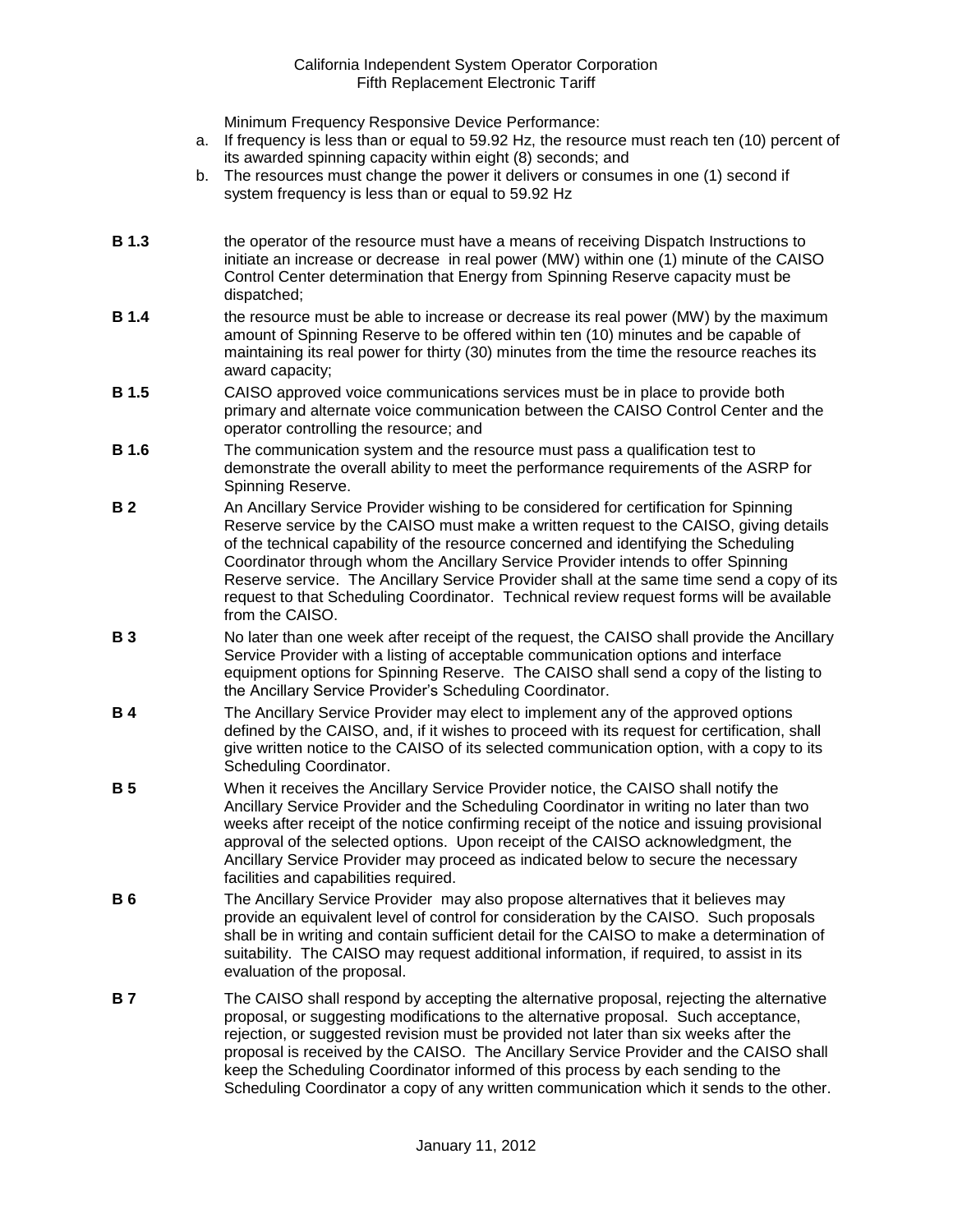Minimum Frequency Responsive Device Performance:

a. If frequency is less than or equal to 59.92 Hz, the resource must reach ten (10) percent of its awarded spinning capacity within eight (8) seconds; and
b. The resources must change the power it delivers or consumes in one (1) second if system frequency is less than or equal to 59.92 Hz

**B 1.3** the operator of the resource must have a means of receiving Dispatch Instructions to initiate an increase or decrease in real power (MW) within one (1) minute of the CAISO Control Center determination that Energy from Spinning Reserve capacity must be dispatched;

**B 1.4** the resource must be able to increase or decrease its real power (MW) by the maximum amount of Spinning Reserve to be offered within ten (10) minutes and be capable of maintaining its real power for thirty (30) minutes from the time the resource reaches its award capacity;

**B 1.5** CAISO approved voice communications services must be in place to provide both primary and alternate voice communication between the CAISO Control Center and the operator controlling the resource; and

**B 1.6** The communication system and the resource must pass a qualification test to demonstrate the overall ability to meet the performance requirements of the ASRP for Spinning Reserve.

**B 2** An Ancillary Service Provider wishing to be considered for certification for Spinning Reserve service by the CAISO must make a written request to the CAISO, giving details of the technical capability of the resource concerned and identifying the Scheduling Coordinator through whom the Ancillary Service Provider intends to offer Spinning Reserve service. The Ancillary Service Provider shall at the same time send a copy of its request to that Scheduling Coordinator. Technical review request forms will be available from the CAISO.

**B 3** No later than one week after receipt of the request, the CAISO shall provide the Ancillary Service Provider with a listing of acceptable communication options and interface equipment options for Spinning Reserve. The CAISO shall send a copy of the listing to the Ancillary Service Provider's Scheduling Coordinator.

**B 4** The Ancillary Service Provider may elect to implement any of the approved options defined by the CAISO, and, if it wishes to proceed with its request for certification, shall give written notice to the CAISO of its selected communication option, with a copy to its Scheduling Coordinator.

**B 5** When it receives the Ancillary Service Provider notice, the CAISO shall notify the Ancillary Service Provider and the Scheduling Coordinator in writing no later than two weeks after receipt of the notice confirming receipt of the notice and issuing provisional approval of the selected options. Upon receipt of the CAISO acknowledgment, the Ancillary Service Provider may proceed as indicated below to secure the necessary facilities and capabilities required.

**B 6** The Ancillary Service Provider may also propose alternatives that it believes may provide an equivalent level of control for consideration by the CAISO. Such proposals shall be in writing and contain sufficient detail for the CAISO to make a determination of suitability. The CAISO may request additional information, if required, to assist in its evaluation of the proposal.

**B 7** The CAISO shall respond by accepting the alternative proposal, rejecting the alternative proposal, or suggesting modifications to the alternative proposal. Such acceptance, rejection, or suggested revision must be provided not later than six weeks after the proposal is received by the CAISO. The Ancillary Service Provider and the CAISO shall keep the Scheduling Coordinator informed of this process by each sending to the Scheduling Coordinator a copy of any written communication which it sends to the other.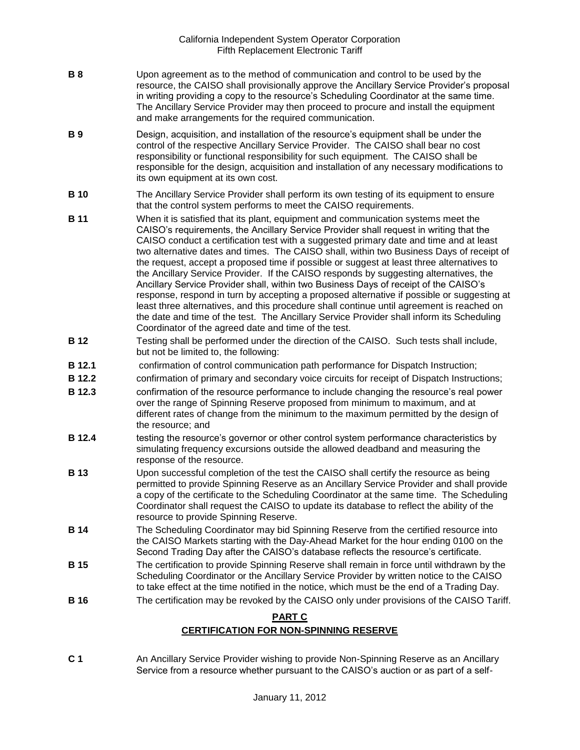**B 8** Upon agreement as to the method of communication and control to be used by the resource, the CAISO shall provisionally approve the Ancillary Service Provider's proposal in writing providing a copy to the resource's Scheduling Coordinator at the same time. The Ancillary Service Provider may then proceed to procure and install the equipment and make arrangements for the required communication.

**B 9** Design, acquisition, and installation of the resource's equipment shall be under the control of the respective Ancillary Service Provider. The CAISO shall bear no cost responsibility or functional responsibility for such equipment. The CAISO shall be responsible for the design, acquisition and installation of any necessary modifications to its own equipment at its own cost.

**B 10** The Ancillary Service Provider shall perform its own testing of its equipment to ensure that the control system performs to meet the CAISO requirements.

**B 11** When it is satisfied that its plant, equipment and communication systems meet the CAISO's requirements, the Ancillary Service Provider shall request in writing that the CAISO conduct a certification test with a suggested primary date and time and at least two alternative dates and times. The CAISO shall, within two Business Days of receipt of the request, accept a proposed time if possible or suggest at least three alternatives to the Ancillary Service Provider. If the CAISO responds by suggesting alternatives, the Ancillary Service Provider shall, within two Business Days of receipt of the CAISO's response, respond in turn by accepting a proposed alternative if possible or suggesting at least three alternatives, and this procedure shall continue until agreement is reached on the date and time of the test. The Ancillary Service Provider shall inform its Scheduling Coordinator of the agreed date and time of the test.

**B 12** Testing shall be performed under the direction of the CAISO. Such tests shall include, but not be limited to, the following:

**B 12.1** confirmation of control communication path performance for Dispatch Instruction;

**B 12.2** confirmation of primary and secondary voice circuits for receipt of Dispatch Instructions;

**B 12.3** confirmation of the resource performance to include changing the resource's real power over the range of Spinning Reserve proposed from minimum to maximum, and at different rates of change from the minimum to the maximum permitted by the design of the resource; and

**B 12.4** testing the resource's governor or other control system performance characteristics by simulating frequency excursions outside the allowed deadband and measuring the response of the resource.

**B 13** Upon successful completion of the test the CAISO shall certify the resource as being permitted to provide Spinning Reserve as an Ancillary Service Provider and shall provide a copy of the certificate to the Scheduling Coordinator at the same time. The Scheduling Coordinator shall request the CAISO to update its database to reflect the ability of the resource to provide Spinning Reserve.

**B 14** The Scheduling Coordinator may bid Spinning Reserve from the certified resource into the CAISO Markets starting with the Day-Ahead Market for the hour ending 0100 on the Second Trading Day after the CAISO's database reflects the resource's certificate.

**B 15** The certification to provide Spinning Reserve shall remain in force until withdrawn by the Scheduling Coordinator or the Ancillary Service Provider by written notice to the CAISO to take effect at the time notified in the notice, which must be the end of a Trading Day.

**B 16** The certification may be revoked by the CAISO only under provisions of the CAISO Tariff.

## PART C
## CERTIFICATION FOR NON-SPINNING RESERVE

**C 1** An Ancillary Service Provider wishing to provide Non-Spinning Reserve as an Ancillary Service from a resource whether pursuant to the CAISO's auction or as part of a self-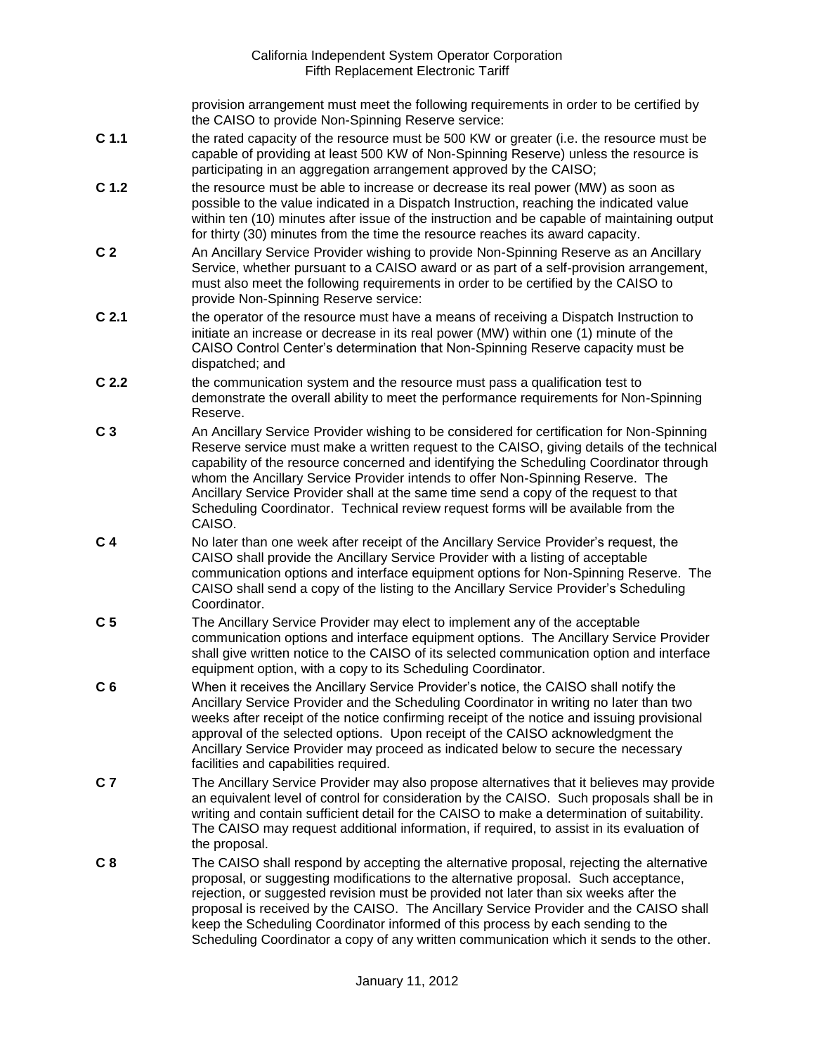provision arrangement must meet the following requirements in order to be certified by the CAISO to provide Non-Spinning Reserve service:

**C 1.1** the rated capacity of the resource must be 500 KW or greater (i.e. the resource must be capable of providing at least 500 KW of Non-Spinning Reserve) unless the resource is participating in an aggregation arrangement approved by the CAISO;

**C 1.2** the resource must be able to increase or decrease its real power (MW) as soon as possible to the value indicated in a Dispatch Instruction, reaching the indicated value within ten (10) minutes after issue of the instruction and be capable of maintaining output for thirty (30) minutes from the time the resource reaches its award capacity.

**C 2** An Ancillary Service Provider wishing to provide Non-Spinning Reserve as an Ancillary Service, whether pursuant to a CAISO award or as part of a self-provision arrangement, must also meet the following requirements in order to be certified by the CAISO to provide Non-Spinning Reserve service:

**C 2.1** the operator of the resource must have a means of receiving a Dispatch Instruction to initiate an increase or decrease in its real power (MW) within one (1) minute of the CAISO Control Center's determination that Non-Spinning Reserve capacity must be dispatched; and

**C 2.2** the communication system and the resource must pass a qualification test to demonstrate the overall ability to meet the performance requirements for Non-Spinning Reserve.

**C 3** An Ancillary Service Provider wishing to be considered for certification for Non-Spinning Reserve service must make a written request to the CAISO, giving details of the technical capability of the resource concerned and identifying the Scheduling Coordinator through whom the Ancillary Service Provider intends to offer Non-Spinning Reserve. The Ancillary Service Provider shall at the same time send a copy of the request to that Scheduling Coordinator. Technical review request forms will be available from the CAISO.

**C 4** No later than one week after receipt of the Ancillary Service Provider's request, the CAISO shall provide the Ancillary Service Provider with a listing of acceptable communication options and interface equipment options for Non-Spinning Reserve. The CAISO shall send a copy of the listing to the Ancillary Service Provider's Scheduling Coordinator.

**C 5** The Ancillary Service Provider may elect to implement any of the acceptable communication options and interface equipment options. The Ancillary Service Provider shall give written notice to the CAISO of its selected communication option and interface equipment option, with a copy to its Scheduling Coordinator.

**C 6** When it receives the Ancillary Service Provider's notice, the CAISO shall notify the Ancillary Service Provider and the Scheduling Coordinator in writing no later than two weeks after receipt of the notice confirming receipt of the notice and issuing provisional approval of the selected options. Upon receipt of the CAISO acknowledgment the Ancillary Service Provider may proceed as indicated below to secure the necessary facilities and capabilities required.

**C 7** The Ancillary Service Provider may also propose alternatives that it believes may provide an equivalent level of control for consideration by the CAISO. Such proposals shall be in writing and contain sufficient detail for the CAISO to make a determination of suitability. The CAISO may request additional information, if required, to assist in its evaluation of the proposal.

**C 8** The CAISO shall respond by accepting the alternative proposal, rejecting the alternative proposal, or suggesting modifications to the alternative proposal. Such acceptance, rejection, or suggested revision must be provided not later than six weeks after the proposal is received by the CAISO. The Ancillary Service Provider and the CAISO shall keep the Scheduling Coordinator informed of this process by each sending to the Scheduling Coordinator a copy of any written communication which it sends to the other.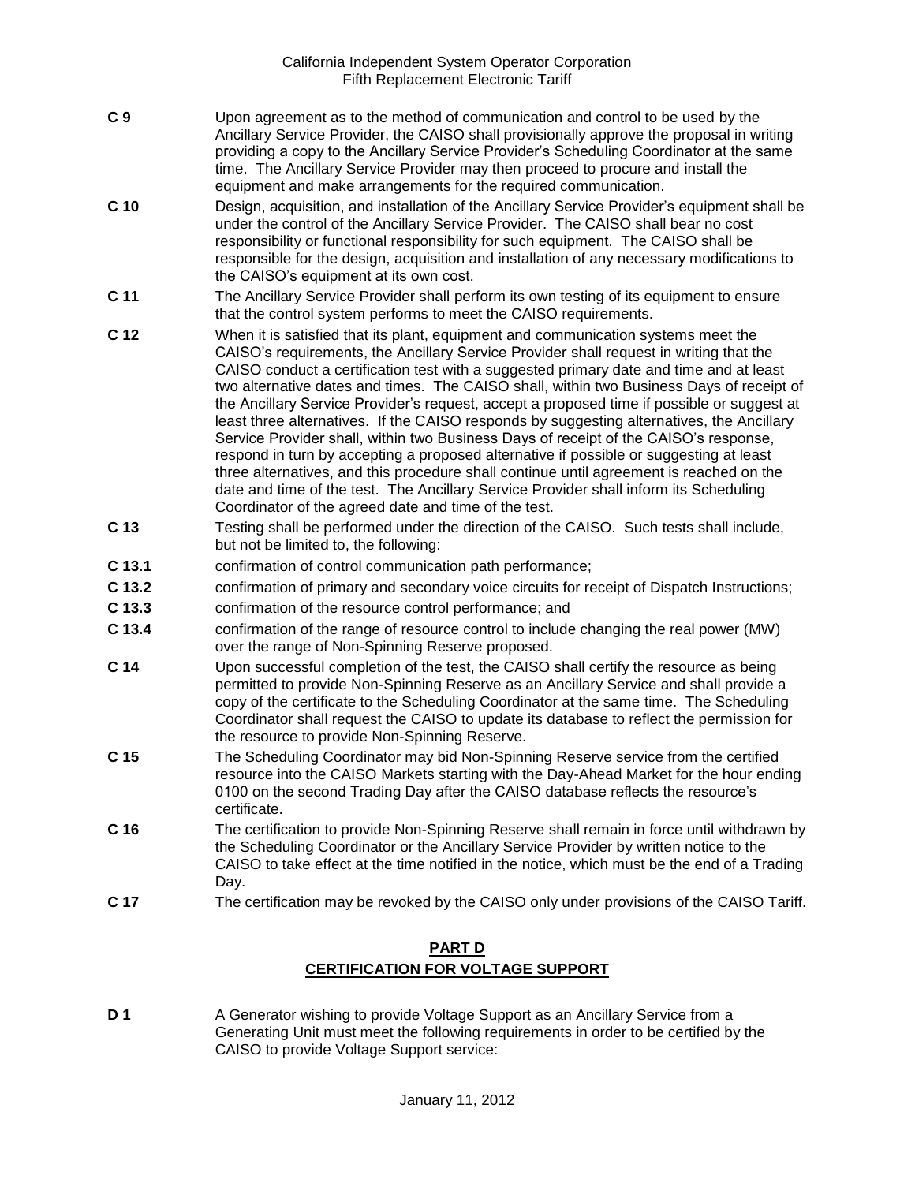**C 9** Upon agreement as to the method of communication and control to be used by the Ancillary Service Provider, the CAISO shall provisionally approve the proposal in writing providing a copy to the Ancillary Service Provider's Scheduling Coordinator at the same time. The Ancillary Service Provider may then proceed to procure and install the equipment and make arrangements for the required communication.

**C 10** Design, acquisition, and installation of the Ancillary Service Provider's equipment shall be under the control of the Ancillary Service Provider. The CAISO shall bear no cost responsibility or functional responsibility for such equipment. The CAISO shall be responsible for the design, acquisition and installation of any necessary modifications to the CAISO's equipment at its own cost.

**C 11** The Ancillary Service Provider shall perform its own testing of its equipment to ensure that the control system performs to meet the CAISO requirements.

**C 12** When it is satisfied that its plant, equipment and communication systems meet the CAISO's requirements, the Ancillary Service Provider shall request in writing that the CAISO conduct a certification test with a suggested primary date and time and at least two alternative dates and times. The CAISO shall, within two Business Days of receipt of the Ancillary Service Provider's request, accept a proposed time if possible or suggest at least three alternatives. If the CAISO responds by suggesting alternatives, the Ancillary Service Provider shall, within two Business Days of receipt of the CAISO's response, respond in turn by accepting a proposed alternative if possible or suggesting at least three alternatives, and this procedure shall continue until agreement is reached on the date and time of the test. The Ancillary Service Provider shall inform its Scheduling Coordinator of the agreed date and time of the test.

**C 13** Testing shall be performed under the direction of the CAISO. Such tests shall include, but not be limited to, the following:

**C 13.1** confirmation of control communication path performance;

**C 13.2** confirmation of primary and secondary voice circuits for receipt of Dispatch Instructions;

**C 13.3** confirmation of the resource control performance; and

**C 13.4** confirmation of the range of resource control to include changing the real power (MW) over the range of Non-Spinning Reserve proposed.

**C 14** Upon successful completion of the test, the CAISO shall certify the resource as being permitted to provide Non-Spinning Reserve as an Ancillary Service and shall provide a copy of the certificate to the Scheduling Coordinator at the same time. The Scheduling Coordinator shall request the CAISO to update its database to reflect the permission for the resource to provide Non-Spinning Reserve.

**C 15** The Scheduling Coordinator may bid Non-Spinning Reserve service from the certified resource into the CAISO Markets starting with the Day-Ahead Market for the hour ending 0100 on the second Trading Day after the CAISO database reflects the resource's certificate.

**C 16** The certification to provide Non-Spinning Reserve shall remain in force until withdrawn by the Scheduling Coordinator or the Ancillary Service Provider by written notice to the CAISO to take effect at the time notified in the notice, which must be the end of a Trading Day.

**C 17** The certification may be revoked by the CAISO only under provisions of the CAISO Tariff.

## PART D
## CERTIFICATION FOR VOLTAGE SUPPORT

**D 1** A Generator wishing to provide Voltage Support as an Ancillary Service from a Generating Unit must meet the following requirements in order to be certified by the CAISO to provide Voltage Support service: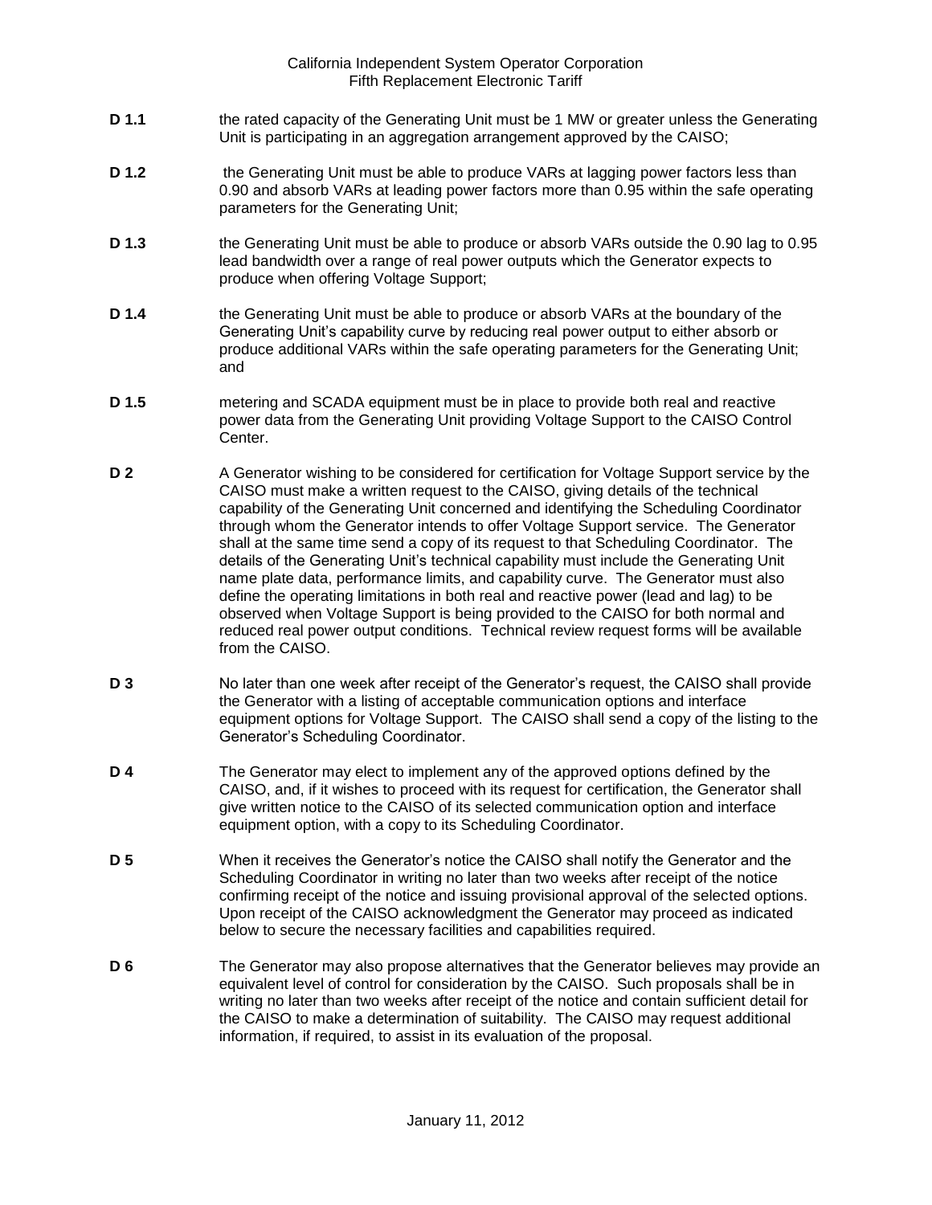**D 1.1** the rated capacity of the Generating Unit must be 1 MW or greater unless the Generating Unit is participating in an aggregation arrangement approved by the CAISO;

**D 1.2** the Generating Unit must be able to produce VARs at lagging power factors less than 0.90 and absorb VARs at leading power factors more than 0.95 within the safe operating parameters for the Generating Unit;

**D 1.3** the Generating Unit must be able to produce or absorb VARs outside the 0.90 lag to 0.95 lead bandwidth over a range of real power outputs which the Generator expects to produce when offering Voltage Support;

**D 1.4** the Generating Unit must be able to produce or absorb VARs at the boundary of the Generating Unit's capability curve by reducing real power output to either absorb or produce additional VARs within the safe operating parameters for the Generating Unit; and

**D 1.5** metering and SCADA equipment must be in place to provide both real and reactive power data from the Generating Unit providing Voltage Support to the CAISO Control Center.

**D 2** A Generator wishing to be considered for certification for Voltage Support service by the CAISO must make a written request to the CAISO, giving details of the technical capability of the Generating Unit concerned and identifying the Scheduling Coordinator through whom the Generator intends to offer Voltage Support service. The Generator shall at the same time send a copy of its request to that Scheduling Coordinator. The details of the Generating Unit's technical capability must include the Generating Unit name plate data, performance limits, and capability curve. The Generator must also define the operating limitations in both real and reactive power (lead and lag) to be observed when Voltage Support is being provided to the CAISO for both normal and reduced real power output conditions. Technical review request forms will be available from the CAISO.

**D 3** No later than one week after receipt of the Generator's request, the CAISO shall provide the Generator with a listing of acceptable communication options and interface equipment options for Voltage Support. The CAISO shall send a copy of the listing to the Generator's Scheduling Coordinator.

**D 4** The Generator may elect to implement any of the approved options defined by the CAISO, and, if it wishes to proceed with its request for certification, the Generator shall give written notice to the CAISO of its selected communication option and interface equipment option, with a copy to its Scheduling Coordinator.

**D 5** When it receives the Generator's notice the CAISO shall notify the Generator and the Scheduling Coordinator in writing no later than two weeks after receipt of the notice confirming receipt of the notice and issuing provisional approval of the selected options. Upon receipt of the CAISO acknowledgment the Generator may proceed as indicated below to secure the necessary facilities and capabilities required.

**D 6** The Generator may also propose alternatives that the Generator believes may provide an equivalent level of control for consideration by the CAISO. Such proposals shall be in writing no later than two weeks after receipt of the notice and contain sufficient detail for the CAISO to make a determination of suitability. The CAISO may request additional information, if required, to assist in its evaluation of the proposal.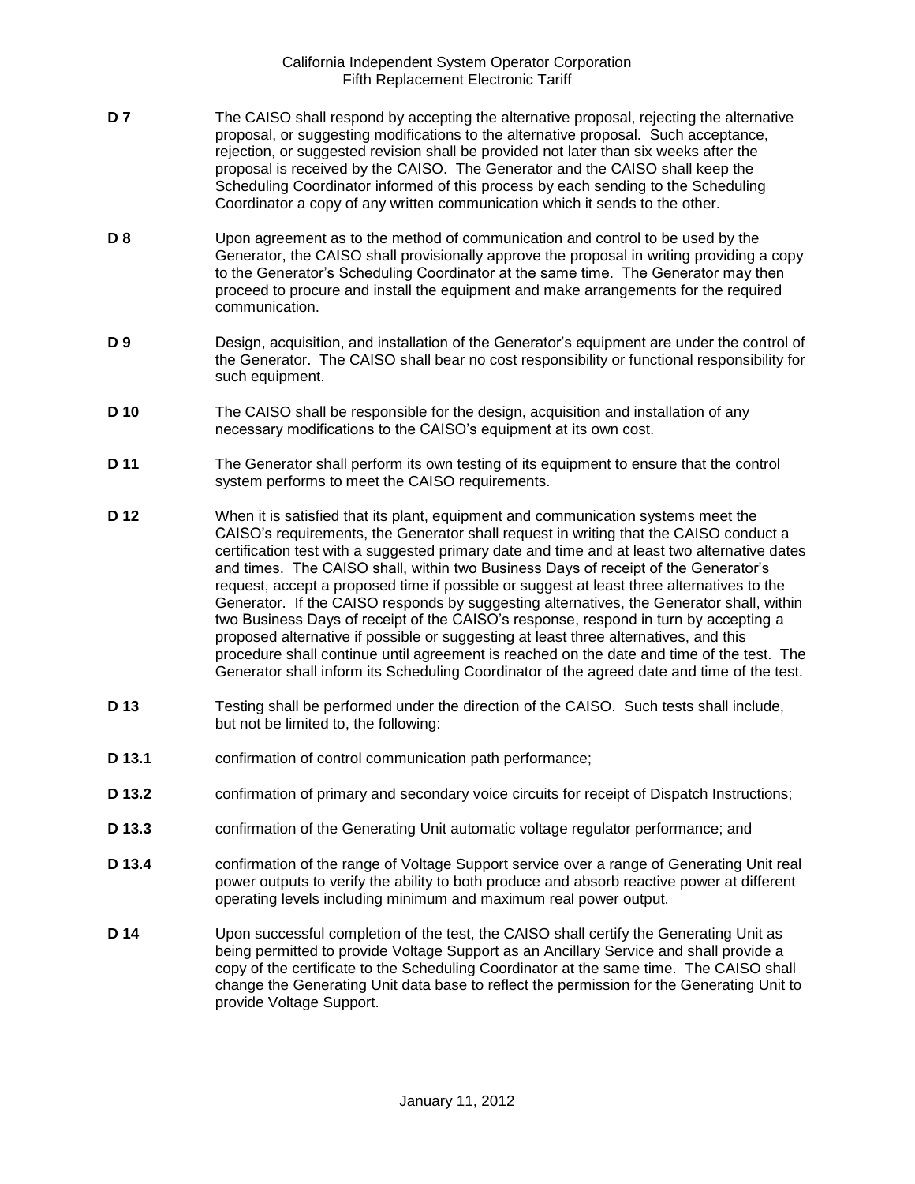**D 7** The CAISO shall respond by accepting the alternative proposal, rejecting the alternative proposal, or suggesting modifications to the alternative proposal. Such acceptance, rejection, or suggested revision shall be provided not later than six weeks after the proposal is received by the CAISO. The Generator and the CAISO shall keep the Scheduling Coordinator informed of this process by each sending to the Scheduling Coordinator a copy of any written communication which it sends to the other.

**D 8** Upon agreement as to the method of communication and control to be used by the Generator, the CAISO shall provisionally approve the proposal in writing providing a copy to the Generator's Scheduling Coordinator at the same time. The Generator may then proceed to procure and install the equipment and make arrangements for the required communication.

**D 9** Design, acquisition, and installation of the Generator's equipment are under the control of the Generator. The CAISO shall bear no cost responsibility or functional responsibility for such equipment.

**D 10** The CAISO shall be responsible for the design, acquisition and installation of any necessary modifications to the CAISO's equipment at its own cost.

**D 11** The Generator shall perform its own testing of its equipment to ensure that the control system performs to meet the CAISO requirements.

**D 12** When it is satisfied that its plant, equipment and communication systems meet the CAISO's requirements, the Generator shall request in writing that the CAISO conduct a certification test with a suggested primary date and time and at least two alternative dates and times. The CAISO shall, within two Business Days of receipt of the Generator's request, accept a proposed time if possible or suggest at least three alternatives to the Generator. If the CAISO responds by suggesting alternatives, the Generator shall, within two Business Days of receipt of the CAISO's response, respond in turn by accepting a proposed alternative if possible or suggesting at least three alternatives, and this procedure shall continue until agreement is reached on the date and time of the test. The Generator shall inform its Scheduling Coordinator of the agreed date and time of the test.

**D 13** Testing shall be performed under the direction of the CAISO. Such tests shall include, but not be limited to, the following:

**D 13.1** confirmation of control communication path performance;

**D 13.2** confirmation of primary and secondary voice circuits for receipt of Dispatch Instructions;

**D 13.3** confirmation of the Generating Unit automatic voltage regulator performance; and

**D 13.4** confirmation of the range of Voltage Support service over a range of Generating Unit real power outputs to verify the ability to both produce and absorb reactive power at different operating levels including minimum and maximum real power output.

**D 14** Upon successful completion of the test, the CAISO shall certify the Generating Unit as being permitted to provide Voltage Support as an Ancillary Service and shall provide a copy of the certificate to the Scheduling Coordinator at the same time. The CAISO shall change the Generating Unit data base to reflect the permission for the Generating Unit to provide Voltage Support.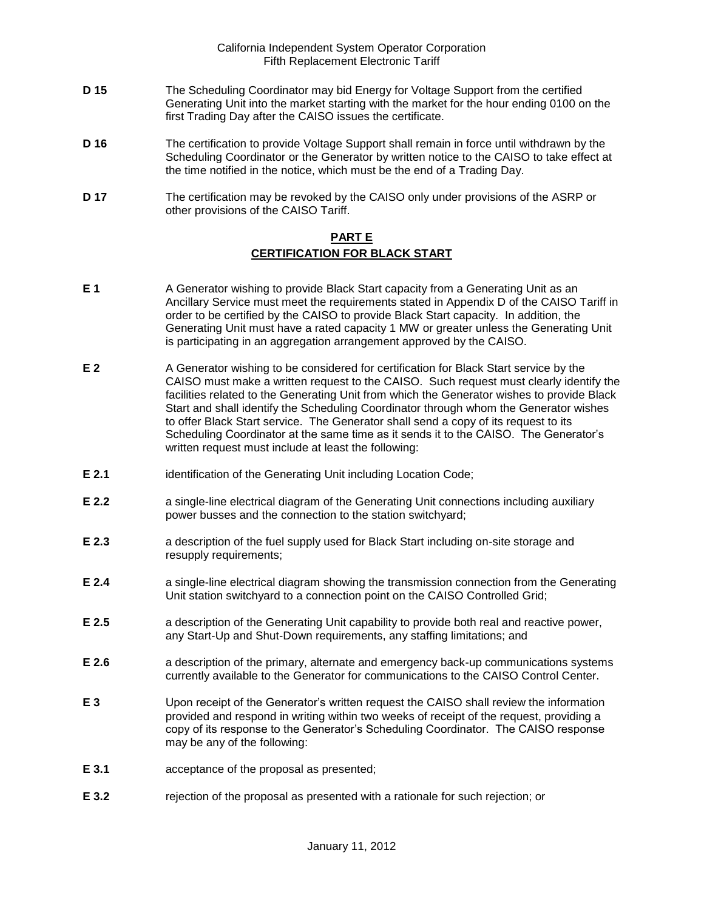**D 15** The Scheduling Coordinator may bid Energy for Voltage Support from the certified Generating Unit into the market starting with the market for the hour ending 0100 on the first Trading Day after the CAISO issues the certificate.

**D 16** The certification to provide Voltage Support shall remain in force until withdrawn by the Scheduling Coordinator or the Generator by written notice to the CAISO to take effect at the time notified in the notice, which must be the end of a Trading Day.

**D 17** The certification may be revoked by the CAISO only under provisions of the ASRP or other provisions of the CAISO Tariff.

## PART E
## CERTIFICATION FOR BLACK START

**E 1** A Generator wishing to provide Black Start capacity from a Generating Unit as an Ancillary Service must meet the requirements stated in Appendix D of the CAISO Tariff in order to be certified by the CAISO to provide Black Start capacity. In addition, the Generating Unit must have a rated capacity 1 MW or greater unless the Generating Unit is participating in an aggregation arrangement approved by the CAISO.

**E 2** A Generator wishing to be considered for certification for Black Start service by the CAISO must make a written request to the CAISO. Such request must clearly identify the facilities related to the Generating Unit from which the Generator wishes to provide Black Start and shall identify the Scheduling Coordinator through whom the Generator wishes to offer Black Start service. The Generator shall send a copy of its request to its Scheduling Coordinator at the same time as it sends it to the CAISO. The Generator's written request must include at least the following:

**E 2.1** identification of the Generating Unit including Location Code;

**E 2.2** a single-line electrical diagram of the Generating Unit connections including auxiliary power busses and the connection to the station switchyard;

**E 2.3** a description of the fuel supply used for Black Start including on-site storage and resupply requirements;

**E 2.4** a single-line electrical diagram showing the transmission connection from the Generating Unit station switchyard to a connection point on the CAISO Controlled Grid;

**E 2.5** a description of the Generating Unit capability to provide both real and reactive power, any Start-Up and Shut-Down requirements, any staffing limitations; and

**E 2.6** a description of the primary, alternate and emergency back-up communications systems currently available to the Generator for communications to the CAISO Control Center.

**E 3** Upon receipt of the Generator's written request the CAISO shall review the information provided and respond in writing within two weeks of receipt of the request, providing a copy of its response to the Generator's Scheduling Coordinator. The CAISO response may be any of the following:

**E 3.1** acceptance of the proposal as presented;

**E 3.2** rejection of the proposal as presented with a rationale for such rejection; or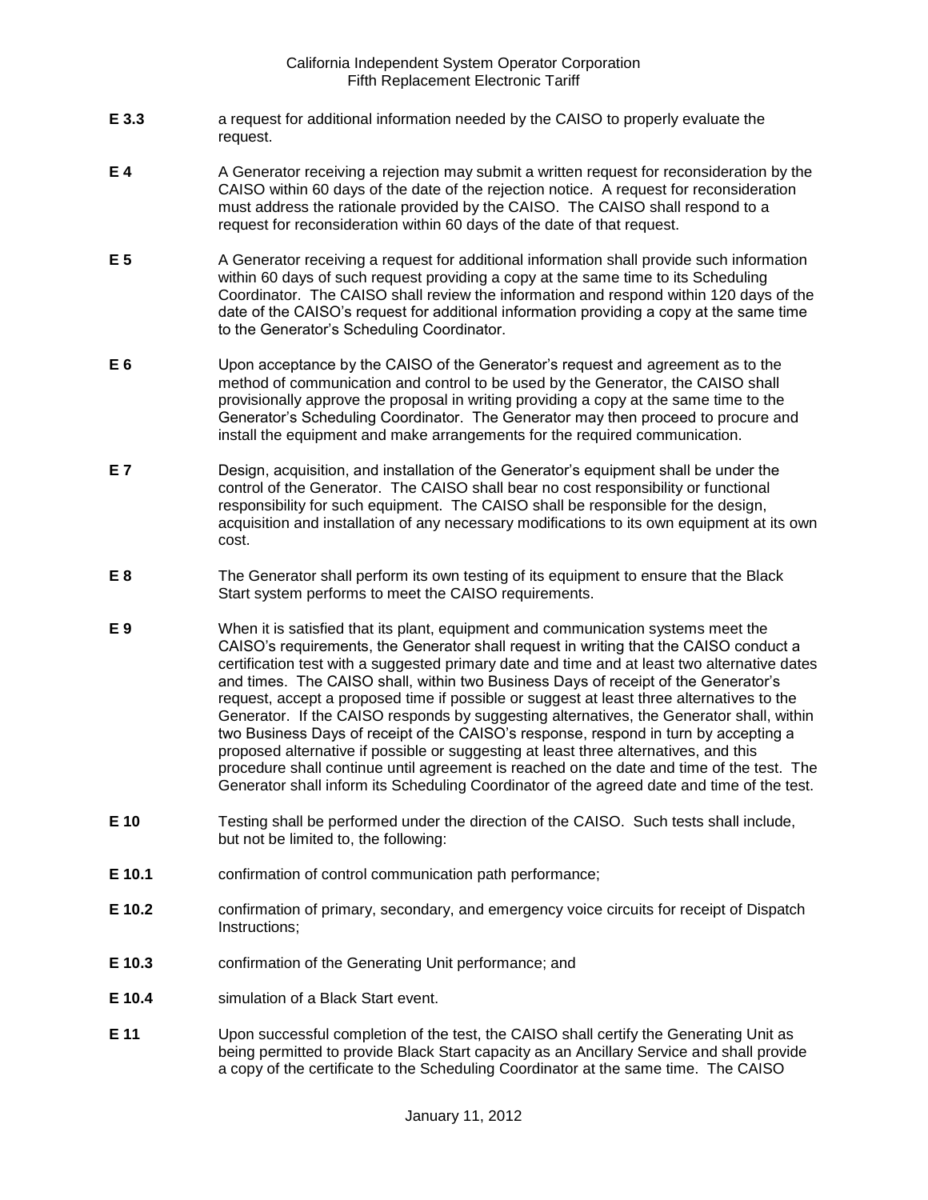**E 3.3** a request for additional information needed by the CAISO to properly evaluate the request.

**E 4** A Generator receiving a rejection may submit a written request for reconsideration by the CAISO within 60 days of the date of the rejection notice. A request for reconsideration must address the rationale provided by the CAISO. The CAISO shall respond to a request for reconsideration within 60 days of the date of that request.

**E 5** A Generator receiving a request for additional information shall provide such information within 60 days of such request providing a copy at the same time to its Scheduling Coordinator. The CAISO shall review the information and respond within 120 days of the date of the CAISO's request for additional information providing a copy at the same time to the Generator's Scheduling Coordinator.

**E 6** Upon acceptance by the CAISO of the Generator's request and agreement as to the method of communication and control to be used by the Generator, the CAISO shall provisionally approve the proposal in writing providing a copy at the same time to the Generator's Scheduling Coordinator. The Generator may then proceed to procure and install the equipment and make arrangements for the required communication.

**E 7** Design, acquisition, and installation of the Generator's equipment shall be under the control of the Generator. The CAISO shall bear no cost responsibility or functional responsibility for such equipment. The CAISO shall be responsible for the design, acquisition and installation of any necessary modifications to its own equipment at its own cost.

**E 8** The Generator shall perform its own testing of its equipment to ensure that the Black Start system performs to meet the CAISO requirements.

**E 9** When it is satisfied that its plant, equipment and communication systems meet the CAISO's requirements, the Generator shall request in writing that the CAISO conduct a certification test with a suggested primary date and time and at least two alternative dates and times. The CAISO shall, within two Business Days of receipt of the Generator's request, accept a proposed time if possible or suggest at least three alternatives to the Generator. If the CAISO responds by suggesting alternatives, the Generator shall, within two Business Days of receipt of the CAISO's response, respond in turn by accepting a proposed alternative if possible or suggesting at least three alternatives, and this procedure shall continue until agreement is reached on the date and time of the test. The Generator shall inform its Scheduling Coordinator of the agreed date and time of the test.

**E 10** Testing shall be performed under the direction of the CAISO. Such tests shall include, but not be limited to, the following:

**E 10.1** confirmation of control communication path performance;

**E 10.2** confirmation of primary, secondary, and emergency voice circuits for receipt of Dispatch Instructions;

**E 10.3** confirmation of the Generating Unit performance; and

**E 10.4** simulation of a Black Start event.

**E 11** Upon successful completion of the test, the CAISO shall certify the Generating Unit as being permitted to provide Black Start capacity as an Ancillary Service and shall provide a copy of the certificate to the Scheduling Coordinator at the same time. The CAISO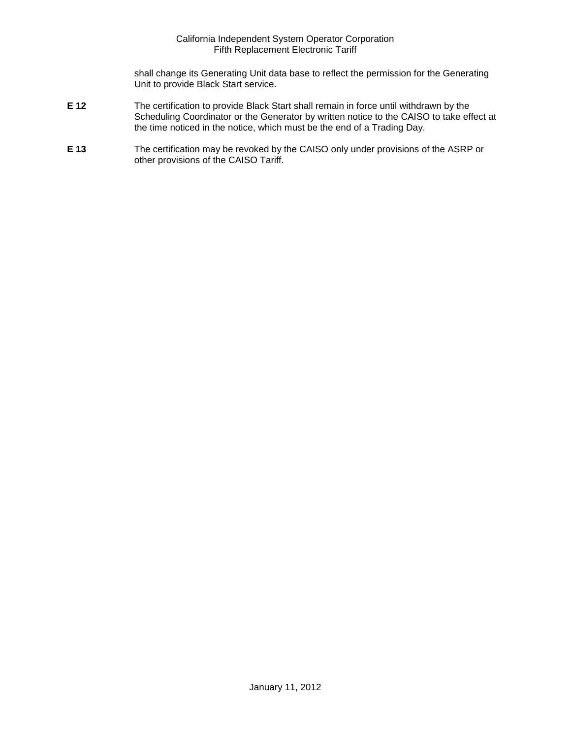shall change its Generating Unit data base to reflect the permission for the Generating Unit to provide Black Start service.

**E 12** The certification to provide Black Start shall remain in force until withdrawn by the Scheduling Coordinator or the Generator by written notice to the CAISO to take effect at the time noticed in the notice, which must be the end of a Trading Day.

**E 13** The certification may be revoked by the CAISO only under provisions of the ASRP or other provisions of the CAISO Tariff.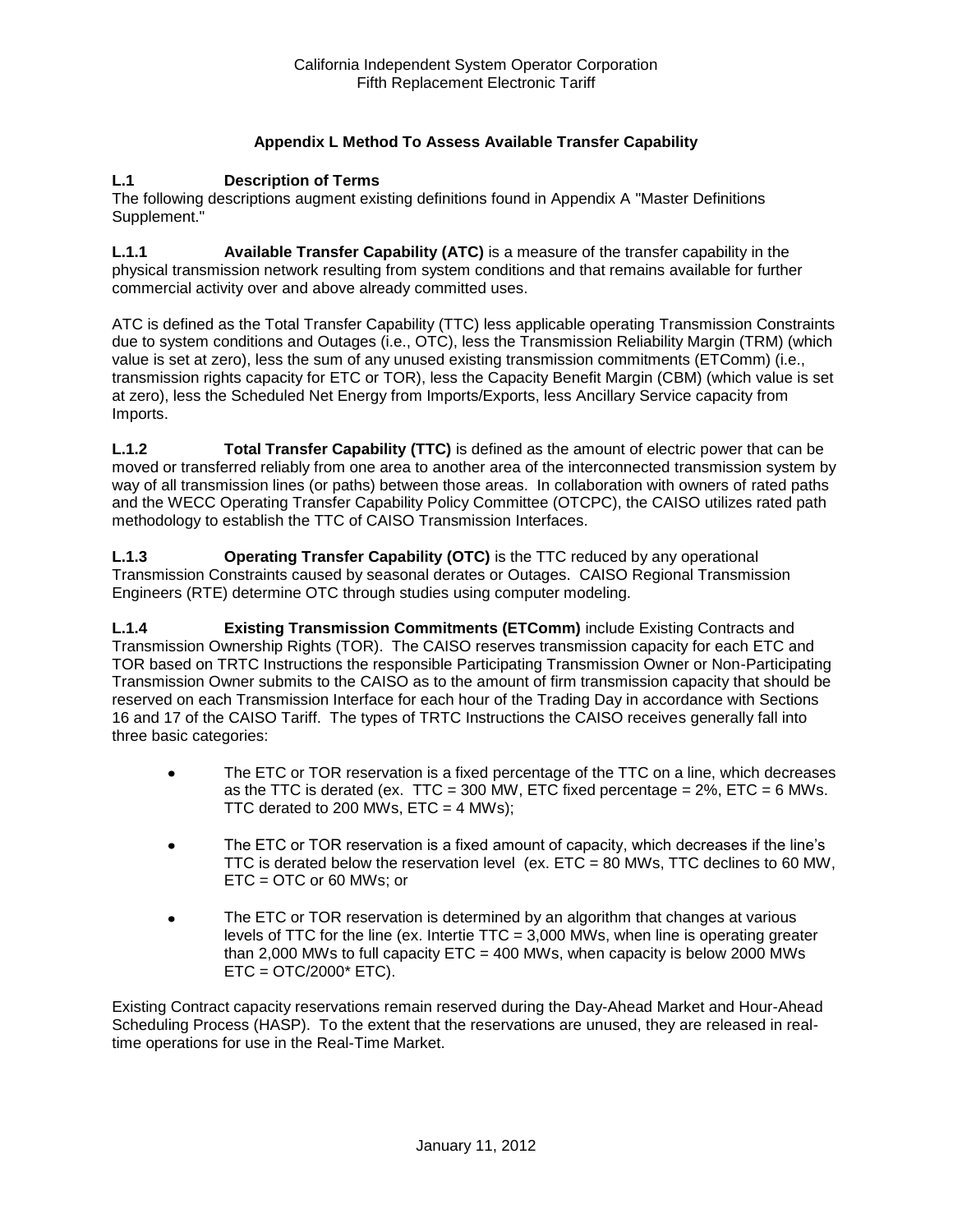# Appendix L Method To Assess Available Transfer Capability

## L.1 Description of Terms

The following descriptions augment existing definitions found in Appendix A "Master Definitions Supplement."

**L.1.1 Available Transfer Capability (ATC)** is a measure of the transfer capability in the physical transmission network resulting from system conditions and that remains available for further commercial activity over and above already committed uses.

ATC is defined as the Total Transfer Capability (TTC) less applicable operating Transmission Constraints due to system conditions and Outages (i.e., OTC), less the Transmission Reliability Margin (TRM) (which value is set at zero), less the sum of any unused existing transmission commitments (ETComm) (i.e., transmission rights capacity for ETC or TOR), less the Capacity Benefit Margin (CBM) (which value is set at zero), less the Scheduled Net Energy from Imports/Exports, less Ancillary Service capacity from Imports.

**L.1.2 Total Transfer Capability (TTC)** is defined as the amount of electric power that can be moved or transferred reliably from one area to another area of the interconnected transmission system by way of all transmission lines (or paths) between those areas. In collaboration with owners of rated paths and the WECC Operating Transfer Capability Policy Committee (OTCPC), the CAISO utilizes rated path methodology to establish the TTC of CAISO Transmission Interfaces.

**L.1.3 Operating Transfer Capability (OTC)** is the TTC reduced by any operational Transmission Constraints caused by seasonal derates or Outages. CAISO Regional Transmission Engineers (RTE) determine OTC through studies using computer modeling.

**L.1.4 Existing Transmission Commitments (ETComm)** include Existing Contracts and Transmission Ownership Rights (TOR). The CAISO reserves transmission capacity for each ETC and TOR based on TRTC Instructions the responsible Participating Transmission Owner or Non-Participating Transmission Owner submits to the CAISO as to the amount of firm transmission capacity that should be reserved on each Transmission Interface for each hour of the Trading Day in accordance with Sections 16 and 17 of the CAISO Tariff. The types of TRTC Instructions the CAISO receives generally fall into three basic categories:

- The ETC or TOR reservation is a fixed percentage of the TTC on a line, which decreases as the TTC is derated (ex. TTC = 300 MW, ETC fixed percentage = 2%, ETC = 6 MWs. TTC derated to 200 MWs, ETC = 4 MWs);
- The ETC or TOR reservation is a fixed amount of capacity, which decreases if the line's TTC is derated below the reservation level (ex. ETC = 80 MWs, TTC declines to 60 MW, ETC = OTC or 60 MWs; or
- The ETC or TOR reservation is determined by an algorithm that changes at various levels of TTC for the line (ex. Intertie TTC = 3,000 MWs, when line is operating greater than 2,000 MWs to full capacity ETC = 400 MWs, when capacity is below 2000 MWs ETC = OTC/2000* ETC).

Existing Contract capacity reservations remain reserved during the Day-Ahead Market and Hour-Ahead Scheduling Process (HASP). To the extent that the reservations are unused, they are released in real-time operations for use in the Real-Time Market.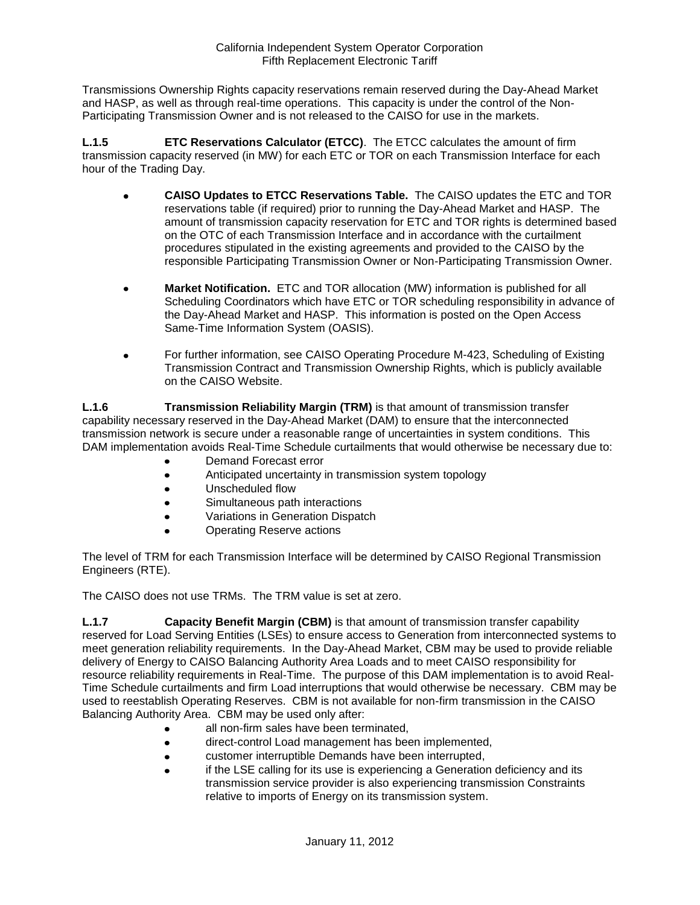Transmissions Ownership Rights capacity reservations remain reserved during the Day-Ahead Market and HASP, as well as through real-time operations. This capacity is under the control of the Non-Participating Transmission Owner and is not released to the CAISO for use in the markets.

**L.1.5 ETC Reservations Calculator (ETCC)**. The ETCC calculates the amount of firm transmission capacity reserved (in MW) for each ETC or TOR on each Transmission Interface for each hour of the Trading Day.

- **CAISO Updates to ETCC Reservations Table.** The CAISO updates the ETC and TOR reservations table (if required) prior to running the Day-Ahead Market and HASP. The amount of transmission capacity reservation for ETC and TOR rights is determined based on the OTC of each Transmission Interface and in accordance with the curtailment procedures stipulated in the existing agreements and provided to the CAISO by the responsible Participating Transmission Owner or Non-Participating Transmission Owner.

- **Market Notification.** ETC and TOR allocation (MW) information is published for all Scheduling Coordinators which have ETC or TOR scheduling responsibility in advance of the Day-Ahead Market and HASP. This information is posted on the Open Access Same-Time Information System (OASIS).

- For further information, see CAISO Operating Procedure M-423, Scheduling of Existing Transmission Contract and Transmission Ownership Rights, which is publicly available on the CAISO Website.

**L.1.6 Transmission Reliability Margin (TRM)** is that amount of transmission transfer capability necessary reserved in the Day-Ahead Market (DAM) to ensure that the interconnected transmission network is secure under a reasonable range of uncertainties in system conditions. This DAM implementation avoids Real-Time Schedule curtailments that would otherwise be necessary due to:

- Demand Forecast error
- Anticipated uncertainty in transmission system topology
- Unscheduled flow
- Simultaneous path interactions
- Variations in Generation Dispatch
- Operating Reserve actions

The level of TRM for each Transmission Interface will be determined by CAISO Regional Transmission Engineers (RTE).

The CAISO does not use TRMs. The TRM value is set at zero.

**L.1.7 Capacity Benefit Margin (CBM)** is that amount of transmission transfer capability reserved for Load Serving Entities (LSEs) to ensure access to Generation from interconnected systems to meet generation reliability requirements. In the Day-Ahead Market, CBM may be used to provide reliable delivery of Energy to CAISO Balancing Authority Area Loads and to meet CAISO responsibility for resource reliability requirements in Real-Time. The purpose of this DAM implementation is to avoid Real-Time Schedule curtailments and firm Load interruptions that would otherwise be necessary. CBM may be used to reestablish Operating Reserves. CBM is not available for non-firm transmission in the CAISO Balancing Authority Area. CBM may be used only after:

- all non-firm sales have been terminated,
- direct-control Load management has been implemented,
- customer interruptible Demands have been interrupted,
- if the LSE calling for its use is experiencing a Generation deficiency and its transmission service provider is also experiencing transmission Constraints relative to imports of Energy on its transmission system.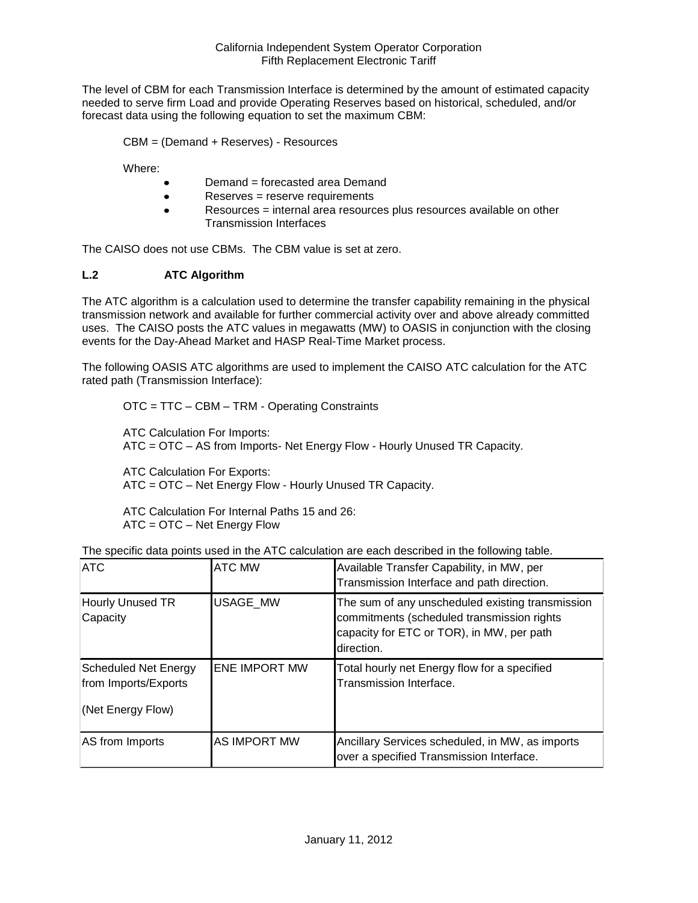The level of CBM for each Transmission Interface is determined by the amount of estimated capacity needed to serve firm Load and provide Operating Reserves based on historical, scheduled, and/or forecast data using the following equation to set the maximum CBM:

CBM = (Demand + Reserves) - Resources

Where:

- Demand = forecasted area Demand
- Reserves = reserve requirements
- Resources = internal area resources plus resources available on other Transmission Interfaces

The CAISO does not use CBMs. The CBM value is set at zero.

### L.2 ATC Algorithm

The ATC algorithm is a calculation used to determine the transfer capability remaining in the physical transmission network and available for further commercial activity over and above already committed uses. The CAISO posts the ATC values in megawatts (MW) to OASIS in conjunction with the closing events for the Day-Ahead Market and HASP Real-Time Market process.

The following OASIS ATC algorithms are used to implement the CAISO ATC calculation for the ATC rated path (Transmission Interface):

OTC = TTC – CBM – TRM - Operating Constraints

ATC Calculation For Imports:
ATC = OTC – AS from Imports- Net Energy Flow - Hourly Unused TR Capacity.

ATC Calculation For Exports:
ATC = OTC – Net Energy Flow - Hourly Unused TR Capacity.

ATC Calculation For Internal Paths 15 and 26:
ATC = OTC – Net Energy Flow

The specific data points used in the ATC calculation are each described in the following table.

| ATC | ATC MW | Available Transfer Capability, in MW, per Transmission Interface and path direction. |
|---|---|---|
| Hourly Unused TR Capacity | USAGE_MW | The sum of any unscheduled existing transmission commitments (scheduled transmission rights capacity for ETC or TOR), in MW, per path direction. |
| Scheduled Net Energy from Imports/Exports (Net Energy Flow) | ENE IMPORT MW | Total hourly net Energy flow for a specified Transmission Interface. |
| AS from Imports | AS IMPORT MW | Ancillary Services scheduled, in MW, as imports over a specified Transmission Interface. |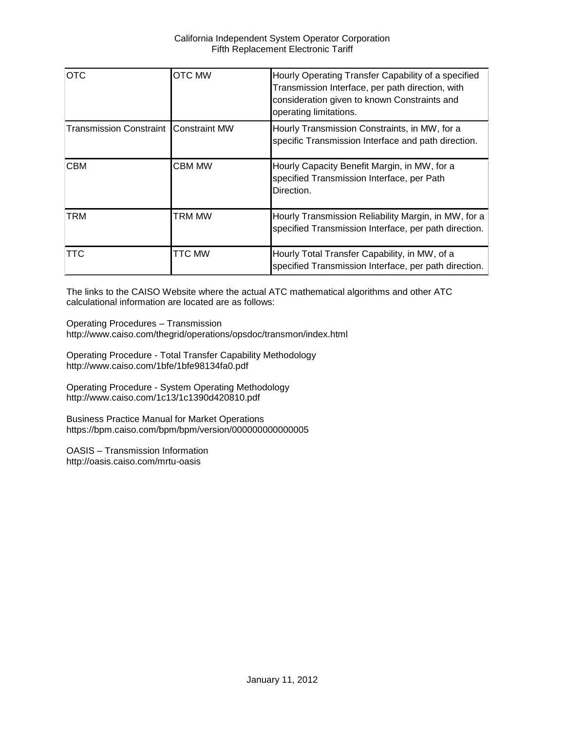| OTC | OTC MW | Hourly Operating Transfer Capability of a specified Transmission Interface, per path direction, with consideration given to known Constraints and operating limitations. |
|---|---|---|
| Transmission Constraint | Constraint MW | Hourly Transmission Constraints, in MW, for a specific Transmission Interface and path direction. |
| CBM | CBM MW | Hourly Capacity Benefit Margin, in MW, for a specified Transmission Interface, per Path Direction. |
| TRM | TRM MW | Hourly Transmission Reliability Margin, in MW, for a specified Transmission Interface, per path direction. |
| TTC | TTC MW | Hourly Total Transfer Capability, in MW, of a specified Transmission Interface, per path direction. |

The links to the CAISO Website where the actual ATC mathematical algorithms and other ATC calculational information are located are as follows:

Operating Procedures – Transmission
http://www.caiso.com/thegrid/operations/opsdoc/transmon/index.html

Operating Procedure - Total Transfer Capability Methodology
http://www.caiso.com/1bfe/1bfe98134fa0.pdf

Operating Procedure - System Operating Methodology
http://www.caiso.com/1c13/1c1390d420810.pdf

Business Practice Manual for Market Operations
https://bpm.caiso.com/bpm/bpm/version/000000000000005

OASIS – Transmission Information
http://oasis.caiso.com/mrtu-oasis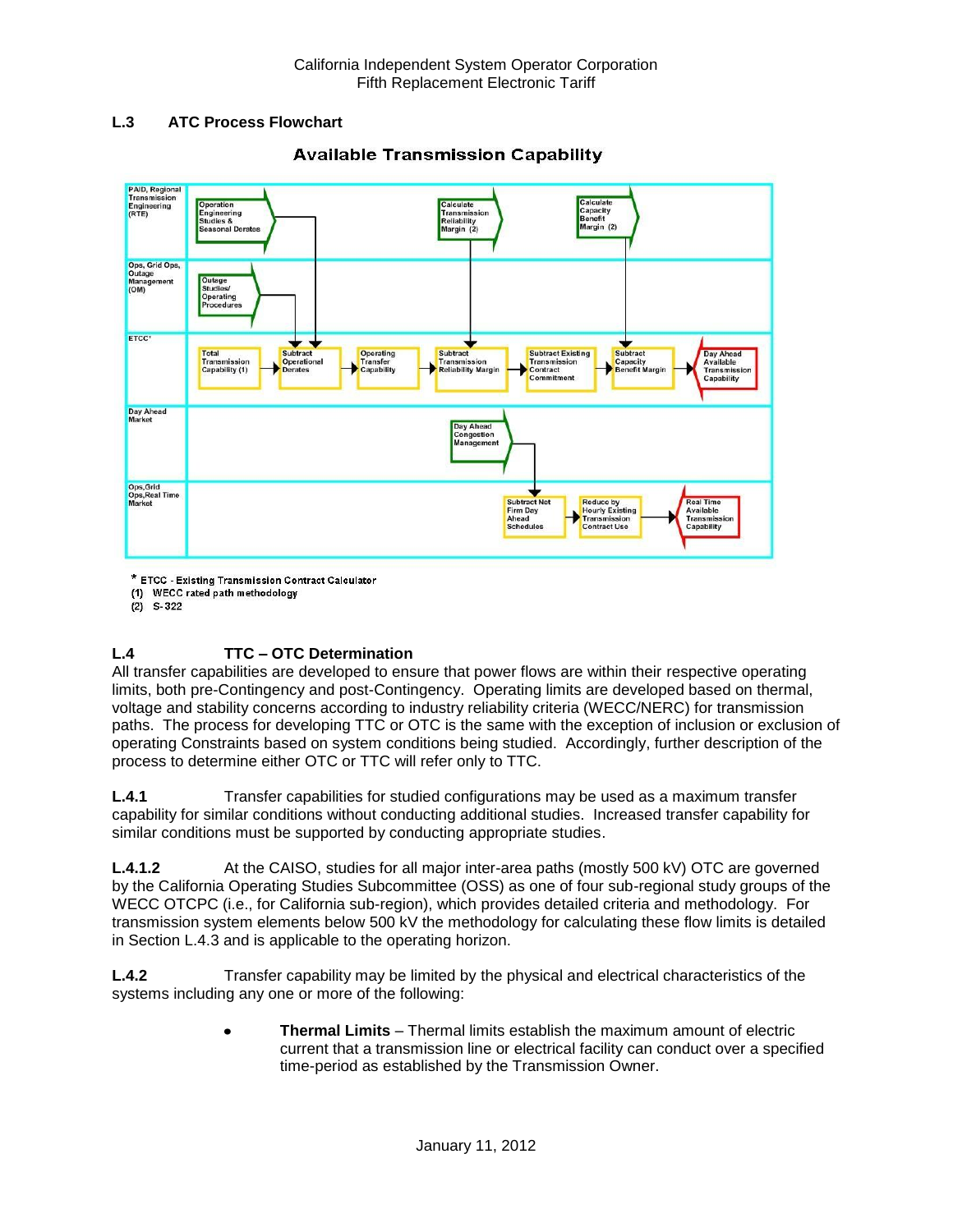## L.3 ATC Process Flowchart

**Available Transmission Capability**

| Swim lane | Steps |
|---|---|
| PAID, Regional Transmission Engineering (RTE) | Operation Engineering Studies & Seasonal Derates; Calculate Transmission Reliability Margin (2); Calculate Capacity Benefit Margin (2) |
| Ops, Grid Ops, Outage Management (OM) | Outage Studies/ Operating Procedures |
| ETCC* | Total Transmission Capability (1) → Subtract Operational Derates → Operating Transfer Capability → Subtract Transmission Reliability Margin → Subtract Existing Transmission Contract Commitment → Subtract Capacity Benefit Margin → Day Ahead Available Transmission Capability |
| Day Ahead Market | Day Ahead Congestion Management |
| Ops,Grid Ops,Real Time Market | Subtract Net Firm Day Ahead Schedules → Reduce by Hourly Existing Transmission Contract Use → Real Time Available Transmission Capability |

\* ETCC - Existing Transmission Contract Calculator
(1) WECC rated path methodology
(2) S-322

## L.4 TTC – OTC Determination

All transfer capabilities are developed to ensure that power flows are within their respective operating limits, both pre-Contingency and post-Contingency. Operating limits are developed based on thermal, voltage and stability concerns according to industry reliability criteria (WECC/NERC) for transmission paths. The process for developing TTC or OTC is the same with the exception of inclusion or exclusion of operating Constraints based on system conditions being studied. Accordingly, further description of the process to determine either OTC or TTC will refer only to TTC.

**L.4.1** Transfer capabilities for studied configurations may be used as a maximum transfer capability for similar conditions without conducting additional studies. Increased transfer capability for similar conditions must be supported by conducting appropriate studies.

**L.4.1.2** At the CAISO, studies for all major inter-area paths (mostly 500 kV) OTC are governed by the California Operating Studies Subcommittee (OSS) as one of four sub-regional study groups of the WECC OTCPC (i.e., for California sub-region), which provides detailed criteria and methodology. For transmission system elements below 500 kV the methodology for calculating these flow limits is detailed in Section L.4.3 and is applicable to the operating horizon.

**L.4.2** Transfer capability may be limited by the physical and electrical characteristics of the systems including any one or more of the following:

- **Thermal Limits** – Thermal limits establish the maximum amount of electric current that a transmission line or electrical facility can conduct over a specified time-period as established by the Transmission Owner.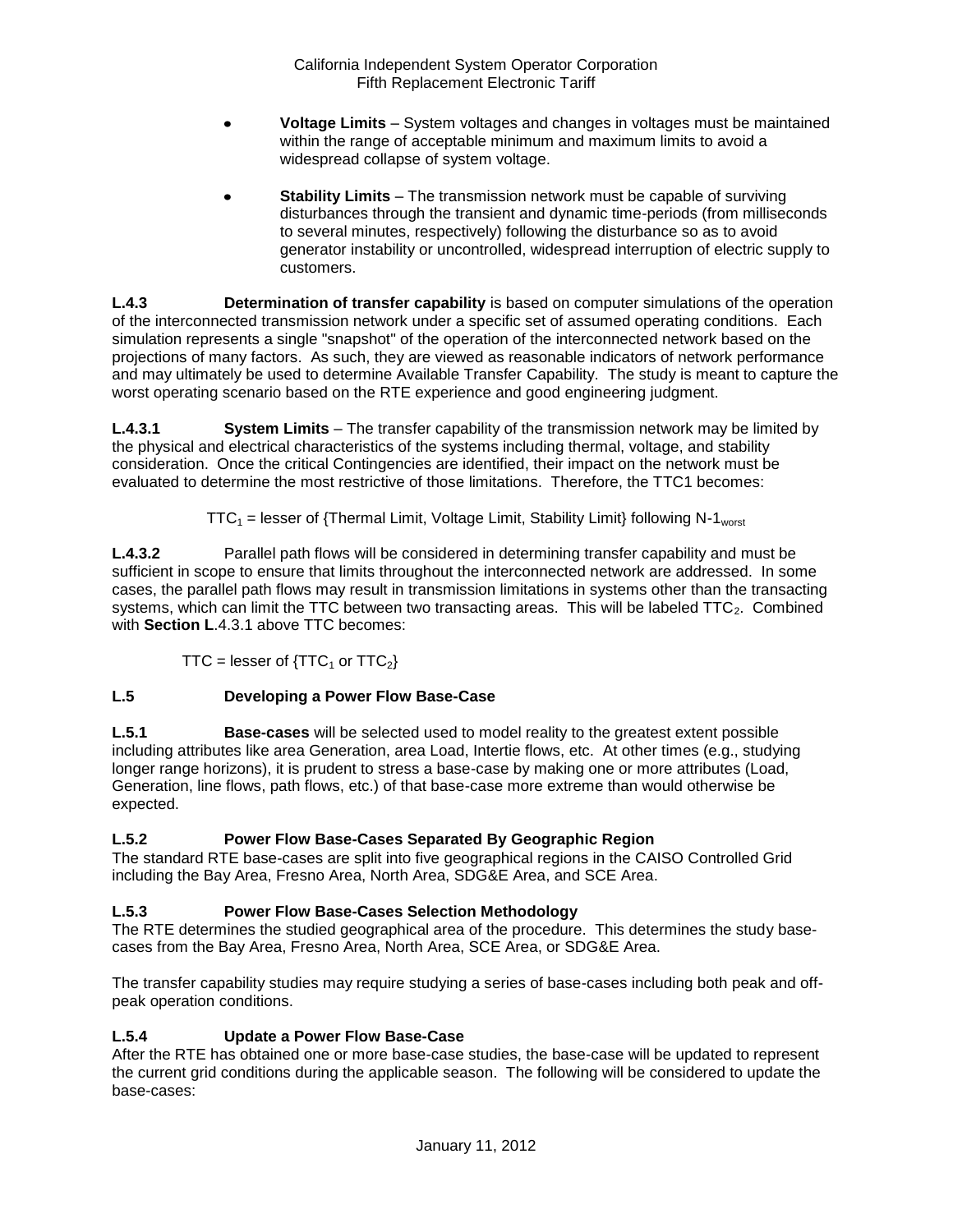- **Voltage Limits** – System voltages and changes in voltages must be maintained within the range of acceptable minimum and maximum limits to avoid a widespread collapse of system voltage.

- **Stability Limits** – The transmission network must be capable of surviving disturbances through the transient and dynamic time-periods (from milliseconds to several minutes, respectively) following the disturbance so as to avoid generator instability or uncontrolled, widespread interruption of electric supply to customers.

**L.4.3** **Determination of transfer capability** is based on computer simulations of the operation of the interconnected transmission network under a specific set of assumed operating conditions. Each simulation represents a single "snapshot" of the operation of the interconnected network based on the projections of many factors. As such, they are viewed as reasonable indicators of network performance and may ultimately be used to determine Available Transfer Capability. The study is meant to capture the worst operating scenario based on the RTE experience and good engineering judgment.

**L.4.3.1** **System Limits** – The transfer capability of the transmission network may be limited by the physical and electrical characteristics of the systems including thermal, voltage, and stability consideration. Once the critical Contingencies are identified, their impact on the network must be evaluated to determine the most restrictive of those limitations. Therefore, the TTC1 becomes:

$$TTC_1 = \text{lesser of } \{\text{Thermal Limit, Voltage Limit, Stability Limit}\} \text{ following } N\text{-}1_{worst}$$

**L.4.3.2** Parallel path flows will be considered in determining transfer capability and must be sufficient in scope to ensure that limits throughout the interconnected network are addressed. In some cases, the parallel path flows may result in transmission limitations in systems other than the transacting systems, which can limit the TTC between two transacting areas. This will be labeled $TTC_2$. Combined with **Section L**.4.3.1 above TTC becomes:

$$TTC = \text{lesser of } \{TTC_1 \text{ or } TTC_2\}$$

### L.5 Developing a Power Flow Base-Case

**L.5.1** **Base-cases** will be selected used to model reality to the greatest extent possible including attributes like area Generation, area Load, Intertie flows, etc. At other times (e.g., studying longer range horizons), it is prudent to stress a base-case by making one or more attributes (Load, Generation, line flows, path flows, etc.) of that base-case more extreme than would otherwise be expected.

### L.5.2 Power Flow Base-Cases Separated By Geographic Region

The standard RTE base-cases are split into five geographical regions in the CAISO Controlled Grid including the Bay Area, Fresno Area, North Area, SDG&E Area, and SCE Area.

### L.5.3 Power Flow Base-Cases Selection Methodology

The RTE determines the studied geographical area of the procedure. This determines the study base-cases from the Bay Area, Fresno Area, North Area, SCE Area, or SDG&E Area.

The transfer capability studies may require studying a series of base-cases including both peak and off-peak operation conditions.

### L.5.4 Update a Power Flow Base-Case

After the RTE has obtained one or more base-case studies, the base-case will be updated to represent the current grid conditions during the applicable season. The following will be considered to update the base-cases: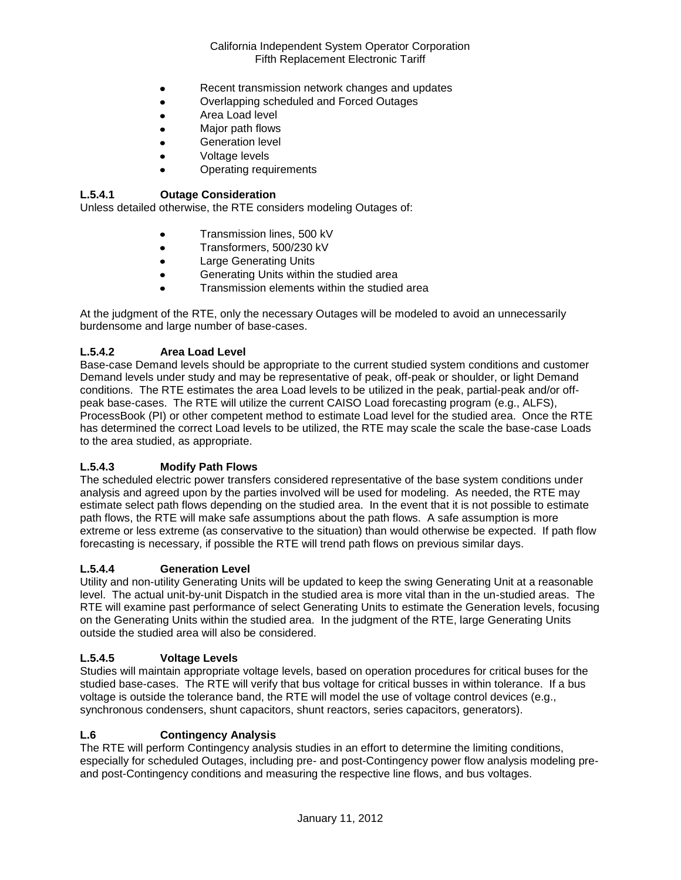- Recent transmission network changes and updates
- Overlapping scheduled and Forced Outages
- Area Load level
- Major path flows
- Generation level
- Voltage levels
- Operating requirements

**L.5.4.1 Outage Consideration**

Unless detailed otherwise, the RTE considers modeling Outages of:

- Transmission lines, 500 kV
- Transformers, 500/230 kV
- Large Generating Units
- Generating Units within the studied area
- Transmission elements within the studied area

At the judgment of the RTE, only the necessary Outages will be modeled to avoid an unnecessarily burdensome and large number of base-cases.

**L.5.4.2 Area Load Level**

Base-case Demand levels should be appropriate to the current studied system conditions and customer Demand levels under study and may be representative of peak, off-peak or shoulder, or light Demand conditions. The RTE estimates the area Load levels to be utilized in the peak, partial-peak and/or off-peak base-cases. The RTE will utilize the current CAISO Load forecasting program (e.g., ALFS), ProcessBook (PI) or other competent method to estimate Load level for the studied area. Once the RTE has determined the correct Load levels to be utilized, the RTE may scale the scale the base-case Loads to the area studied, as appropriate.

**L.5.4.3 Modify Path Flows**

The scheduled electric power transfers considered representative of the base system conditions under analysis and agreed upon by the parties involved will be used for modeling. As needed, the RTE may estimate select path flows depending on the studied area. In the event that it is not possible to estimate path flows, the RTE will make safe assumptions about the path flows. A safe assumption is more extreme or less extreme (as conservative to the situation) than would otherwise be expected. If path flow forecasting is necessary, if possible the RTE will trend path flows on previous similar days.

**L.5.4.4 Generation Level**

Utility and non-utility Generating Units will be updated to keep the swing Generating Unit at a reasonable level. The actual unit-by-unit Dispatch in the studied area is more vital than in the un-studied areas. The RTE will examine past performance of select Generating Units to estimate the Generation levels, focusing on the Generating Units within the studied area. In the judgment of the RTE, large Generating Units outside the studied area will also be considered.

**L.5.4.5 Voltage Levels**

Studies will maintain appropriate voltage levels, based on operation procedures for critical buses for the studied base-cases. The RTE will verify that bus voltage for critical busses in within tolerance. If a bus voltage is outside the tolerance band, the RTE will model the use of voltage control devices (e.g., synchronous condensers, shunt capacitors, shunt reactors, series capacitors, generators).

**L.6 Contingency Analysis**

The RTE will perform Contingency analysis studies in an effort to determine the limiting conditions, especially for scheduled Outages, including pre- and post-Contingency power flow analysis modeling pre- and post-Contingency conditions and measuring the respective line flows, and bus voltages.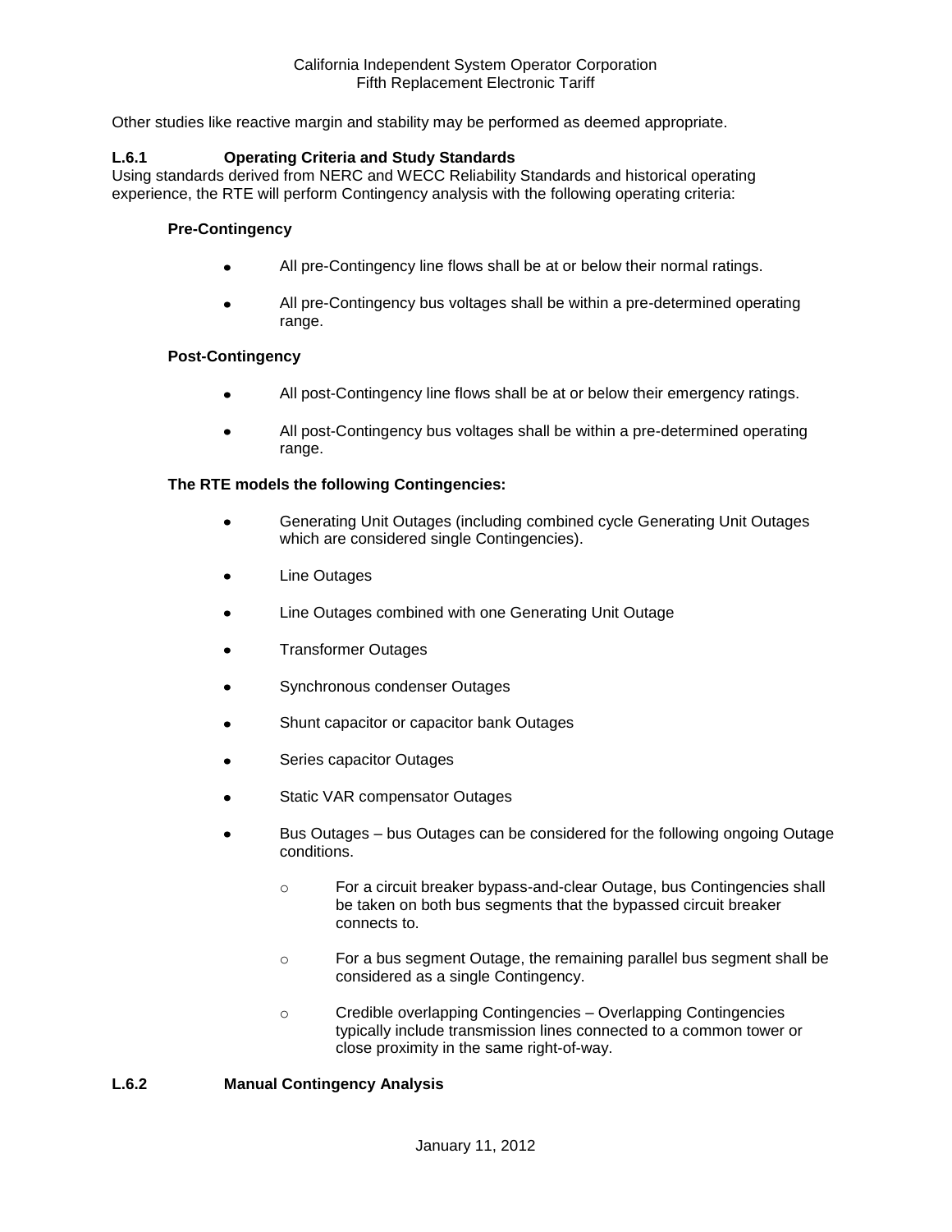Other studies like reactive margin and stability may be performed as deemed appropriate.

### L.6.1 Operating Criteria and Study Standards

Using standards derived from NERC and WECC Reliability Standards and historical operating experience, the RTE will perform Contingency analysis with the following operating criteria:

**Pre-Contingency**

- All pre-Contingency line flows shall be at or below their normal ratings.
- All pre-Contingency bus voltages shall be within a pre-determined operating range.

**Post-Contingency**

- All post-Contingency line flows shall be at or below their emergency ratings.
- All post-Contingency bus voltages shall be within a pre-determined operating range.

**The RTE models the following Contingencies:**

- Generating Unit Outages (including combined cycle Generating Unit Outages which are considered single Contingencies).
- Line Outages
- Line Outages combined with one Generating Unit Outage
- Transformer Outages
- Synchronous condenser Outages
- Shunt capacitor or capacitor bank Outages
- Series capacitor Outages
- Static VAR compensator Outages
- Bus Outages – bus Outages can be considered for the following ongoing Outage conditions.
  - For a circuit breaker bypass-and-clear Outage, bus Contingencies shall be taken on both bus segments that the bypassed circuit breaker connects to.
  - For a bus segment Outage, the remaining parallel bus segment shall be considered as a single Contingency.
  - Credible overlapping Contingencies – Overlapping Contingencies typically include transmission lines connected to a common tower or close proximity in the same right-of-way.

### L.6.2 Manual Contingency Analysis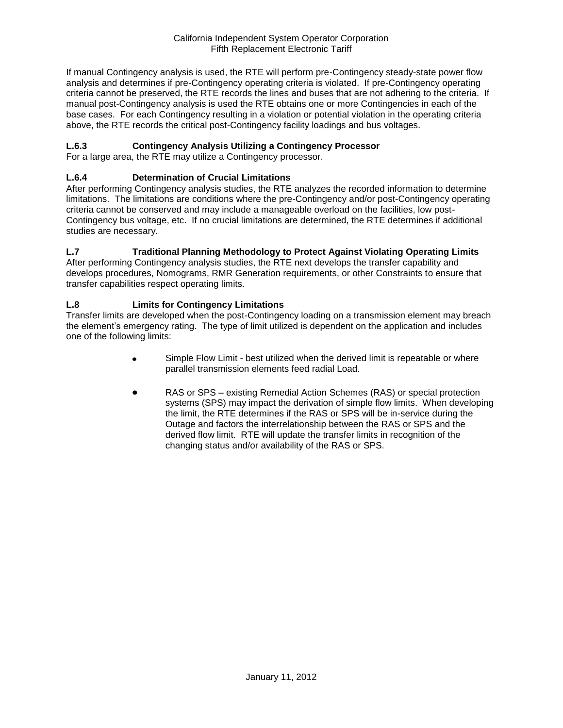If manual Contingency analysis is used, the RTE will perform pre-Contingency steady-state power flow analysis and determines if pre-Contingency operating criteria is violated. If pre-Contingency operating criteria cannot be preserved, the RTE records the lines and buses that are not adhering to the criteria. If manual post-Contingency analysis is used the RTE obtains one or more Contingencies in each of the base cases. For each Contingency resulting in a violation or potential violation in the operating criteria above, the RTE records the critical post-Contingency facility loadings and bus voltages.

### L.6.3 Contingency Analysis Utilizing a Contingency Processor

For a large area, the RTE may utilize a Contingency processor.

### L.6.4 Determination of Crucial Limitations

After performing Contingency analysis studies, the RTE analyzes the recorded information to determine limitations. The limitations are conditions where the pre-Contingency and/or post-Contingency operating criteria cannot be conserved and may include a manageable overload on the facilities, low post-Contingency bus voltage, etc. If no crucial limitations are determined, the RTE determines if additional studies are necessary.

## L.7 Traditional Planning Methodology to Protect Against Violating Operating Limits

After performing Contingency analysis studies, the RTE next develops the transfer capability and develops procedures, Nomograms, RMR Generation requirements, or other Constraints to ensure that transfer capabilities respect operating limits.

## L.8 Limits for Contingency Limitations

Transfer limits are developed when the post-Contingency loading on a transmission element may breach the element's emergency rating. The type of limit utilized is dependent on the application and includes one of the following limits:

- Simple Flow Limit - best utilized when the derived limit is repeatable or where parallel transmission elements feed radial Load.
- RAS or SPS – existing Remedial Action Schemes (RAS) or special protection systems (SPS) may impact the derivation of simple flow limits. When developing the limit, the RTE determines if the RAS or SPS will be in-service during the Outage and factors the interrelationship between the RAS or SPS and the derived flow limit. RTE will update the transfer limits in recognition of the changing status and/or availability of the RAS or SPS.